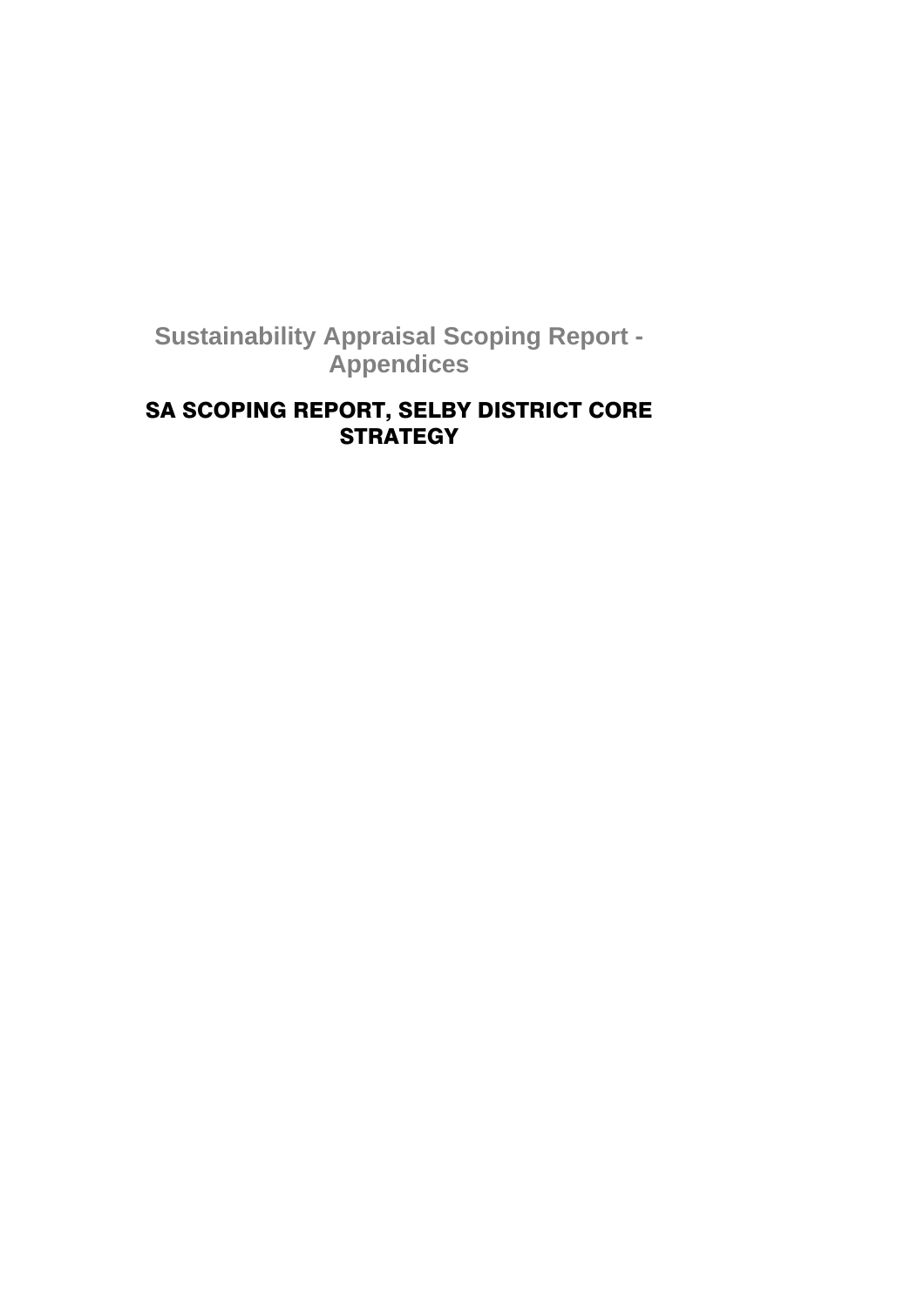# Sustainability Appraisal Scoping Report - Appendices

## SA SCOPING REPORT, SELBY DISTRICT CORE STRATEGY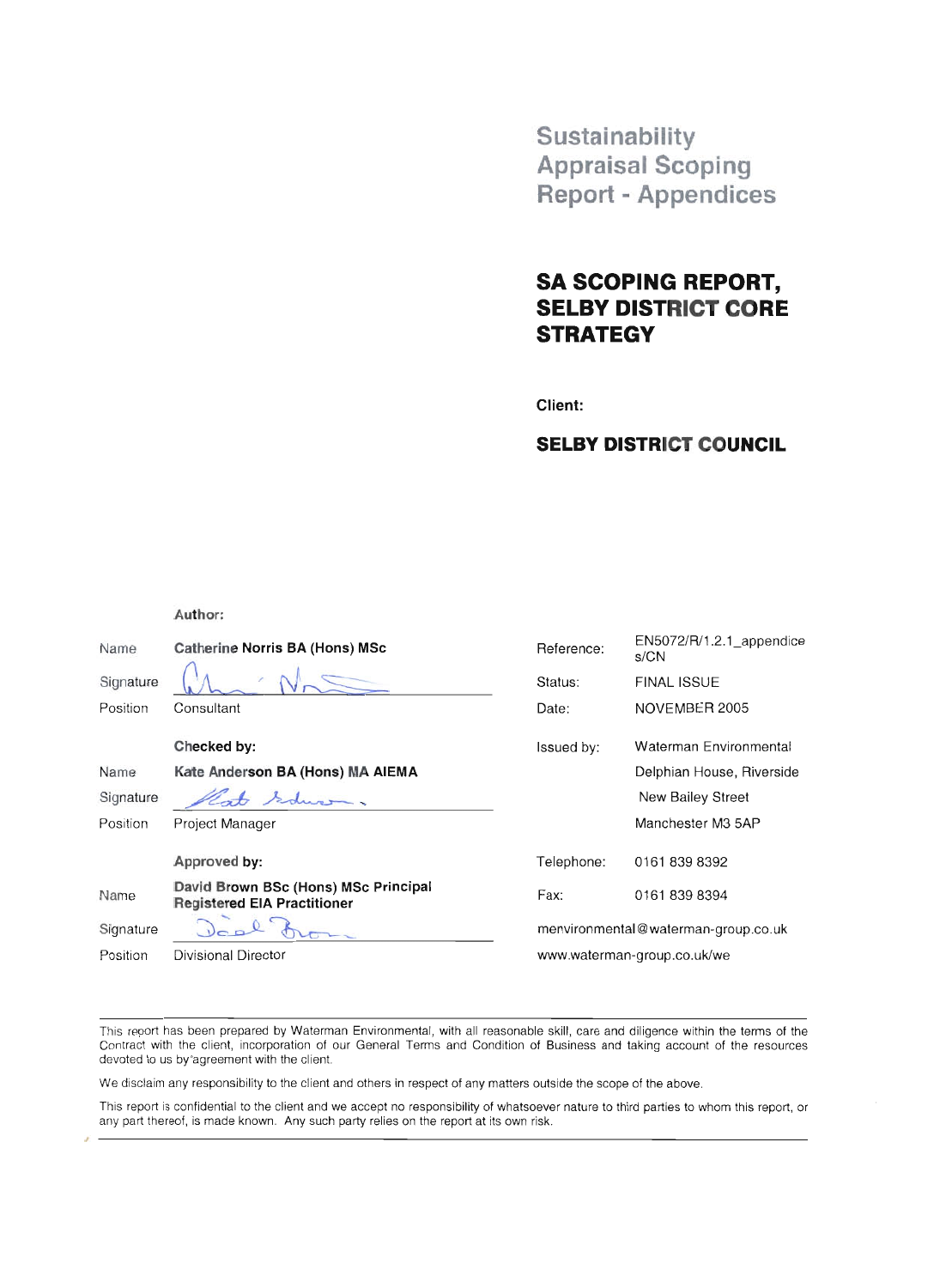# Sustainability Appraisal Scoping Report - Appendices

## SA SCOPING REPORT, SELBY DISTRICT CORE STRATEGY

**Client:**

**SELBY DISTRICT COUNCIL**

| | **Author:** | | |
|---|---|---|---|
| Name | **Catherine Norris BA (Hons) MSc** | Reference: | EN5072/R/1.2.1_appendices/CN |
| Signature | | Status: | FINAL ISSUE |
| Position | Consultant | Date: | NOVEMBER 2005 |
| | **Checked by:** | Issued by: | Waterman Environmental |
| Name | **Kate Anderson BA (Hons) MA AIEMA** | | Delphian House, Riverside |
| Signature | | | New Bailey Street |
| Position | Project Manager | | Manchester M3 5AP |
| | **Approved by:** | Telephone: | 0161 839 8392 |
| Name | **David Brown BSc (Hons) MSc Principal Registered EIA Practitioner** | Fax: | 0161 839 8394 |
| Signature | | menvironmental@waterman-group.co.uk | |
| Position | Divisional Director | www.waterman-group.co.uk/we | |

This report has been prepared by Waterman Environmental, with all reasonable skill, care and diligence within the terms of the Contract with the client, incorporation of our General Terms and Condition of Business and taking account of the resources devoted to us by agreement with the client.

We disclaim any responsibility to the client and others in respect of any matters outside the scope of the above.

This report is confidential to the client and we accept no responsibility of whatsoever nature to third parties to whom this report, or any part thereof, is made known. Any such party relies on the report at its own risk.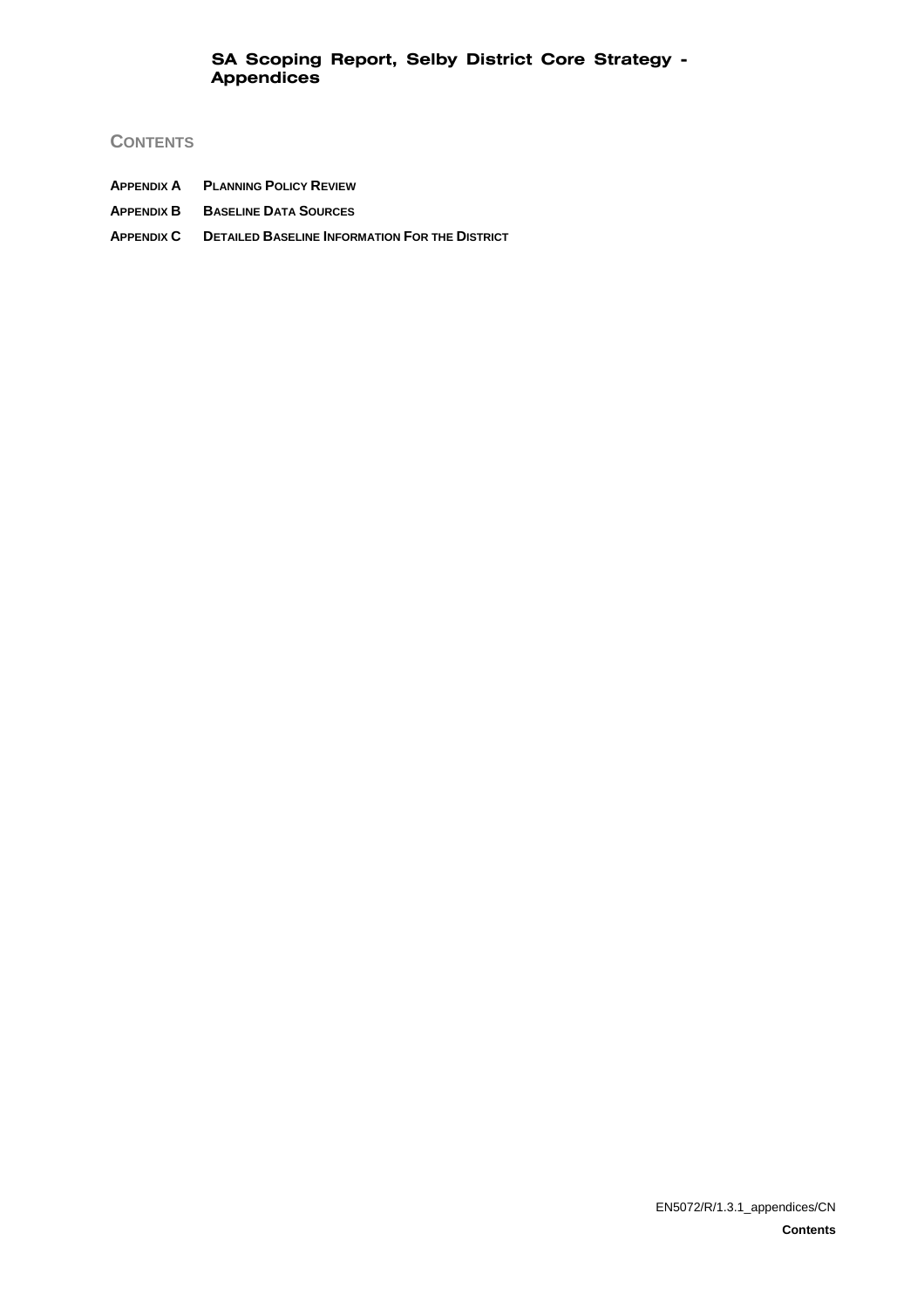## CONTENTS

**APPENDIX A** **PLANNING POLICY REVIEW**

**APPENDIX B** **BASELINE DATA SOURCES**

**APPENDIX C** **DETAILED BASELINE INFORMATION FOR THE DISTRICT**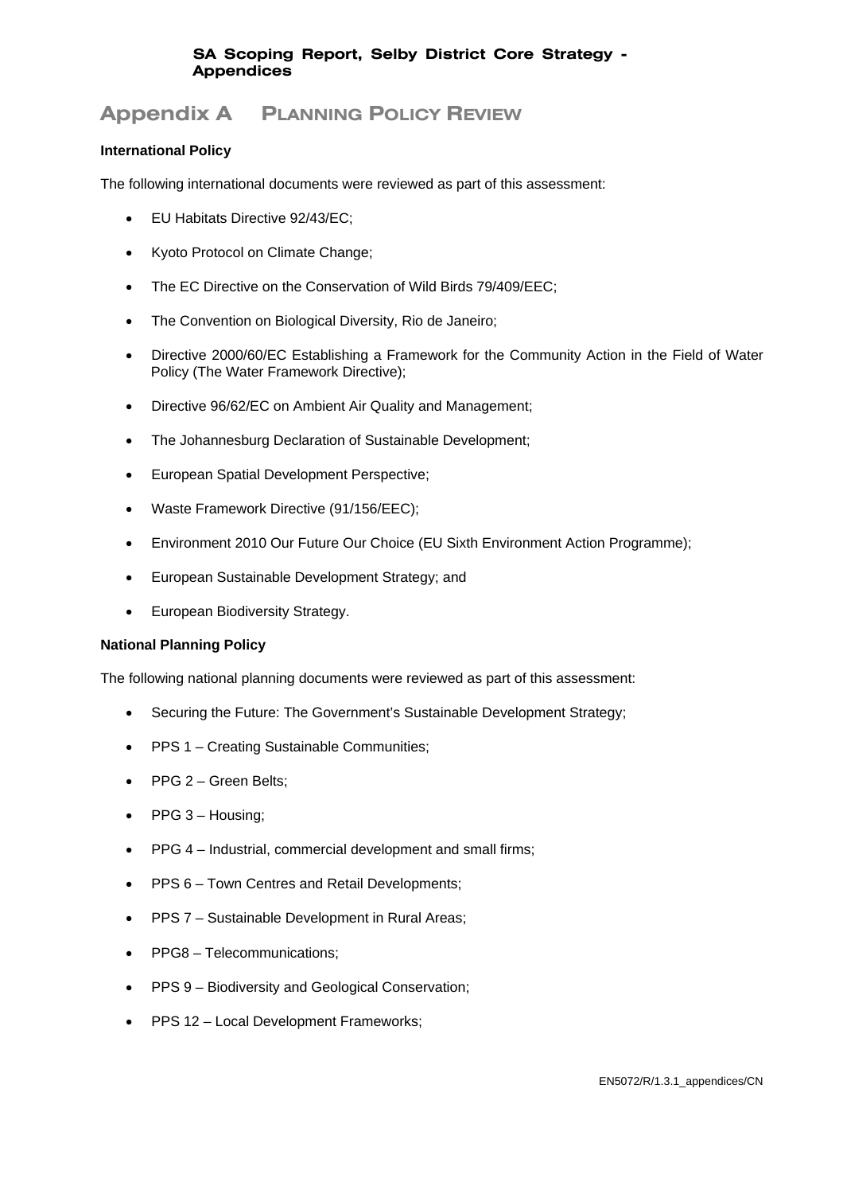# Appendix A PLANNING POLICY REVIEW

**International Policy**

The following international documents were reviewed as part of this assessment:

- EU Habitats Directive 92/43/EC;
- Kyoto Protocol on Climate Change;
- The EC Directive on the Conservation of Wild Birds 79/409/EEC;
- The Convention on Biological Diversity, Rio de Janeiro;
- Directive 2000/60/EC Establishing a Framework for the Community Action in the Field of Water Policy (The Water Framework Directive);
- Directive 96/62/EC on Ambient Air Quality and Management;
- The Johannesburg Declaration of Sustainable Development;
- European Spatial Development Perspective;
- Waste Framework Directive (91/156/EEC);
- Environment 2010 Our Future Our Choice (EU Sixth Environment Action Programme);
- European Sustainable Development Strategy; and
- European Biodiversity Strategy.

**National Planning Policy**

The following national planning documents were reviewed as part of this assessment:

- Securing the Future: The Government's Sustainable Development Strategy;
- PPS 1 – Creating Sustainable Communities;
- PPG 2 – Green Belts;
- PPG 3 – Housing;
- PPG 4 – Industrial, commercial development and small firms;
- PPS 6 – Town Centres and Retail Developments;
- PPS 7 – Sustainable Development in Rural Areas;
- PPG8 – Telecommunications;
- PPS 9 – Biodiversity and Geological Conservation;
- PPS 12 – Local Development Frameworks;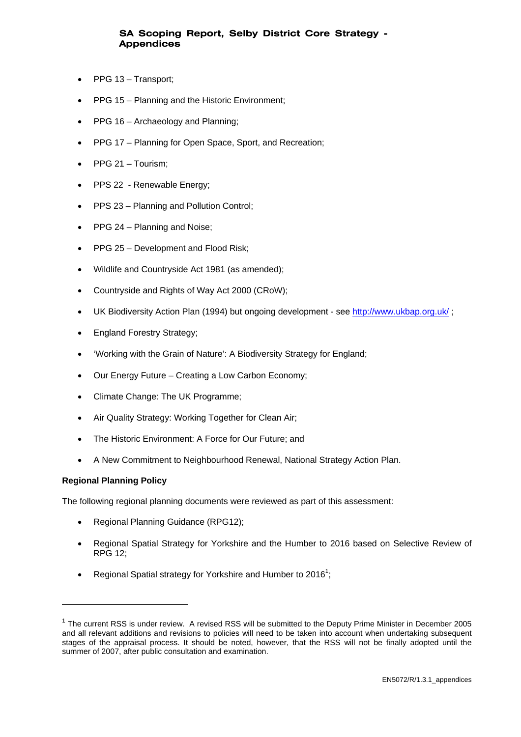- PPG 13 – Transport;
- PPG 15 – Planning and the Historic Environment;
- PPG 16 – Archaeology and Planning;
- PPG 17 – Planning for Open Space, Sport, and Recreation;
- PPG 21 – Tourism;
- PPS 22 - Renewable Energy;
- PPS 23 – Planning and Pollution Control;
- PPG 24 – Planning and Noise;
- PPG 25 – Development and Flood Risk;
- Wildlife and Countryside Act 1981 (as amended);
- Countryside and Rights of Way Act 2000 (CRoW);
- UK Biodiversity Action Plan (1994) but ongoing development - see http://www.ukbap.org.uk/ ;
- England Forestry Strategy;
- 'Working with the Grain of Nature': A Biodiversity Strategy for England;
- Our Energy Future – Creating a Low Carbon Economy;
- Climate Change: The UK Programme;
- Air Quality Strategy: Working Together for Clean Air;
- The Historic Environment: A Force for Our Future; and
- A New Commitment to Neighbourhood Renewal, National Strategy Action Plan.

**Regional Planning Policy**

The following regional planning documents were reviewed as part of this assessment:

- Regional Planning Guidance (RPG12);
- Regional Spatial Strategy for Yorkshire and the Humber to 2016 based on Selective Review of RPG 12;
- Regional Spatial strategy for Yorkshire and Humber to 2016[1];

[1] The current RSS is under review. A revised RSS will be submitted to the Deputy Prime Minister in December 2005 and all relevant additions and revisions to policies will need to be taken into account when undertaking subsequent stages of the appraisal process. It should be noted, however, that the RSS will not be finally adopted until the summer of 2007, after public consultation and examination.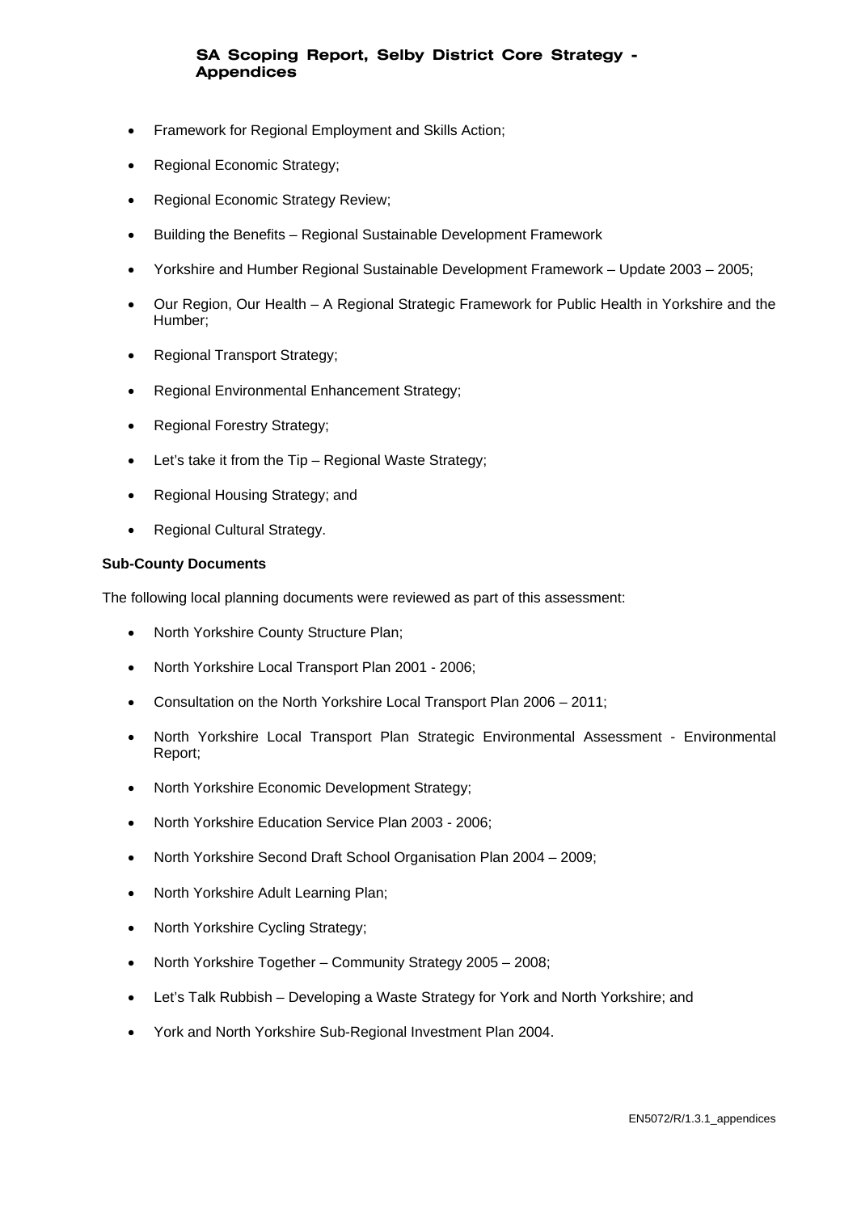- Framework for Regional Employment and Skills Action;
- Regional Economic Strategy;
- Regional Economic Strategy Review;
- Building the Benefits – Regional Sustainable Development Framework
- Yorkshire and Humber Regional Sustainable Development Framework – Update 2003 – 2005;
- Our Region, Our Health – A Regional Strategic Framework for Public Health in Yorkshire and the Humber;
- Regional Transport Strategy;
- Regional Environmental Enhancement Strategy;
- Regional Forestry Strategy;
- Let's take it from the Tip – Regional Waste Strategy;
- Regional Housing Strategy; and
- Regional Cultural Strategy.

**Sub-County Documents**

The following local planning documents were reviewed as part of this assessment:

- North Yorkshire County Structure Plan;
- North Yorkshire Local Transport Plan 2001 - 2006;
- Consultation on the North Yorkshire Local Transport Plan 2006 – 2011;
- North Yorkshire Local Transport Plan Strategic Environmental Assessment - Environmental Report;
- North Yorkshire Economic Development Strategy;
- North Yorkshire Education Service Plan 2003 - 2006;
- North Yorkshire Second Draft School Organisation Plan 2004 – 2009;
- North Yorkshire Adult Learning Plan;
- North Yorkshire Cycling Strategy;
- North Yorkshire Together – Community Strategy 2005 – 2008;
- Let's Talk Rubbish – Developing a Waste Strategy for York and North Yorkshire; and
- York and North Yorkshire Sub-Regional Investment Plan 2004.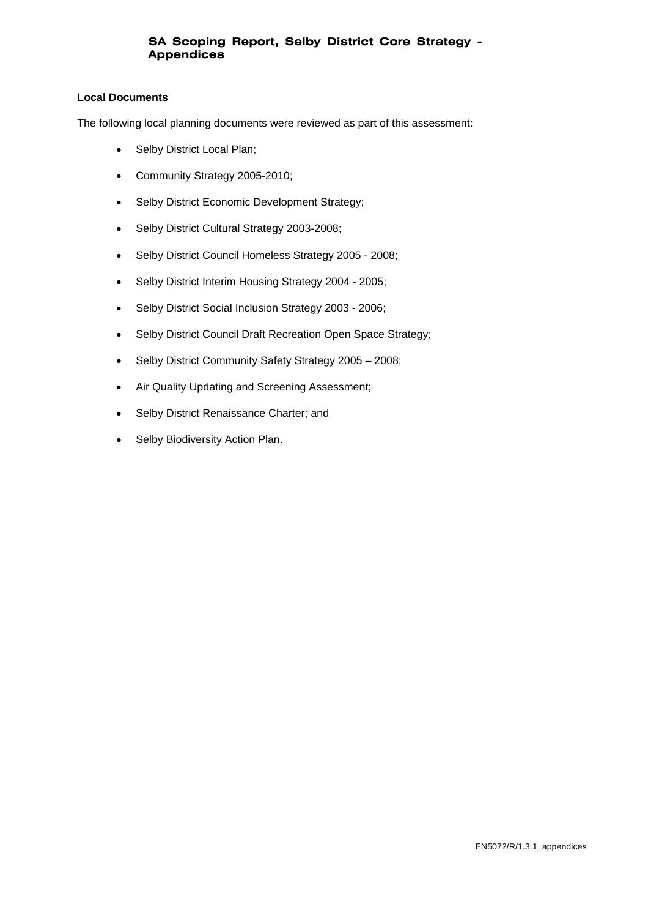**Local Documents**

The following local planning documents were reviewed as part of this assessment:

- Selby District Local Plan;
- Community Strategy 2005-2010;
- Selby District Economic Development Strategy;
- Selby District Cultural Strategy 2003-2008;
- Selby District Council Homeless Strategy 2005 - 2008;
- Selby District Interim Housing Strategy 2004 - 2005;
- Selby District Social Inclusion Strategy 2003 - 2006;
- Selby District Council Draft Recreation Open Space Strategy;
- Selby District Community Safety Strategy 2005 – 2008;
- Air Quality Updating and Screening Assessment;
- Selby District Renaissance Charter; and
- Selby Biodiversity Action Plan.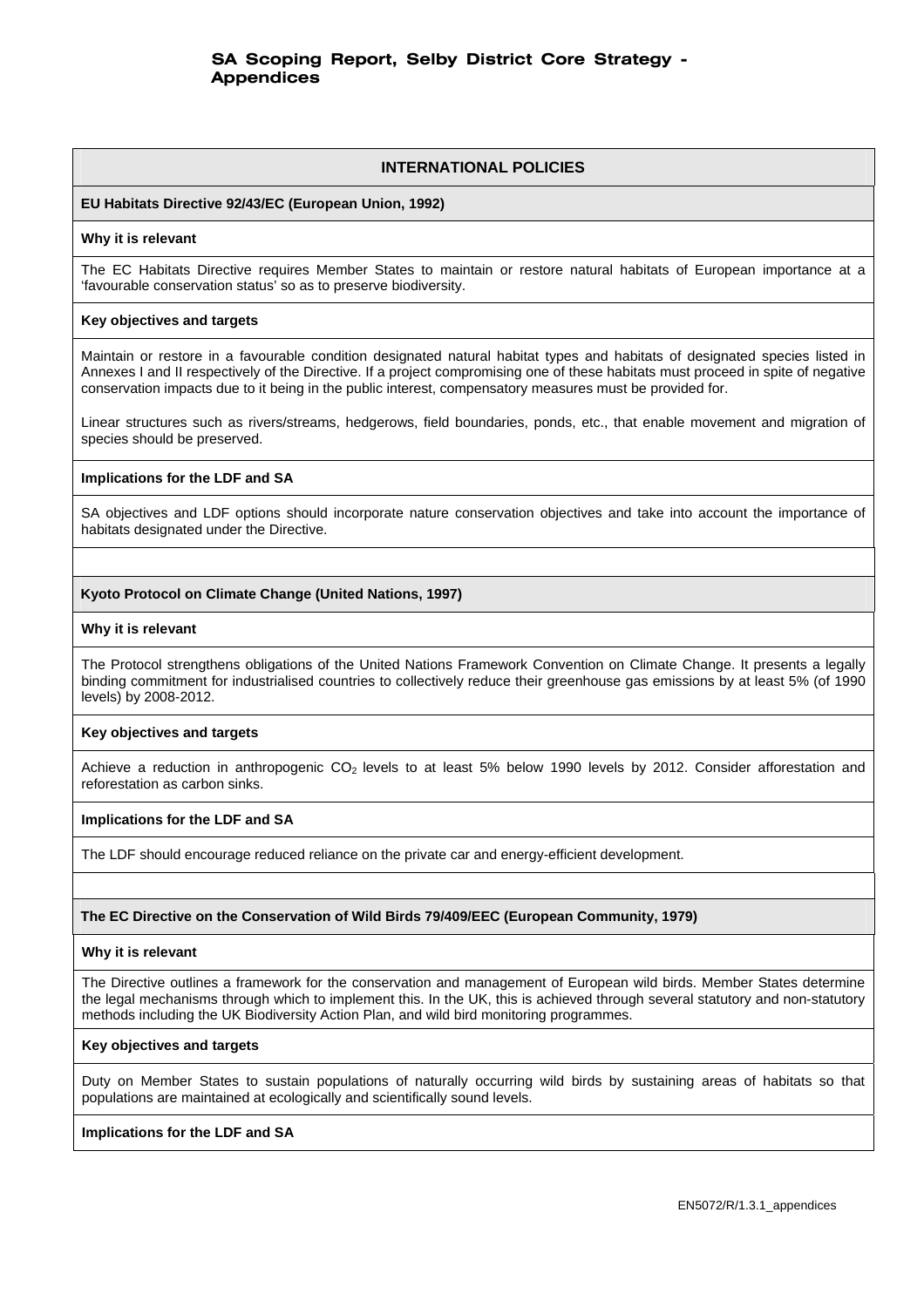## INTERNATIONAL POLICIES

### EU Habitats Directive 92/43/EC (European Union, 1992)

**Why it is relevant**

The EC Habitats Directive requires Member States to maintain or restore natural habitats of European importance at a 'favourable conservation status' so as to preserve biodiversity.

**Key objectives and targets**

Maintain or restore in a favourable condition designated natural habitat types and habitats of designated species listed in Annexes I and II respectively of the Directive. If a project compromising one of these habitats must proceed in spite of negative conservation impacts due to it being in the public interest, compensatory measures must be provided for.

Linear structures such as rivers/streams, hedgerows, field boundaries, ponds, etc., that enable movement and migration of species should be preserved.

**Implications for the LDF and SA**

SA objectives and LDF options should incorporate nature conservation objectives and take into account the importance of habitats designated under the Directive.

### Kyoto Protocol on Climate Change (United Nations, 1997)

**Why it is relevant**

The Protocol strengthens obligations of the United Nations Framework Convention on Climate Change. It presents a legally binding commitment for industrialised countries to collectively reduce their greenhouse gas emissions by at least 5% (of 1990 levels) by 2008-2012.

**Key objectives and targets**

Achieve a reduction in anthropogenic $CO_2$ levels to at least 5% below 1990 levels by 2012. Consider afforestation and reforestation as carbon sinks.

**Implications for the LDF and SA**

The LDF should encourage reduced reliance on the private car and energy-efficient development.

### The EC Directive on the Conservation of Wild Birds 79/409/EEC (European Community, 1979)

**Why it is relevant**

The Directive outlines a framework for the conservation and management of European wild birds. Member States determine the legal mechanisms through which to implement this. In the UK, this is achieved through several statutory and non-statutory methods including the UK Biodiversity Action Plan, and wild bird monitoring programmes.

**Key objectives and targets**

Duty on Member States to sustain populations of naturally occurring wild birds by sustaining areas of habitats so that populations are maintained at ecologically and scientifically sound levels.

**Implications for the LDF and SA**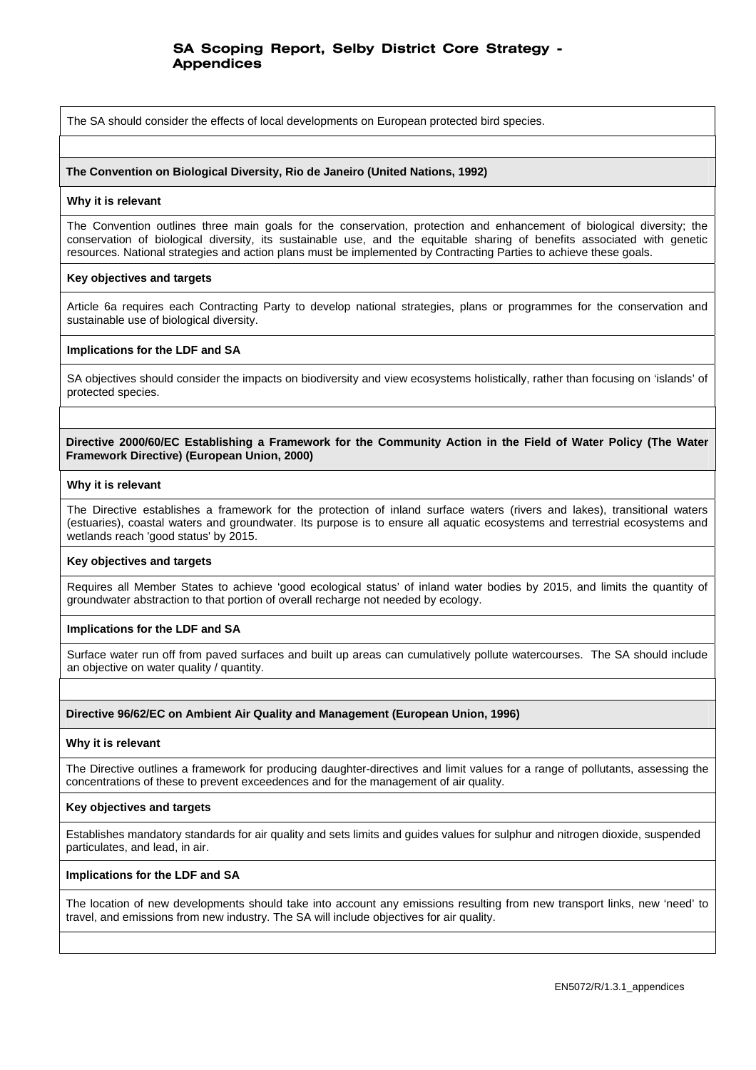The SA should consider the effects of local developments on European protected bird species.

**The Convention on Biological Diversity, Rio de Janeiro (United Nations, 1992)**

**Why it is relevant**

The Convention outlines three main goals for the conservation, protection and enhancement of biological diversity; the conservation of biological diversity, its sustainable use, and the equitable sharing of benefits associated with genetic resources. National strategies and action plans must be implemented by Contracting Parties to achieve these goals.

**Key objectives and targets**

Article 6a requires each Contracting Party to develop national strategies, plans or programmes for the conservation and sustainable use of biological diversity.

**Implications for the LDF and SA**

SA objectives should consider the impacts on biodiversity and view ecosystems holistically, rather than focusing on 'islands' of protected species.

**Directive 2000/60/EC Establishing a Framework for the Community Action in the Field of Water Policy (The Water Framework Directive) (European Union, 2000)**

**Why it is relevant**

The Directive establishes a framework for the protection of inland surface waters (rivers and lakes), transitional waters (estuaries), coastal waters and groundwater. Its purpose is to ensure all aquatic ecosystems and terrestrial ecosystems and wetlands reach 'good status' by 2015.

**Key objectives and targets**

Requires all Member States to achieve 'good ecological status' of inland water bodies by 2015, and limits the quantity of groundwater abstraction to that portion of overall recharge not needed by ecology.

**Implications for the LDF and SA**

Surface water run off from paved surfaces and built up areas can cumulatively pollute watercourses. The SA should include an objective on water quality / quantity.

**Directive 96/62/EC on Ambient Air Quality and Management (European Union, 1996)**

**Why it is relevant**

The Directive outlines a framework for producing daughter-directives and limit values for a range of pollutants, assessing the concentrations of these to prevent exceedences and for the management of air quality.

**Key objectives and targets**

Establishes mandatory standards for air quality and sets limits and guides values for sulphur and nitrogen dioxide, suspended particulates, and lead, in air.

**Implications for the LDF and SA**

The location of new developments should take into account any emissions resulting from new transport links, new 'need' to travel, and emissions from new industry. The SA will include objectives for air quality.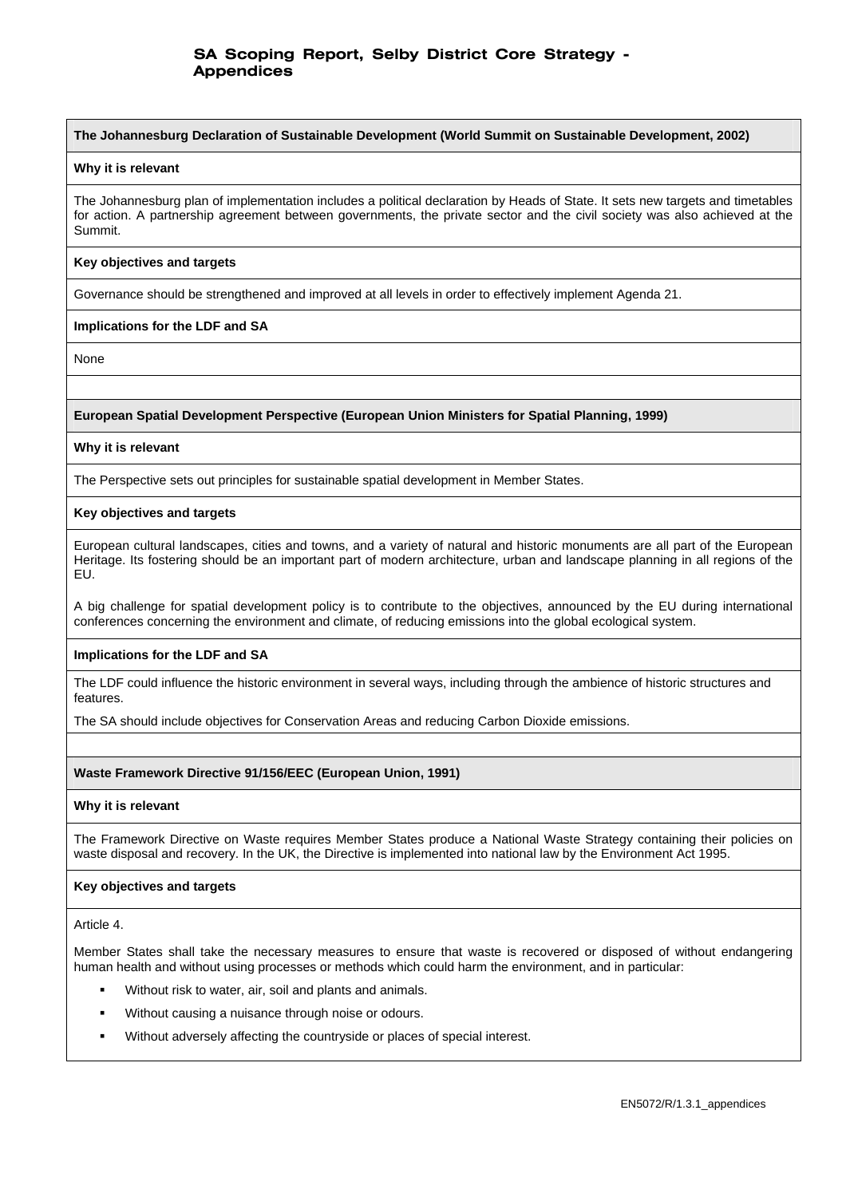**The Johannesburg Declaration of Sustainable Development (World Summit on Sustainable Development, 2002)**

**Why it is relevant**

The Johannesburg plan of implementation includes a political declaration by Heads of State. It sets new targets and timetables for action. A partnership agreement between governments, the private sector and the civil society was also achieved at the Summit.

**Key objectives and targets**

Governance should be strengthened and improved at all levels in order to effectively implement Agenda 21.

**Implications for the LDF and SA**

None

**European Spatial Development Perspective (European Union Ministers for Spatial Planning, 1999)**

**Why it is relevant**

The Perspective sets out principles for sustainable spatial development in Member States.

**Key objectives and targets**

European cultural landscapes, cities and towns, and a variety of natural and historic monuments are all part of the European Heritage. Its fostering should be an important part of modern architecture, urban and landscape planning in all regions of the EU.

A big challenge for spatial development policy is to contribute to the objectives, announced by the EU during international conferences concerning the environment and climate, of reducing emissions into the global ecological system.

**Implications for the LDF and SA**

The LDF could influence the historic environment in several ways, including through the ambience of historic structures and features.

The SA should include objectives for Conservation Areas and reducing Carbon Dioxide emissions.

**Waste Framework Directive 91/156/EEC (European Union, 1991)**

**Why it is relevant**

The Framework Directive on Waste requires Member States produce a National Waste Strategy containing their policies on waste disposal and recovery. In the UK, the Directive is implemented into national law by the Environment Act 1995.

**Key objectives and targets**

Article 4.

Member States shall take the necessary measures to ensure that waste is recovered or disposed of without endangering human health and without using processes or methods which could harm the environment, and in particular:

- Without risk to water, air, soil and plants and animals.
- Without causing a nuisance through noise or odours.
- Without adversely affecting the countryside or places of special interest.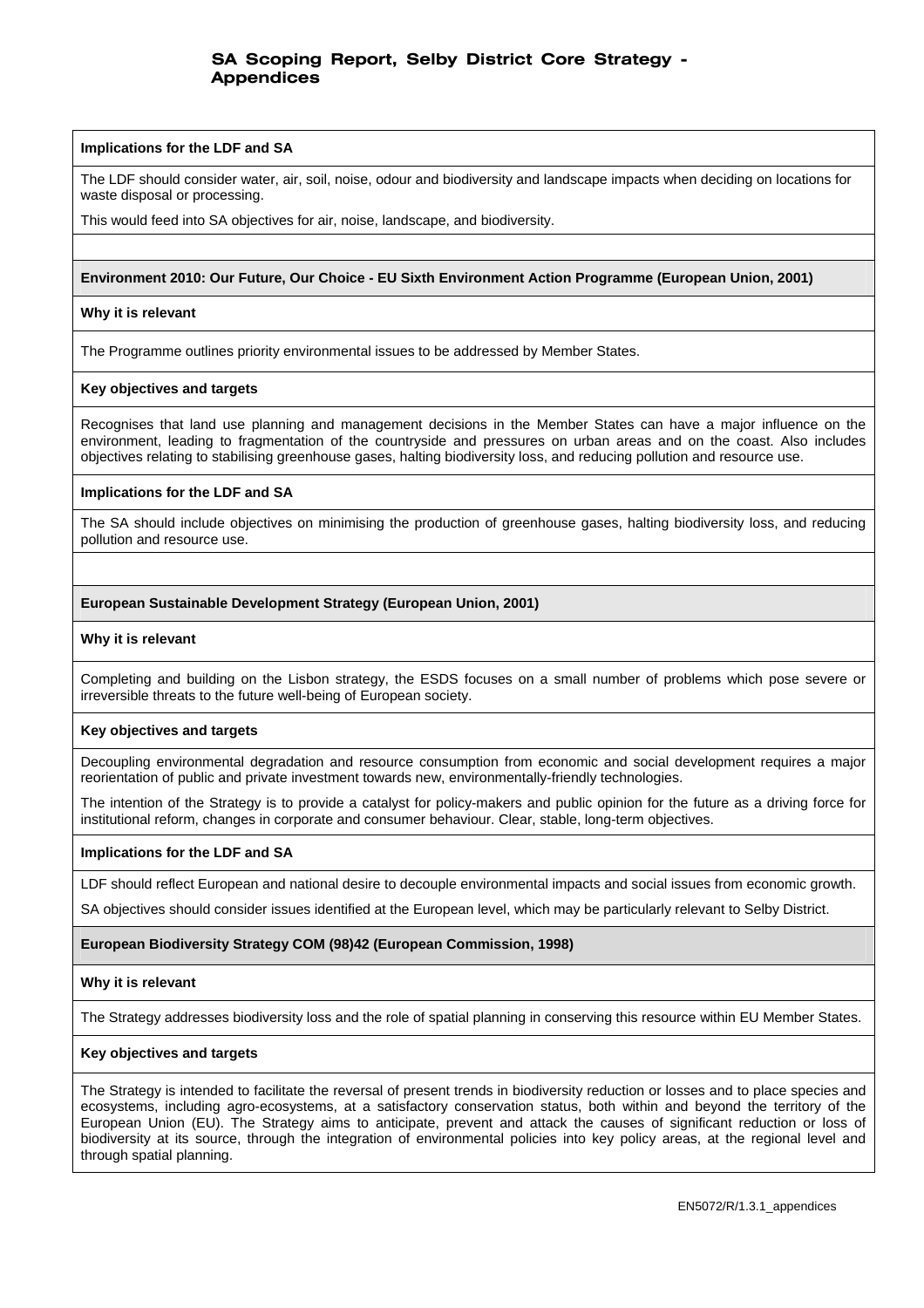**Implications for the LDF and SA**

The LDF should consider water, air, soil, noise, odour and biodiversity and landscape impacts when deciding on locations for waste disposal or processing.

This would feed into SA objectives for air, noise, landscape, and biodiversity.

**Environment 2010: Our Future, Our Choice - EU Sixth Environment Action Programme (European Union, 2001)**

**Why it is relevant**

The Programme outlines priority environmental issues to be addressed by Member States.

**Key objectives and targets**

Recognises that land use planning and management decisions in the Member States can have a major influence on the environment, leading to fragmentation of the countryside and pressures on urban areas and on the coast. Also includes objectives relating to stabilising greenhouse gases, halting biodiversity loss, and reducing pollution and resource use.

**Implications for the LDF and SA**

The SA should include objectives on minimising the production of greenhouse gases, halting biodiversity loss, and reducing pollution and resource use.

**European Sustainable Development Strategy (European Union, 2001)**

**Why it is relevant**

Completing and building on the Lisbon strategy, the ESDS focuses on a small number of problems which pose severe or irreversible threats to the future well-being of European society.

**Key objectives and targets**

Decoupling environmental degradation and resource consumption from economic and social development requires a major reorientation of public and private investment towards new, environmentally-friendly technologies.

The intention of the Strategy is to provide a catalyst for policy-makers and public opinion for the future as a driving force for institutional reform, changes in corporate and consumer behaviour. Clear, stable, long-term objectives.

**Implications for the LDF and SA**

LDF should reflect European and national desire to decouple environmental impacts and social issues from economic growth.

SA objectives should consider issues identified at the European level, which may be particularly relevant to Selby District.

**European Biodiversity Strategy COM (98)42 (European Commission, 1998)**

**Why it is relevant**

The Strategy addresses biodiversity loss and the role of spatial planning in conserving this resource within EU Member States.

**Key objectives and targets**

The Strategy is intended to facilitate the reversal of present trends in biodiversity reduction or losses and to place species and ecosystems, including agro-ecosystems, at a satisfactory conservation status, both within and beyond the territory of the European Union (EU). The Strategy aims to anticipate, prevent and attack the causes of significant reduction or loss of biodiversity at its source, through the integration of environmental policies into key policy areas, at the regional level and through spatial planning.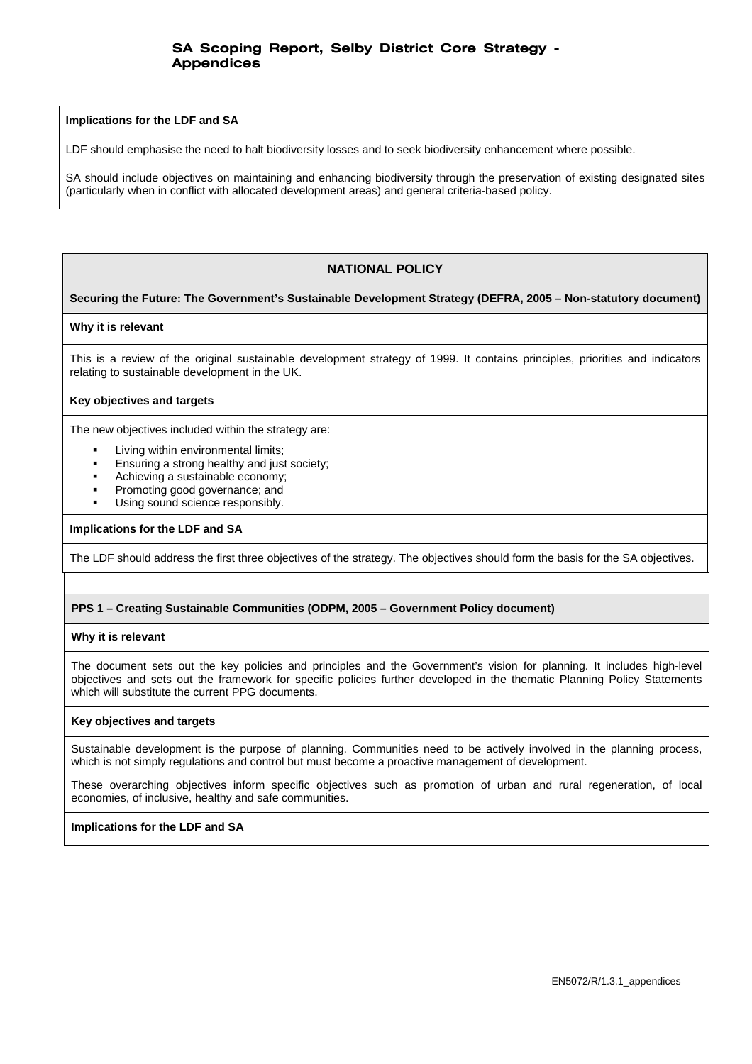**Implications for the LDF and SA**

LDF should emphasise the need to halt biodiversity losses and to seek biodiversity enhancement where possible.

SA should include objectives on maintaining and enhancing biodiversity through the preservation of existing designated sites (particularly when in conflict with allocated development areas) and general criteria-based policy.

## NATIONAL POLICY

**Securing the Future: The Government's Sustainable Development Strategy (DEFRA, 2005 – Non-statutory document)**

**Why it is relevant**

This is a review of the original sustainable development strategy of 1999. It contains principles, priorities and indicators relating to sustainable development in the UK.

**Key objectives and targets**

The new objectives included within the strategy are:

- Living within environmental limits;
- Ensuring a strong healthy and just society;
- Achieving a sustainable economy;
- Promoting good governance; and
- Using sound science responsibly.

**Implications for the LDF and SA**

The LDF should address the first three objectives of the strategy. The objectives should form the basis for the SA objectives.

**PPS 1 – Creating Sustainable Communities (ODPM, 2005 – Government Policy document)**

**Why it is relevant**

The document sets out the key policies and principles and the Government's vision for planning. It includes high-level objectives and sets out the framework for specific policies further developed in the thematic Planning Policy Statements which will substitute the current PPG documents.

**Key objectives and targets**

Sustainable development is the purpose of planning. Communities need to be actively involved in the planning process, which is not simply regulations and control but must become a proactive management of development.

These overarching objectives inform specific objectives such as promotion of urban and rural regeneration, of local economies, of inclusive, healthy and safe communities.

**Implications for the LDF and SA**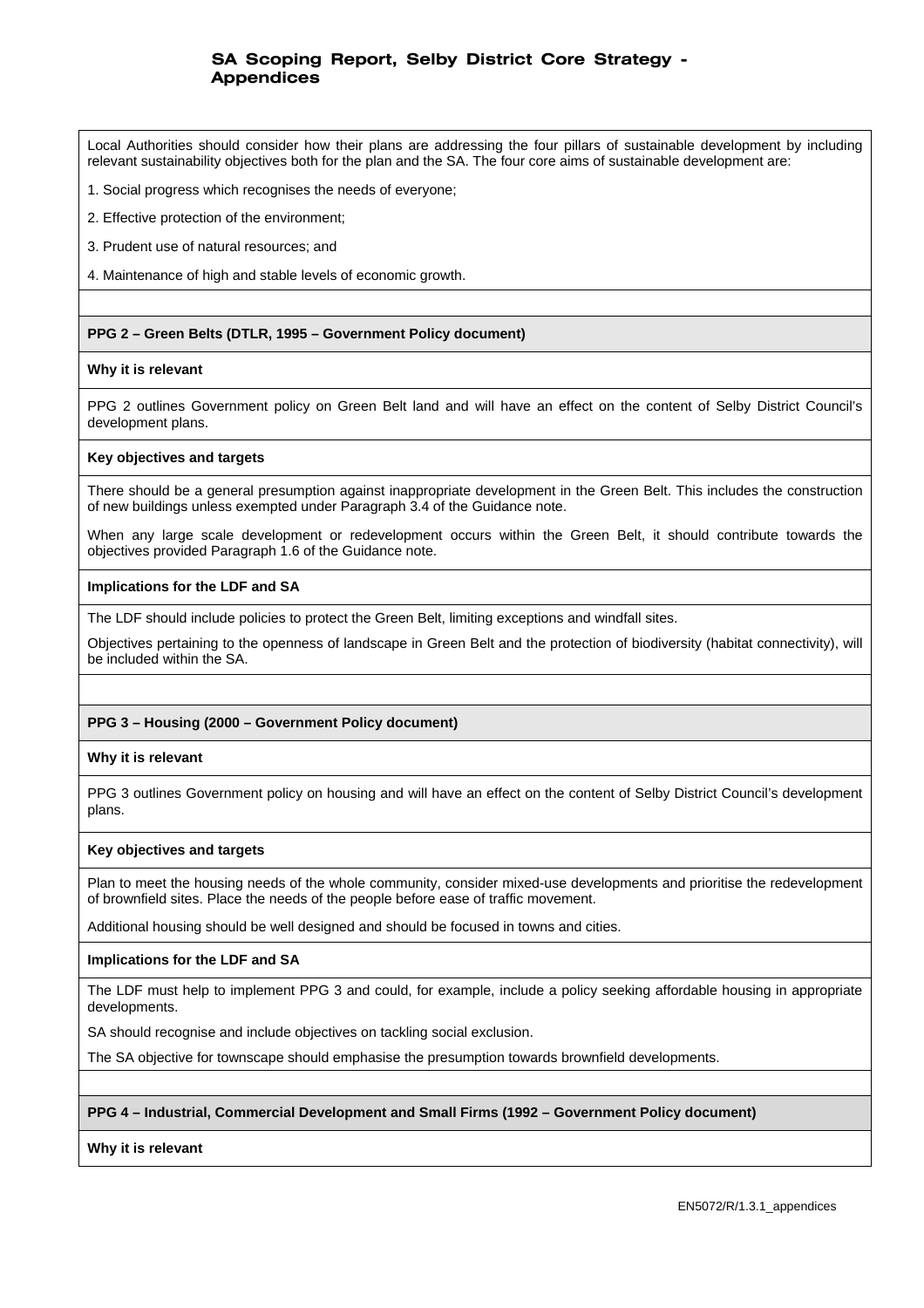Local Authorities should consider how their plans are addressing the four pillars of sustainable development by including relevant sustainability objectives both for the plan and the SA. The four core aims of sustainable development are:

1. Social progress which recognises the needs of everyone;

2. Effective protection of the environment;

3. Prudent use of natural resources; and

4. Maintenance of high and stable levels of economic growth.

**PPG 2 – Green Belts (DTLR, 1995 – Government Policy document)**

**Why it is relevant**

PPG 2 outlines Government policy on Green Belt land and will have an effect on the content of Selby District Council's development plans.

**Key objectives and targets**

There should be a general presumption against inappropriate development in the Green Belt. This includes the construction of new buildings unless exempted under Paragraph 3.4 of the Guidance note.

When any large scale development or redevelopment occurs within the Green Belt, it should contribute towards the objectives provided Paragraph 1.6 of the Guidance note.

**Implications for the LDF and SA**

The LDF should include policies to protect the Green Belt, limiting exceptions and windfall sites.

Objectives pertaining to the openness of landscape in Green Belt and the protection of biodiversity (habitat connectivity), will be included within the SA.

**PPG 3 – Housing (2000 – Government Policy document)**

**Why it is relevant**

PPG 3 outlines Government policy on housing and will have an effect on the content of Selby District Council's development plans.

**Key objectives and targets**

Plan to meet the housing needs of the whole community, consider mixed-use developments and prioritise the redevelopment of brownfield sites. Place the needs of the people before ease of traffic movement.

Additional housing should be well designed and should be focused in towns and cities.

**Implications for the LDF and SA**

The LDF must help to implement PPG 3 and could, for example, include a policy seeking affordable housing in appropriate developments.

SA should recognise and include objectives on tackling social exclusion.

The SA objective for townscape should emphasise the presumption towards brownfield developments.

**PPG 4 – Industrial, Commercial Development and Small Firms (1992 – Government Policy document)**

**Why it is relevant**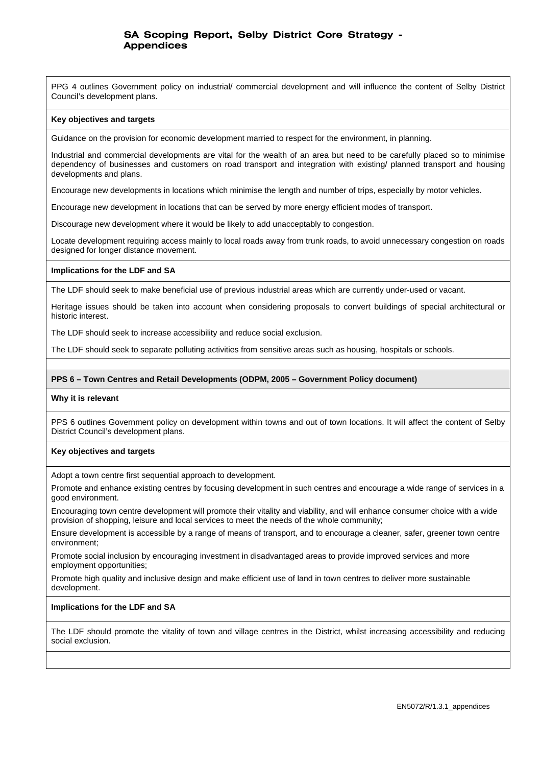PPG 4 outlines Government policy on industrial/ commercial development and will influence the content of Selby District Council's development plans.

**Key objectives and targets**

Guidance on the provision for economic development married to respect for the environment, in planning.

Industrial and commercial developments are vital for the wealth of an area but need to be carefully placed so to minimise dependency of businesses and customers on road transport and integration with existing/ planned transport and housing developments and plans.

Encourage new developments in locations which minimise the length and number of trips, especially by motor vehicles.

Encourage new development in locations that can be served by more energy efficient modes of transport.

Discourage new development where it would be likely to add unacceptably to congestion.

Locate development requiring access mainly to local roads away from trunk roads, to avoid unnecessary congestion on roads designed for longer distance movement.

**Implications for the LDF and SA**

The LDF should seek to make beneficial use of previous industrial areas which are currently under-used or vacant.

Heritage issues should be taken into account when considering proposals to convert buildings of special architectural or historic interest.

The LDF should seek to increase accessibility and reduce social exclusion.

The LDF should seek to separate polluting activities from sensitive areas such as housing, hospitals or schools.

**PPS 6 – Town Centres and Retail Developments (ODPM, 2005 – Government Policy document)**

**Why it is relevant**

PPS 6 outlines Government policy on development within towns and out of town locations. It will affect the content of Selby District Council's development plans.

**Key objectives and targets**

Adopt a town centre first sequential approach to development.

Promote and enhance existing centres by focusing development in such centres and encourage a wide range of services in a good environment.

Encouraging town centre development will promote their vitality and viability, and will enhance consumer choice with a wide provision of shopping, leisure and local services to meet the needs of the whole community;

Ensure development is accessible by a range of means of transport, and to encourage a cleaner, safer, greener town centre environment;

Promote social inclusion by encouraging investment in disadvantaged areas to provide improved services and more employment opportunities;

Promote high quality and inclusive design and make efficient use of land in town centres to deliver more sustainable development.

**Implications for the LDF and SA**

The LDF should promote the vitality of town and village centres in the District, whilst increasing accessibility and reducing social exclusion.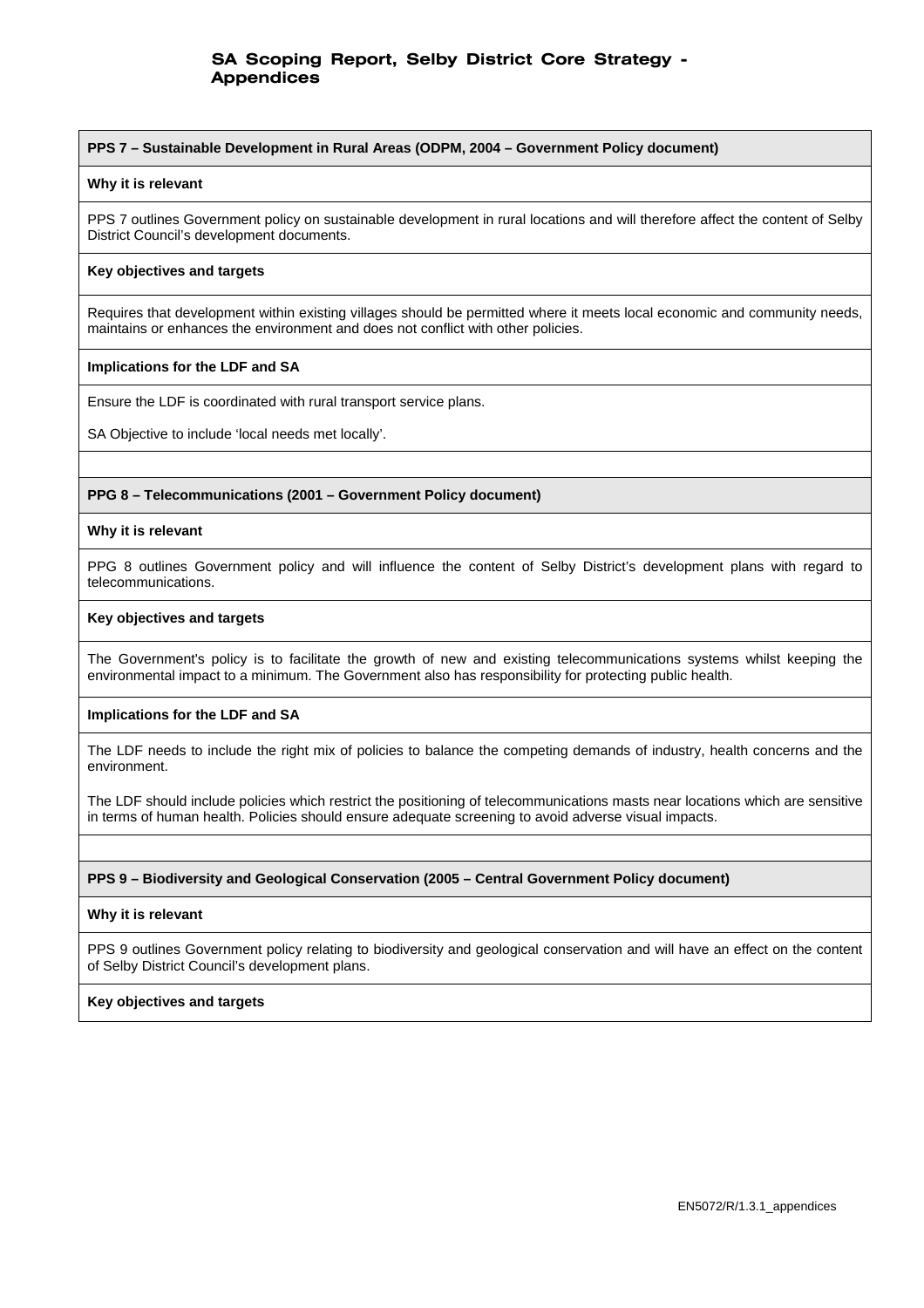**PPS 7 – Sustainable Development in Rural Areas (ODPM, 2004 – Government Policy document)**

**Why it is relevant**

PPS 7 outlines Government policy on sustainable development in rural locations and will therefore affect the content of Selby District Council's development documents.

**Key objectives and targets**

Requires that development within existing villages should be permitted where it meets local economic and community needs, maintains or enhances the environment and does not conflict with other policies.

**Implications for the LDF and SA**

Ensure the LDF is coordinated with rural transport service plans.

SA Objective to include 'local needs met locally'.

**PPG 8 – Telecommunications (2001 – Government Policy document)**

**Why it is relevant**

PPG 8 outlines Government policy and will influence the content of Selby District's development plans with regard to telecommunications.

**Key objectives and targets**

The Government's policy is to facilitate the growth of new and existing telecommunications systems whilst keeping the environmental impact to a minimum. The Government also has responsibility for protecting public health.

**Implications for the LDF and SA**

The LDF needs to include the right mix of policies to balance the competing demands of industry, health concerns and the environment.

The LDF should include policies which restrict the positioning of telecommunications masts near locations which are sensitive in terms of human health. Policies should ensure adequate screening to avoid adverse visual impacts.

**PPS 9 – Biodiversity and Geological Conservation (2005 – Central Government Policy document)**

**Why it is relevant**

PPS 9 outlines Government policy relating to biodiversity and geological conservation and will have an effect on the content of Selby District Council's development plans.

**Key objectives and targets**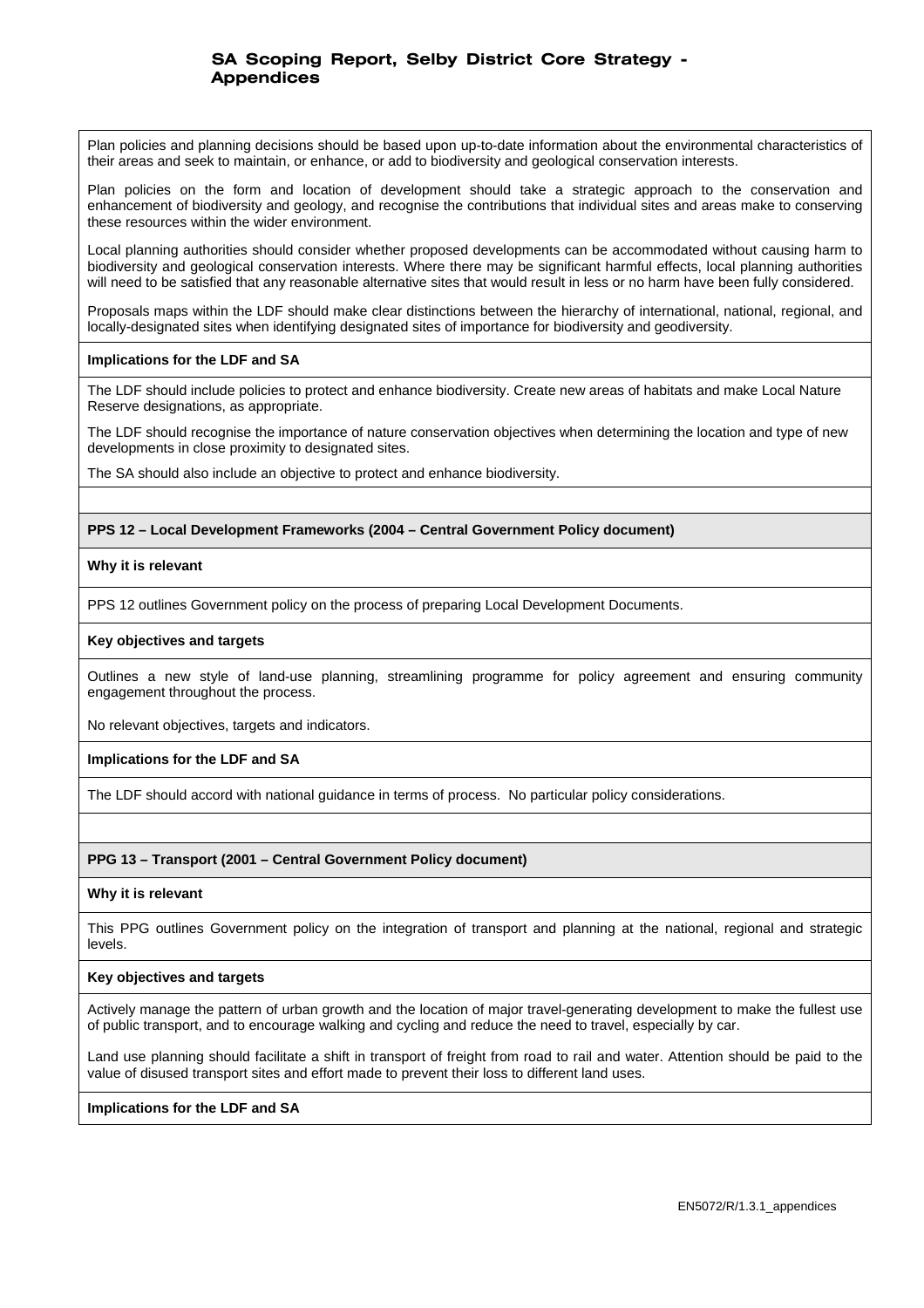Plan policies and planning decisions should be based upon up-to-date information about the environmental characteristics of their areas and seek to maintain, or enhance, or add to biodiversity and geological conservation interests.

Plan policies on the form and location of development should take a strategic approach to the conservation and enhancement of biodiversity and geology, and recognise the contributions that individual sites and areas make to conserving these resources within the wider environment.

Local planning authorities should consider whether proposed developments can be accommodated without causing harm to biodiversity and geological conservation interests. Where there may be significant harmful effects, local planning authorities will need to be satisfied that any reasonable alternative sites that would result in less or no harm have been fully considered.

Proposals maps within the LDF should make clear distinctions between the hierarchy of international, national, regional, and locally-designated sites when identifying designated sites of importance for biodiversity and geodiversity.

**Implications for the LDF and SA**

The LDF should include policies to protect and enhance biodiversity. Create new areas of habitats and make Local Nature Reserve designations, as appropriate.

The LDF should recognise the importance of nature conservation objectives when determining the location and type of new developments in close proximity to designated sites.

The SA should also include an objective to protect and enhance biodiversity.

**PPS 12 – Local Development Frameworks (2004 – Central Government Policy document)**

**Why it is relevant**

PPS 12 outlines Government policy on the process of preparing Local Development Documents.

**Key objectives and targets**

Outlines a new style of land-use planning, streamlining programme for policy agreement and ensuring community engagement throughout the process.

No relevant objectives, targets and indicators.

**Implications for the LDF and SA**

The LDF should accord with national guidance in terms of process. No particular policy considerations.

**PPG 13 – Transport (2001 – Central Government Policy document)**

**Why it is relevant**

This PPG outlines Government policy on the integration of transport and planning at the national, regional and strategic levels.

**Key objectives and targets**

Actively manage the pattern of urban growth and the location of major travel-generating development to make the fullest use of public transport, and to encourage walking and cycling and reduce the need to travel, especially by car.

Land use planning should facilitate a shift in transport of freight from road to rail and water. Attention should be paid to the value of disused transport sites and effort made to prevent their loss to different land uses.

**Implications for the LDF and SA**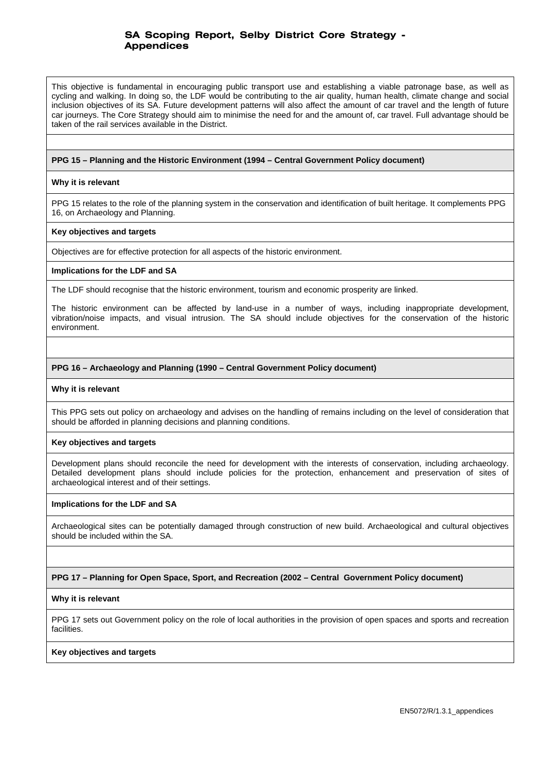This objective is fundamental in encouraging public transport use and establishing a viable patronage base, as well as cycling and walking. In doing so, the LDF would be contributing to the air quality, human health, climate change and social inclusion objectives of its SA. Future development patterns will also affect the amount of car travel and the length of future car journeys. The Core Strategy should aim to minimise the need for and the amount of, car travel. Full advantage should be taken of the rail services available in the District.

**PPG 15 – Planning and the Historic Environment (1994 – Central Government Policy document)**

**Why it is relevant**

PPG 15 relates to the role of the planning system in the conservation and identification of built heritage. It complements PPG 16, on Archaeology and Planning.

**Key objectives and targets**

Objectives are for effective protection for all aspects of the historic environment.

**Implications for the LDF and SA**

The LDF should recognise that the historic environment, tourism and economic prosperity are linked.

The historic environment can be affected by land-use in a number of ways, including inappropriate development, vibration/noise impacts, and visual intrusion. The SA should include objectives for the conservation of the historic environment.

**PPG 16 – Archaeology and Planning (1990 – Central Government Policy document)**

**Why it is relevant**

This PPG sets out policy on archaeology and advises on the handling of remains including on the level of consideration that should be afforded in planning decisions and planning conditions.

**Key objectives and targets**

Development plans should reconcile the need for development with the interests of conservation, including archaeology. Detailed development plans should include policies for the protection, enhancement and preservation of sites of archaeological interest and of their settings.

**Implications for the LDF and SA**

Archaeological sites can be potentially damaged through construction of new build. Archaeological and cultural objectives should be included within the SA.

**PPG 17 – Planning for Open Space, Sport, and Recreation (2002 – Central Government Policy document)**

**Why it is relevant**

PPG 17 sets out Government policy on the role of local authorities in the provision of open spaces and sports and recreation facilities.

**Key objectives and targets**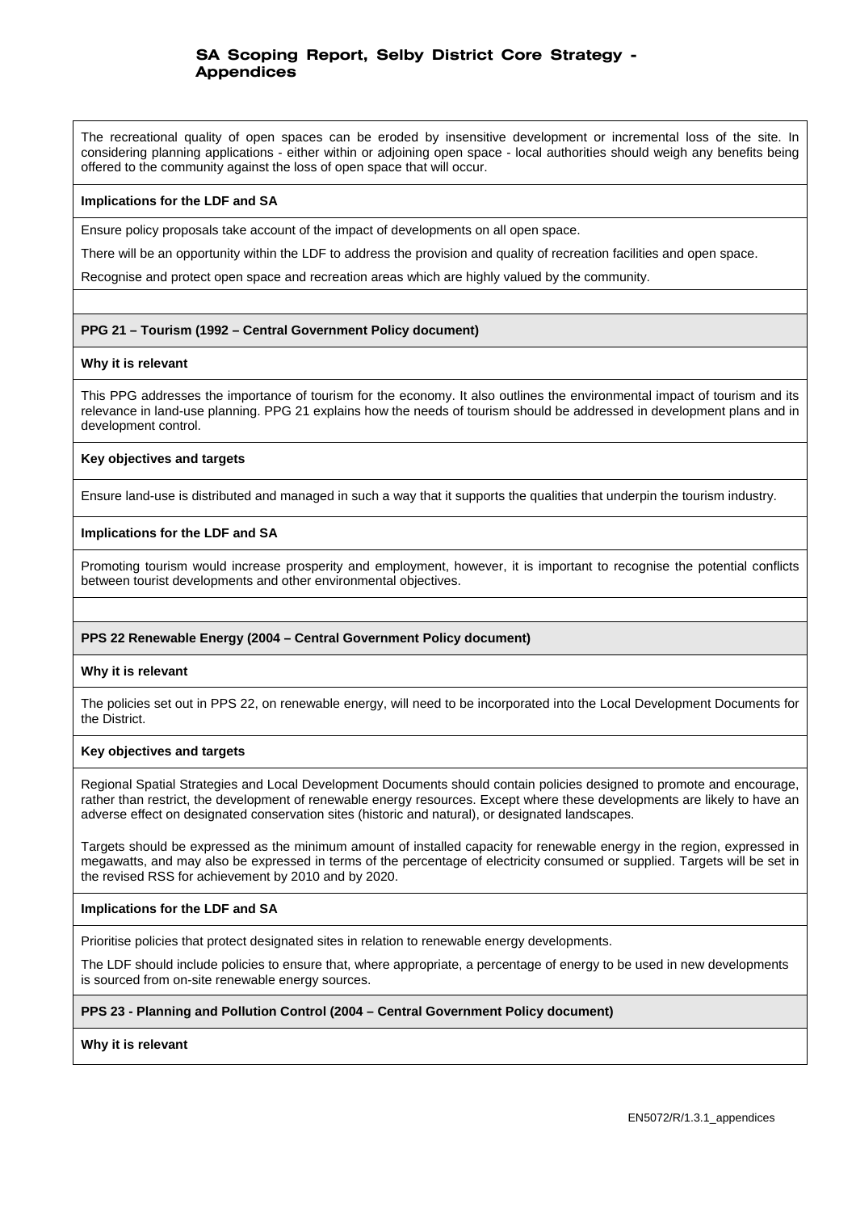The recreational quality of open spaces can be eroded by insensitive development or incremental loss of the site. In considering planning applications - either within or adjoining open space - local authorities should weigh any benefits being offered to the community against the loss of open space that will occur.

**Implications for the LDF and SA**

Ensure policy proposals take account of the impact of developments on all open space.

There will be an opportunity within the LDF to address the provision and quality of recreation facilities and open space.

Recognise and protect open space and recreation areas which are highly valued by the community.

**PPG 21 – Tourism (1992 – Central Government Policy document)**

**Why it is relevant**

This PPG addresses the importance of tourism for the economy. It also outlines the environmental impact of tourism and its relevance in land-use planning. PPG 21 explains how the needs of tourism should be addressed in development plans and in development control.

**Key objectives and targets**

Ensure land-use is distributed and managed in such a way that it supports the qualities that underpin the tourism industry.

**Implications for the LDF and SA**

Promoting tourism would increase prosperity and employment, however, it is important to recognise the potential conflicts between tourist developments and other environmental objectives.

**PPS 22 Renewable Energy (2004 – Central Government Policy document)**

**Why it is relevant**

The policies set out in PPS 22, on renewable energy, will need to be incorporated into the Local Development Documents for the District.

**Key objectives and targets**

Regional Spatial Strategies and Local Development Documents should contain policies designed to promote and encourage, rather than restrict, the development of renewable energy resources. Except where these developments are likely to have an adverse effect on designated conservation sites (historic and natural), or designated landscapes.

Targets should be expressed as the minimum amount of installed capacity for renewable energy in the region, expressed in megawatts, and may also be expressed in terms of the percentage of electricity consumed or supplied. Targets will be set in the revised RSS for achievement by 2010 and by 2020.

**Implications for the LDF and SA**

Prioritise policies that protect designated sites in relation to renewable energy developments.

The LDF should include policies to ensure that, where appropriate, a percentage of energy to be used in new developments is sourced from on-site renewable energy sources.

**PPS 23 - Planning and Pollution Control (2004 – Central Government Policy document)**

**Why it is relevant**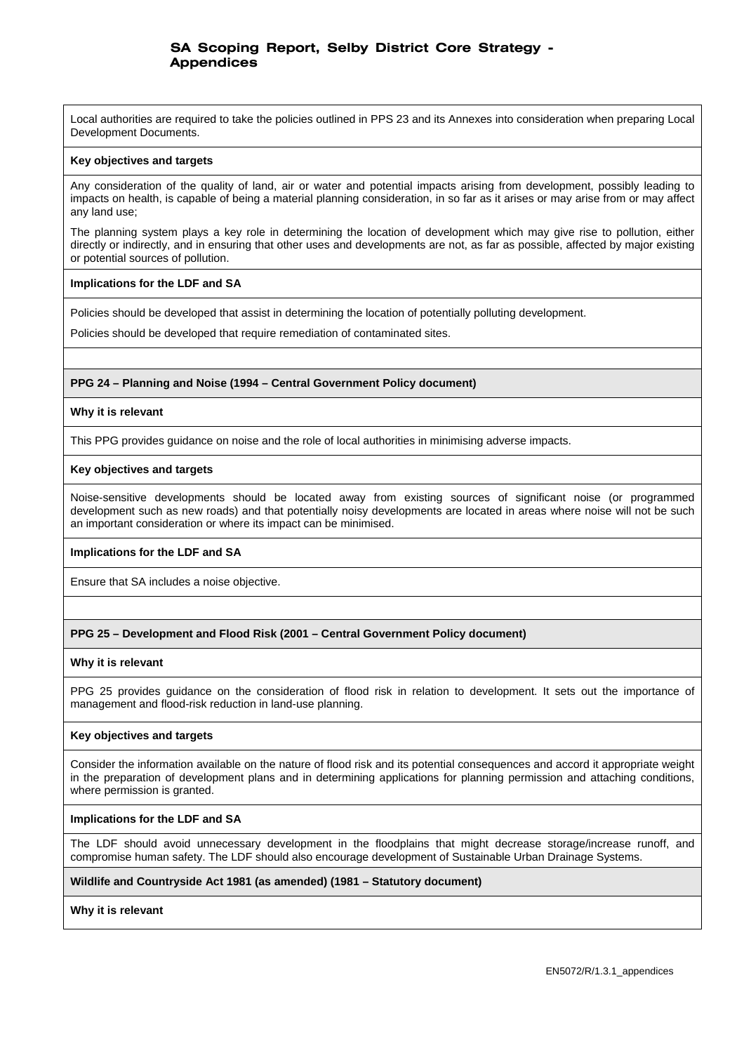Local authorities are required to take the policies outlined in PPS 23 and its Annexes into consideration when preparing Local Development Documents.

**Key objectives and targets**

Any consideration of the quality of land, air or water and potential impacts arising from development, possibly leading to impacts on health, is capable of being a material planning consideration, in so far as it arises or may arise from or may affect any land use;

The planning system plays a key role in determining the location of development which may give rise to pollution, either directly or indirectly, and in ensuring that other uses and developments are not, as far as possible, affected by major existing or potential sources of pollution.

**Implications for the LDF and SA**

Policies should be developed that assist in determining the location of potentially polluting development.

Policies should be developed that require remediation of contaminated sites.

**PPG 24 – Planning and Noise (1994 – Central Government Policy document)**

**Why it is relevant**

This PPG provides guidance on noise and the role of local authorities in minimising adverse impacts.

**Key objectives and targets**

Noise-sensitive developments should be located away from existing sources of significant noise (or programmed development such as new roads) and that potentially noisy developments are located in areas where noise will not be such an important consideration or where its impact can be minimised.

**Implications for the LDF and SA**

Ensure that SA includes a noise objective.

**PPG 25 – Development and Flood Risk (2001 – Central Government Policy document)**

**Why it is relevant**

PPG 25 provides guidance on the consideration of flood risk in relation to development. It sets out the importance of management and flood-risk reduction in land-use planning.

**Key objectives and targets**

Consider the information available on the nature of flood risk and its potential consequences and accord it appropriate weight in the preparation of development plans and in determining applications for planning permission and attaching conditions, where permission is granted.

**Implications for the LDF and SA**

The LDF should avoid unnecessary development in the floodplains that might decrease storage/increase runoff, and compromise human safety. The LDF should also encourage development of Sustainable Urban Drainage Systems.

**Wildlife and Countryside Act 1981 (as amended) (1981 – Statutory document)**

**Why it is relevant**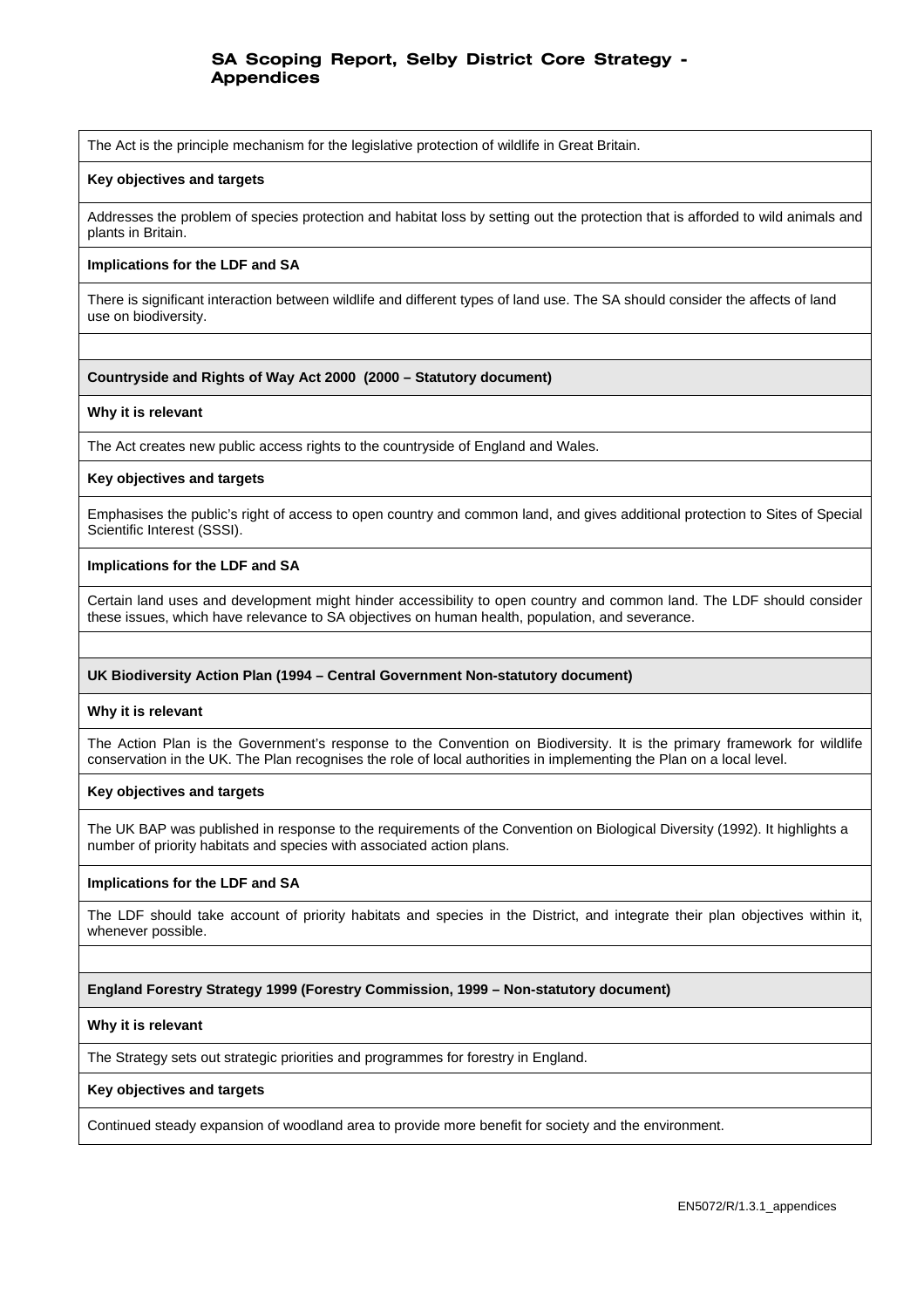The Act is the principle mechanism for the legislative protection of wildlife in Great Britain.

**Key objectives and targets**

Addresses the problem of species protection and habitat loss by setting out the protection that is afforded to wild animals and plants in Britain.

**Implications for the LDF and SA**

There is significant interaction between wildlife and different types of land use. The SA should consider the affects of land use on biodiversity.

**Countryside and Rights of Way Act 2000 (2000 – Statutory document)**

**Why it is relevant**

The Act creates new public access rights to the countryside of England and Wales.

**Key objectives and targets**

Emphasises the public's right of access to open country and common land, and gives additional protection to Sites of Special Scientific Interest (SSSI).

**Implications for the LDF and SA**

Certain land uses and development might hinder accessibility to open country and common land. The LDF should consider these issues, which have relevance to SA objectives on human health, population, and severance.

**UK Biodiversity Action Plan (1994 – Central Government Non-statutory document)**

**Why it is relevant**

The Action Plan is the Government's response to the Convention on Biodiversity. It is the primary framework for wildlife conservation in the UK. The Plan recognises the role of local authorities in implementing the Plan on a local level.

**Key objectives and targets**

The UK BAP was published in response to the requirements of the Convention on Biological Diversity (1992). It highlights a number of priority habitats and species with associated action plans.

**Implications for the LDF and SA**

The LDF should take account of priority habitats and species in the District, and integrate their plan objectives within it, whenever possible.

**England Forestry Strategy 1999 (Forestry Commission, 1999 – Non-statutory document)**

**Why it is relevant**

The Strategy sets out strategic priorities and programmes for forestry in England.

**Key objectives and targets**

Continued steady expansion of woodland area to provide more benefit for society and the environment.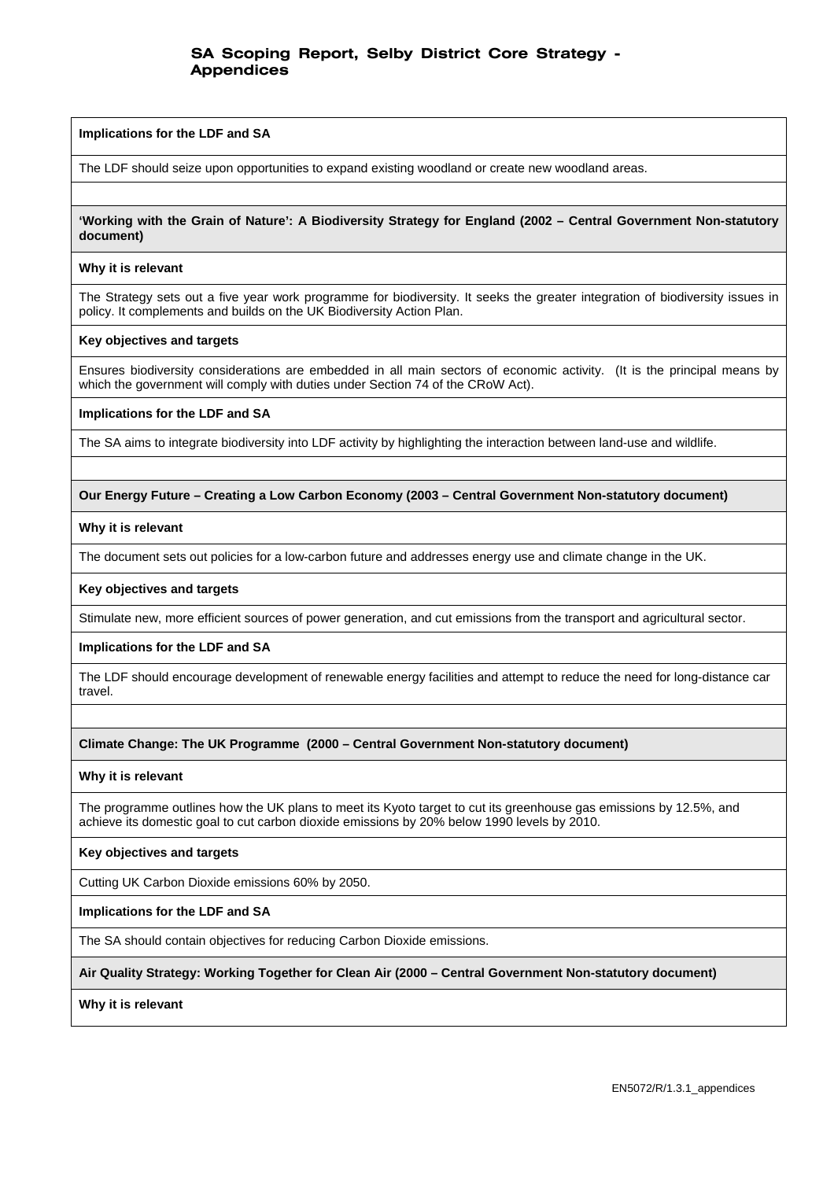**Implications for the LDF and SA**

The LDF should seize upon opportunities to expand existing woodland or create new woodland areas.

**'Working with the Grain of Nature': A Biodiversity Strategy for England (2002 – Central Government Non-statutory document)**

**Why it is relevant**

The Strategy sets out a five year work programme for biodiversity. It seeks the greater integration of biodiversity issues in policy. It complements and builds on the UK Biodiversity Action Plan.

**Key objectives and targets**

Ensures biodiversity considerations are embedded in all main sectors of economic activity. (It is the principal means by which the government will comply with duties under Section 74 of the CRoW Act).

**Implications for the LDF and SA**

The SA aims to integrate biodiversity into LDF activity by highlighting the interaction between land-use and wildlife.

**Our Energy Future – Creating a Low Carbon Economy (2003 – Central Government Non-statutory document)**

**Why it is relevant**

The document sets out policies for a low-carbon future and addresses energy use and climate change in the UK.

**Key objectives and targets**

Stimulate new, more efficient sources of power generation, and cut emissions from the transport and agricultural sector.

**Implications for the LDF and SA**

The LDF should encourage development of renewable energy facilities and attempt to reduce the need for long-distance car travel.

**Climate Change: The UK Programme (2000 – Central Government Non-statutory document)**

**Why it is relevant**

The programme outlines how the UK plans to meet its Kyoto target to cut its greenhouse gas emissions by 12.5%, and achieve its domestic goal to cut carbon dioxide emissions by 20% below 1990 levels by 2010.

**Key objectives and targets**

Cutting UK Carbon Dioxide emissions 60% by 2050.

**Implications for the LDF and SA**

The SA should contain objectives for reducing Carbon Dioxide emissions.

**Air Quality Strategy: Working Together for Clean Air (2000 – Central Government Non-statutory document)**

**Why it is relevant**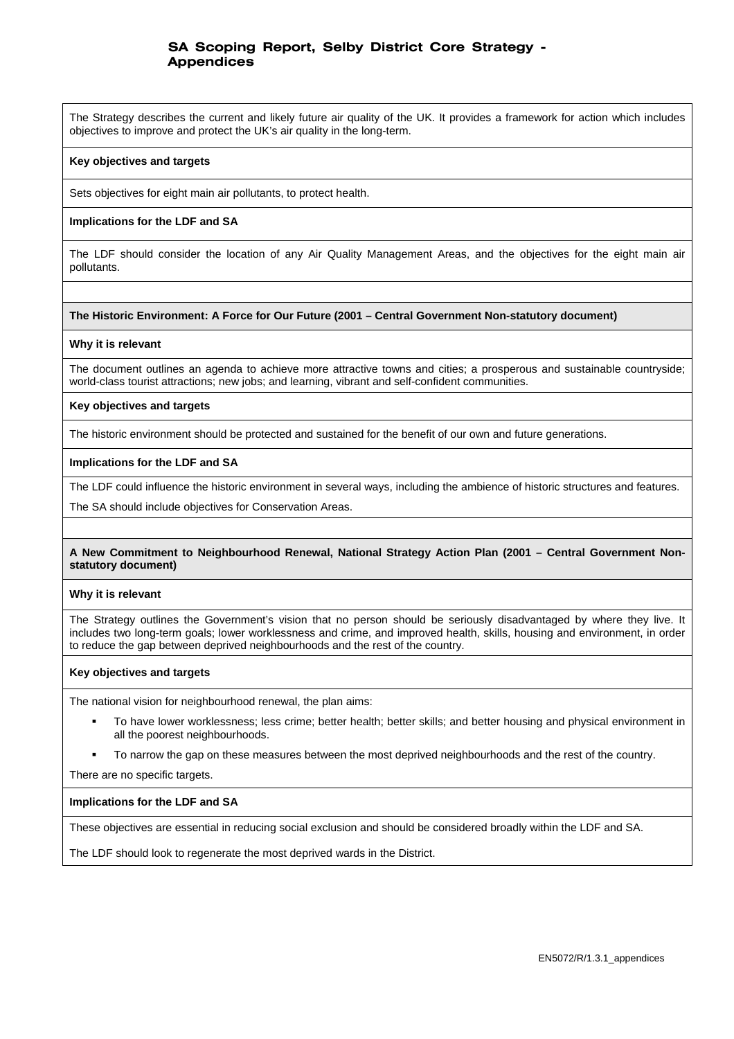The Strategy describes the current and likely future air quality of the UK. It provides a framework for action which includes objectives to improve and protect the UK's air quality in the long-term.

**Key objectives and targets**

Sets objectives for eight main air pollutants, to protect health.

**Implications for the LDF and SA**

The LDF should consider the location of any Air Quality Management Areas, and the objectives for the eight main air pollutants.

**The Historic Environment: A Force for Our Future (2001 – Central Government Non-statutory document)**

**Why it is relevant**

The document outlines an agenda to achieve more attractive towns and cities; a prosperous and sustainable countryside; world-class tourist attractions; new jobs; and learning, vibrant and self-confident communities.

**Key objectives and targets**

The historic environment should be protected and sustained for the benefit of our own and future generations.

**Implications for the LDF and SA**

The LDF could influence the historic environment in several ways, including the ambience of historic structures and features.

The SA should include objectives for Conservation Areas.

**A New Commitment to Neighbourhood Renewal, National Strategy Action Plan (2001 – Central Government Non-statutory document)**

**Why it is relevant**

The Strategy outlines the Government's vision that no person should be seriously disadvantaged by where they live. It includes two long-term goals; lower worklessness and crime, and improved health, skills, housing and environment, in order to reduce the gap between deprived neighbourhoods and the rest of the country.

**Key objectives and targets**

The national vision for neighbourhood renewal, the plan aims:

- To have lower worklessness; less crime; better health; better skills; and better housing and physical environment in all the poorest neighbourhoods.
- To narrow the gap on these measures between the most deprived neighbourhoods and the rest of the country.

There are no specific targets.

**Implications for the LDF and SA**

These objectives are essential in reducing social exclusion and should be considered broadly within the LDF and SA.

The LDF should look to regenerate the most deprived wards in the District.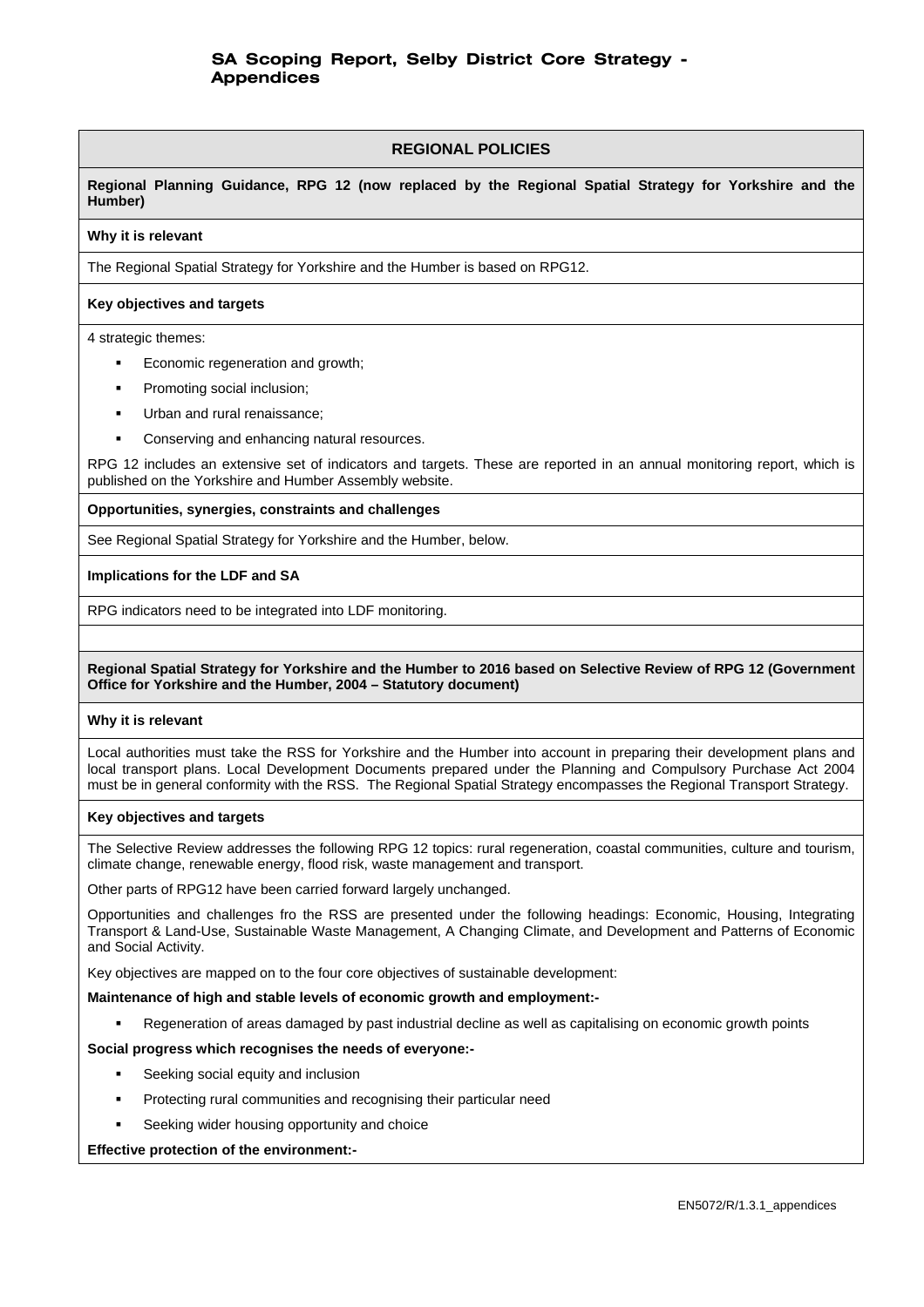## REGIONAL POLICIES

**Regional Planning Guidance, RPG 12 (now replaced by the Regional Spatial Strategy for Yorkshire and the Humber)**

**Why it is relevant**

The Regional Spatial Strategy for Yorkshire and the Humber is based on RPG12.

**Key objectives and targets**

4 strategic themes:

- Economic regeneration and growth;
- Promoting social inclusion;
- Urban and rural renaissance;
- Conserving and enhancing natural resources.

RPG 12 includes an extensive set of indicators and targets. These are reported in an annual monitoring report, which is published on the Yorkshire and Humber Assembly website.

**Opportunities, synergies, constraints and challenges**

See Regional Spatial Strategy for Yorkshire and the Humber, below.

**Implications for the LDF and SA**

RPG indicators need to be integrated into LDF monitoring.

**Regional Spatial Strategy for Yorkshire and the Humber to 2016 based on Selective Review of RPG 12 (Government Office for Yorkshire and the Humber, 2004 – Statutory document)**

**Why it is relevant**

Local authorities must take the RSS for Yorkshire and the Humber into account in preparing their development plans and local transport plans. Local Development Documents prepared under the Planning and Compulsory Purchase Act 2004 must be in general conformity with the RSS. The Regional Spatial Strategy encompasses the Regional Transport Strategy.

**Key objectives and targets**

The Selective Review addresses the following RPG 12 topics: rural regeneration, coastal communities, culture and tourism, climate change, renewable energy, flood risk, waste management and transport.

Other parts of RPG12 have been carried forward largely unchanged.

Opportunities and challenges fro the RSS are presented under the following headings: Economic, Housing, Integrating Transport & Land-Use, Sustainable Waste Management, A Changing Climate, and Development and Patterns of Economic and Social Activity.

Key objectives are mapped on to the four core objectives of sustainable development:

**Maintenance of high and stable levels of economic growth and employment:-**

- Regeneration of areas damaged by past industrial decline as well as capitalising on economic growth points

**Social progress which recognises the needs of everyone:-**

- Seeking social equity and inclusion
- Protecting rural communities and recognising their particular need
- Seeking wider housing opportunity and choice

**Effective protection of the environment:-**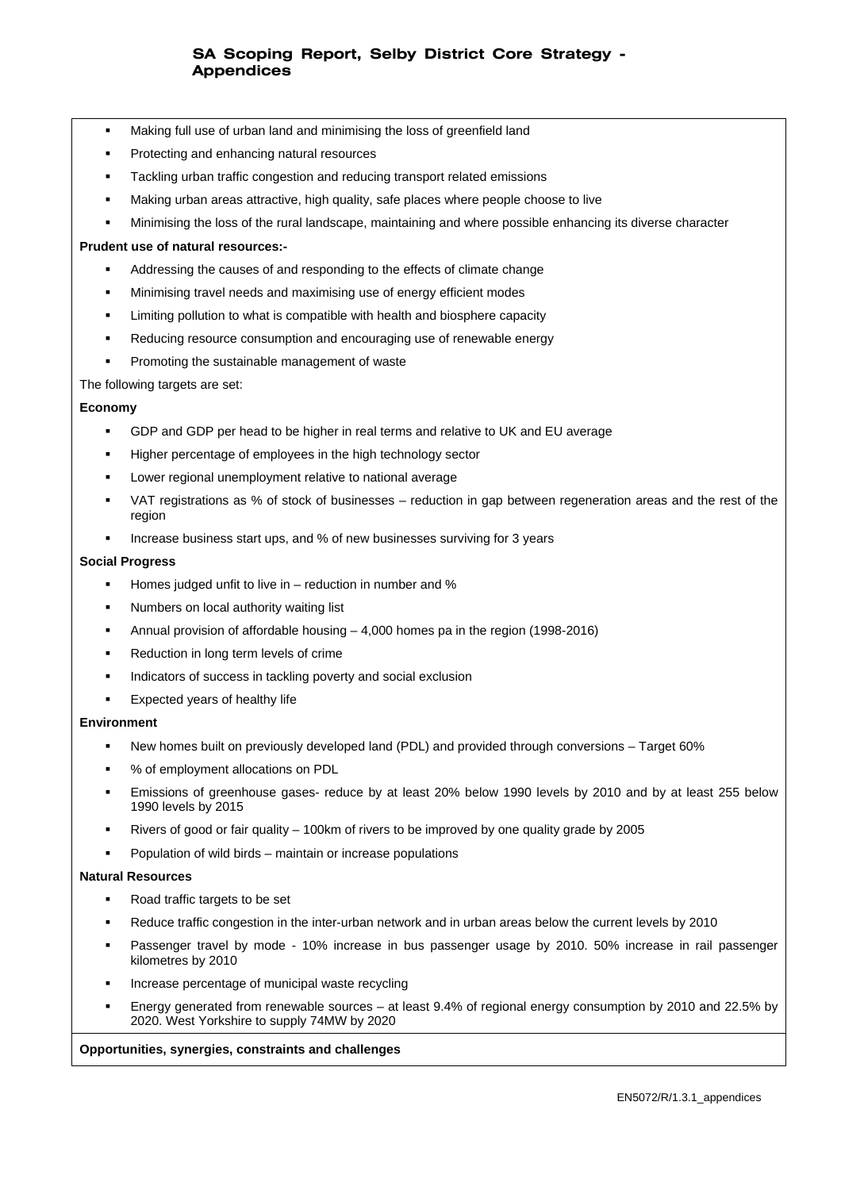- Making full use of urban land and minimising the loss of greenfield land
- Protecting and enhancing natural resources
- Tackling urban traffic congestion and reducing transport related emissions
- Making urban areas attractive, high quality, safe places where people choose to live
- Minimising the loss of the rural landscape, maintaining and where possible enhancing its diverse character

**Prudent use of natural resources:-**

- Addressing the causes of and responding to the effects of climate change
- Minimising travel needs and maximising use of energy efficient modes
- Limiting pollution to what is compatible with health and biosphere capacity
- Reducing resource consumption and encouraging use of renewable energy
- Promoting the sustainable management of waste

The following targets are set:

**Economy**

- GDP and GDP per head to be higher in real terms and relative to UK and EU average
- Higher percentage of employees in the high technology sector
- Lower regional unemployment relative to national average
- VAT registrations as % of stock of businesses – reduction in gap between regeneration areas and the rest of the region
- Increase business start ups, and % of new businesses surviving for 3 years

**Social Progress**

- Homes judged unfit to live in – reduction in number and %
- Numbers on local authority waiting list
- Annual provision of affordable housing – 4,000 homes pa in the region (1998-2016)
- Reduction in long term levels of crime
- Indicators of success in tackling poverty and social exclusion
- Expected years of healthy life

**Environment**

- New homes built on previously developed land (PDL) and provided through conversions – Target 60%
- % of employment allocations on PDL
- Emissions of greenhouse gases- reduce by at least 20% below 1990 levels by 2010 and by at least 255 below 1990 levels by 2015
- Rivers of good or fair quality – 100km of rivers to be improved by one quality grade by 2005
- Population of wild birds – maintain or increase populations

**Natural Resources**

- Road traffic targets to be set
- Reduce traffic congestion in the inter-urban network and in urban areas below the current levels by 2010
- Passenger travel by mode - 10% increase in bus passenger usage by 2010. 50% increase in rail passenger kilometres by 2010
- Increase percentage of municipal waste recycling
- Energy generated from renewable sources – at least 9.4% of regional energy consumption by 2010 and 22.5% by 2020. West Yorkshire to supply 74MW by 2020

**Opportunities, synergies, constraints and challenges**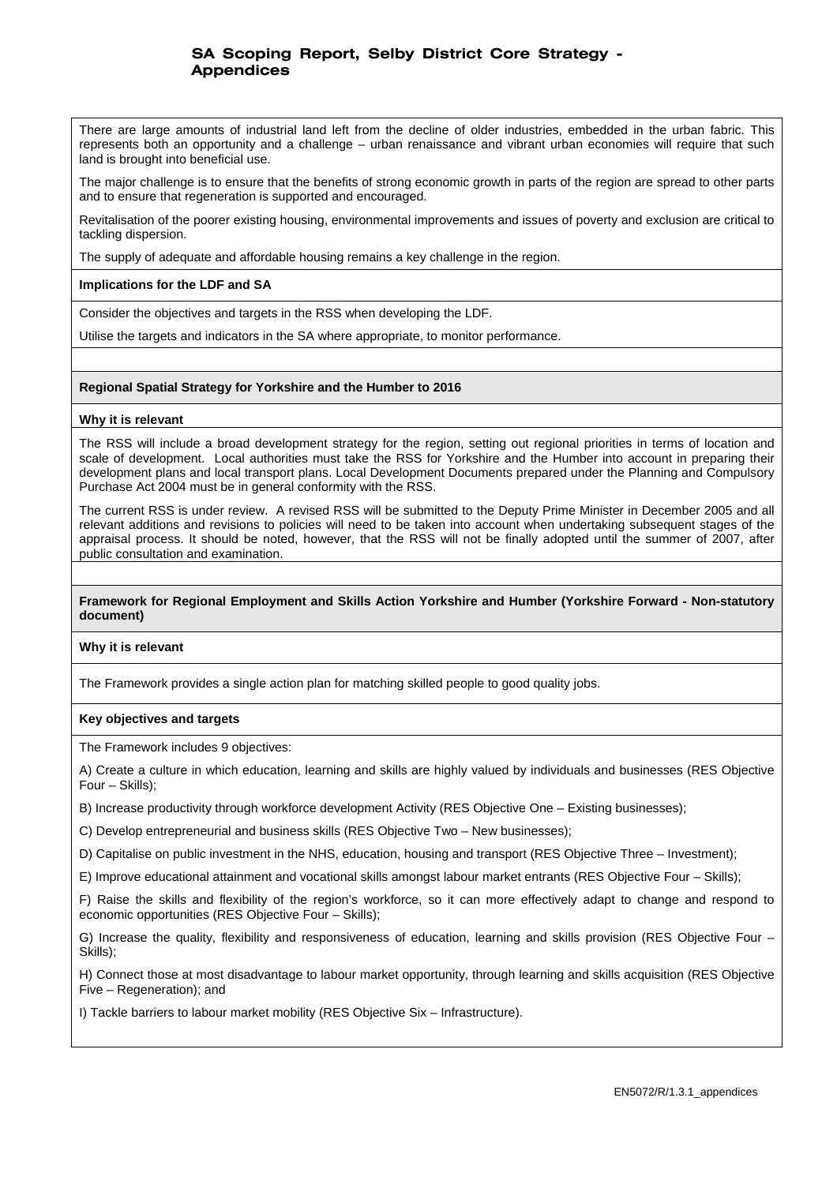There are large amounts of industrial land left from the decline of older industries, embedded in the urban fabric. This represents both an opportunity and a challenge – urban renaissance and vibrant urban economies will require that such land is brought into beneficial use.

The major challenge is to ensure that the benefits of strong economic growth in parts of the region are spread to other parts and to ensure that regeneration is supported and encouraged.

Revitalisation of the poorer existing housing, environmental improvements and issues of poverty and exclusion are critical to tackling dispersion.

The supply of adequate and affordable housing remains a key challenge in the region.

**Implications for the LDF and SA**

Consider the objectives and targets in the RSS when developing the LDF.

Utilise the targets and indicators in the SA where appropriate, to monitor performance.

**Regional Spatial Strategy for Yorkshire and the Humber to 2016**

**Why it is relevant**

The RSS will include a broad development strategy for the region, setting out regional priorities in terms of location and scale of development. Local authorities must take the RSS for Yorkshire and the Humber into account in preparing their development plans and local transport plans. Local Development Documents prepared under the Planning and Compulsory Purchase Act 2004 must be in general conformity with the RSS.

The current RSS is under review. A revised RSS will be submitted to the Deputy Prime Minister in December 2005 and all relevant additions and revisions to policies will need to be taken into account when undertaking subsequent stages of the appraisal process. It should be noted, however, that the RSS will not be finally adopted until the summer of 2007, after public consultation and examination.

**Framework for Regional Employment and Skills Action Yorkshire and Humber (Yorkshire Forward - Non-statutory document)**

**Why it is relevant**

The Framework provides a single action plan for matching skilled people to good quality jobs.

**Key objectives and targets**

The Framework includes 9 objectives:

A) Create a culture in which education, learning and skills are highly valued by individuals and businesses (RES Objective Four – Skills);

B) Increase productivity through workforce development Activity (RES Objective One – Existing businesses);

C) Develop entrepreneurial and business skills (RES Objective Two – New businesses);

D) Capitalise on public investment in the NHS, education, housing and transport (RES Objective Three – Investment);

E) Improve educational attainment and vocational skills amongst labour market entrants (RES Objective Four – Skills);

F) Raise the skills and flexibility of the region's workforce, so it can more effectively adapt to change and respond to economic opportunities (RES Objective Four – Skills);

G) Increase the quality, flexibility and responsiveness of education, learning and skills provision (RES Objective Four – Skills);

H) Connect those at most disadvantage to labour market opportunity, through learning and skills acquisition (RES Objective Five – Regeneration); and

I) Tackle barriers to labour market mobility (RES Objective Six – Infrastructure).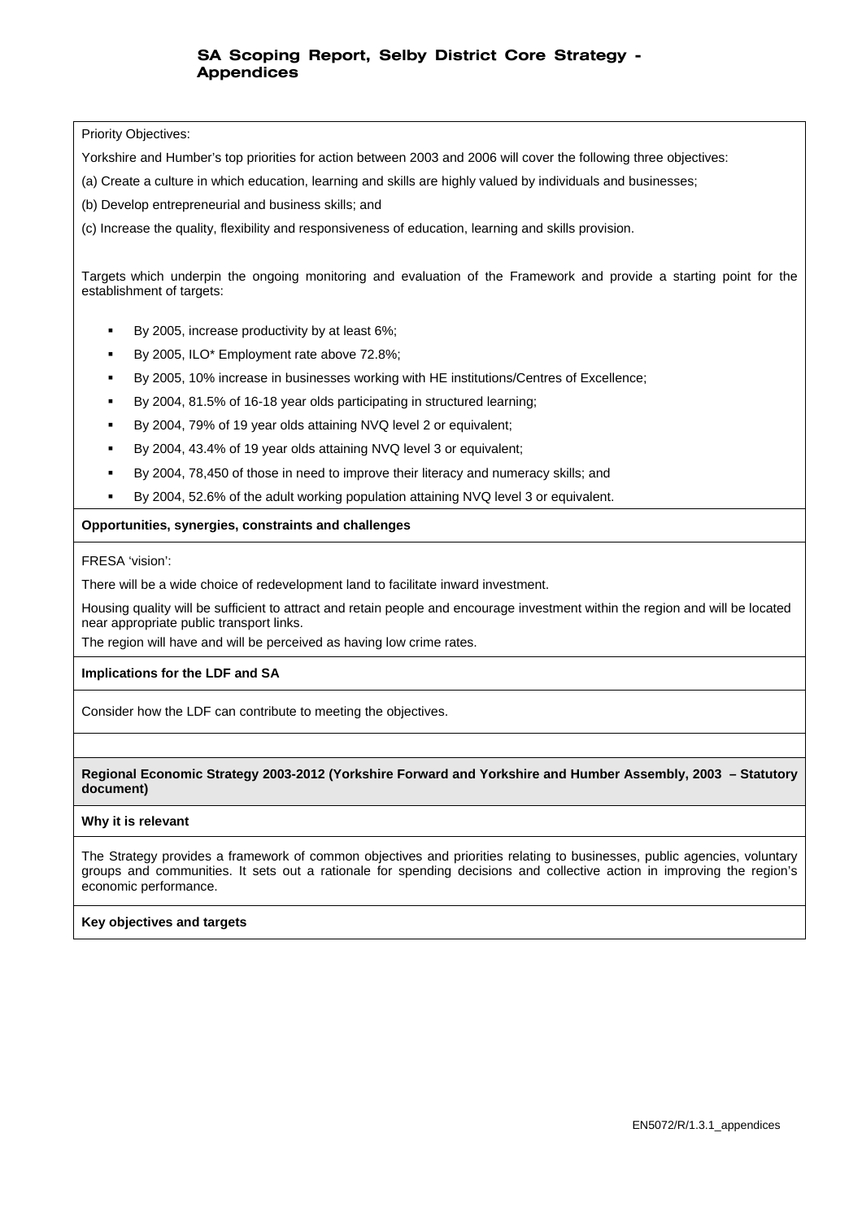Priority Objectives:

Yorkshire and Humber's top priorities for action between 2003 and 2006 will cover the following three objectives:

(a) Create a culture in which education, learning and skills are highly valued by individuals and businesses;

(b) Develop entrepreneurial and business skills; and

(c) Increase the quality, flexibility and responsiveness of education, learning and skills provision.

Targets which underpin the ongoing monitoring and evaluation of the Framework and provide a starting point for the establishment of targets:

- By 2005, increase productivity by at least 6%;
- By 2005, ILO* Employment rate above 72.8%;
- By 2005, 10% increase in businesses working with HE institutions/Centres of Excellence;
- By 2004, 81.5% of 16-18 year olds participating in structured learning;
- By 2004, 79% of 19 year olds attaining NVQ level 2 or equivalent;
- By 2004, 43.4% of 19 year olds attaining NVQ level 3 or equivalent;
- By 2004, 78,450 of those in need to improve their literacy and numeracy skills; and
- By 2004, 52.6% of the adult working population attaining NVQ level 3 or equivalent.

**Opportunities, synergies, constraints and challenges**

FRESA 'vision':

There will be a wide choice of redevelopment land to facilitate inward investment.

Housing quality will be sufficient to attract and retain people and encourage investment within the region and will be located near appropriate public transport links.

The region will have and will be perceived as having low crime rates.

**Implications for the LDF and SA**

Consider how the LDF can contribute to meeting the objectives.

**Regional Economic Strategy 2003-2012 (Yorkshire Forward and Yorkshire and Humber Assembly, 2003 – Statutory document)**

**Why it is relevant**

The Strategy provides a framework of common objectives and priorities relating to businesses, public agencies, voluntary groups and communities. It sets out a rationale for spending decisions and collective action in improving the region's economic performance.

**Key objectives and targets**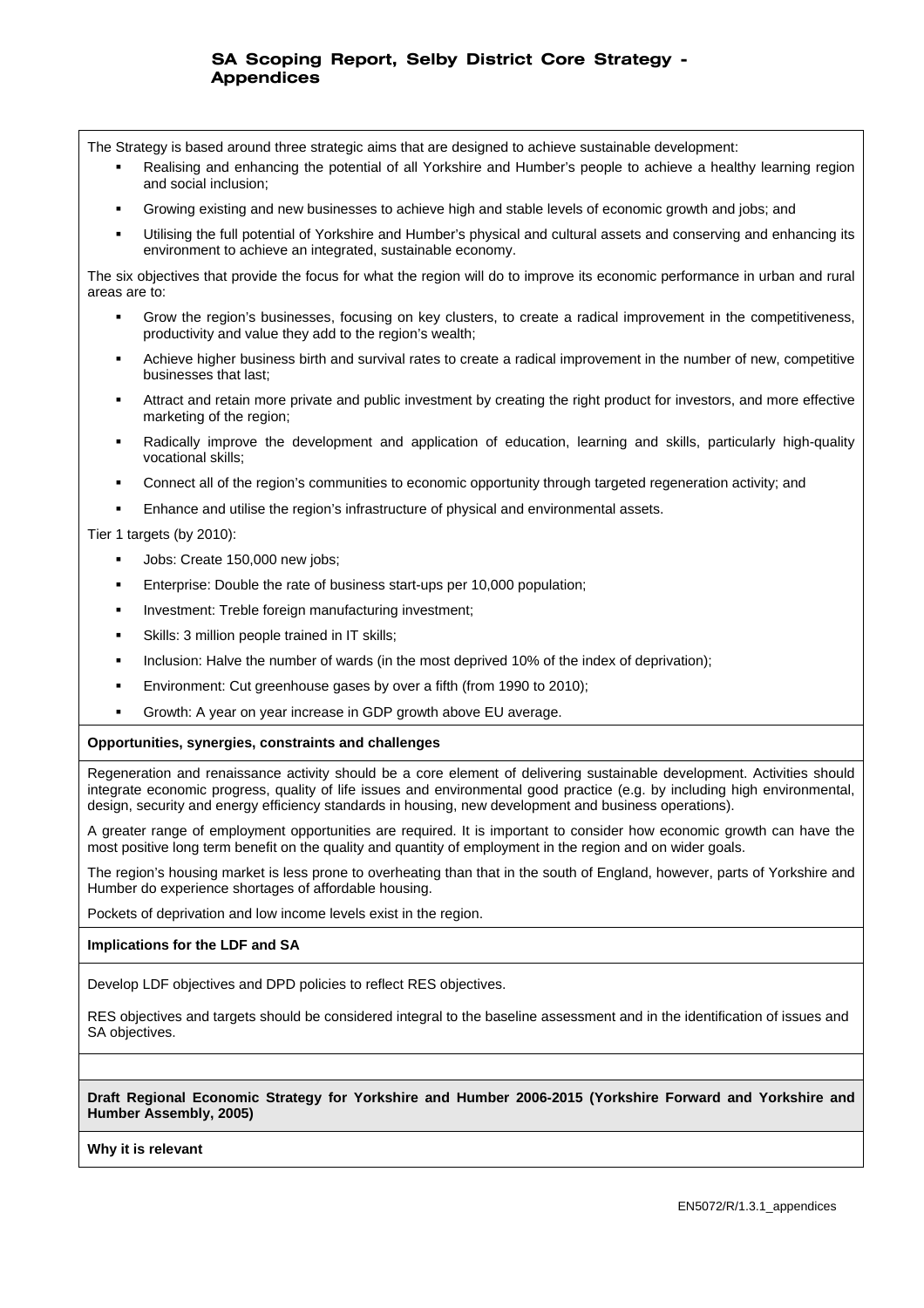The Strategy is based around three strategic aims that are designed to achieve sustainable development:

- Realising and enhancing the potential of all Yorkshire and Humber's people to achieve a healthy learning region and social inclusion;
- Growing existing and new businesses to achieve high and stable levels of economic growth and jobs; and
- Utilising the full potential of Yorkshire and Humber's physical and cultural assets and conserving and enhancing its environment to achieve an integrated, sustainable economy.

The six objectives that provide the focus for what the region will do to improve its economic performance in urban and rural areas are to:

- Grow the region's businesses, focusing on key clusters, to create a radical improvement in the competitiveness, productivity and value they add to the region's wealth;
- Achieve higher business birth and survival rates to create a radical improvement in the number of new, competitive businesses that last;
- Attract and retain more private and public investment by creating the right product for investors, and more effective marketing of the region;
- Radically improve the development and application of education, learning and skills, particularly high-quality vocational skills;
- Connect all of the region's communities to economic opportunity through targeted regeneration activity; and
- Enhance and utilise the region's infrastructure of physical and environmental assets.

Tier 1 targets (by 2010):

- Jobs: Create 150,000 new jobs;
- Enterprise: Double the rate of business start-ups per 10,000 population;
- Investment: Treble foreign manufacturing investment;
- Skills: 3 million people trained in IT skills;
- Inclusion: Halve the number of wards (in the most deprived 10% of the index of deprivation);
- Environment: Cut greenhouse gases by over a fifth (from 1990 to 2010);
- Growth: A year on year increase in GDP growth above EU average.

**Opportunities, synergies, constraints and challenges**

Regeneration and renaissance activity should be a core element of delivering sustainable development. Activities should integrate economic progress, quality of life issues and environmental good practice (e.g. by including high environmental, design, security and energy efficiency standards in housing, new development and business operations).

A greater range of employment opportunities are required. It is important to consider how economic growth can have the most positive long term benefit on the quality and quantity of employment in the region and on wider goals.

The region's housing market is less prone to overheating than that in the south of England, however, parts of Yorkshire and Humber do experience shortages of affordable housing.

Pockets of deprivation and low income levels exist in the region.

**Implications for the LDF and SA**

Develop LDF objectives and DPD policies to reflect RES objectives.

RES objectives and targets should be considered integral to the baseline assessment and in the identification of issues and SA objectives.

**Draft Regional Economic Strategy for Yorkshire and Humber 2006-2015 (Yorkshire Forward and Yorkshire and Humber Assembly, 2005)**

**Why it is relevant**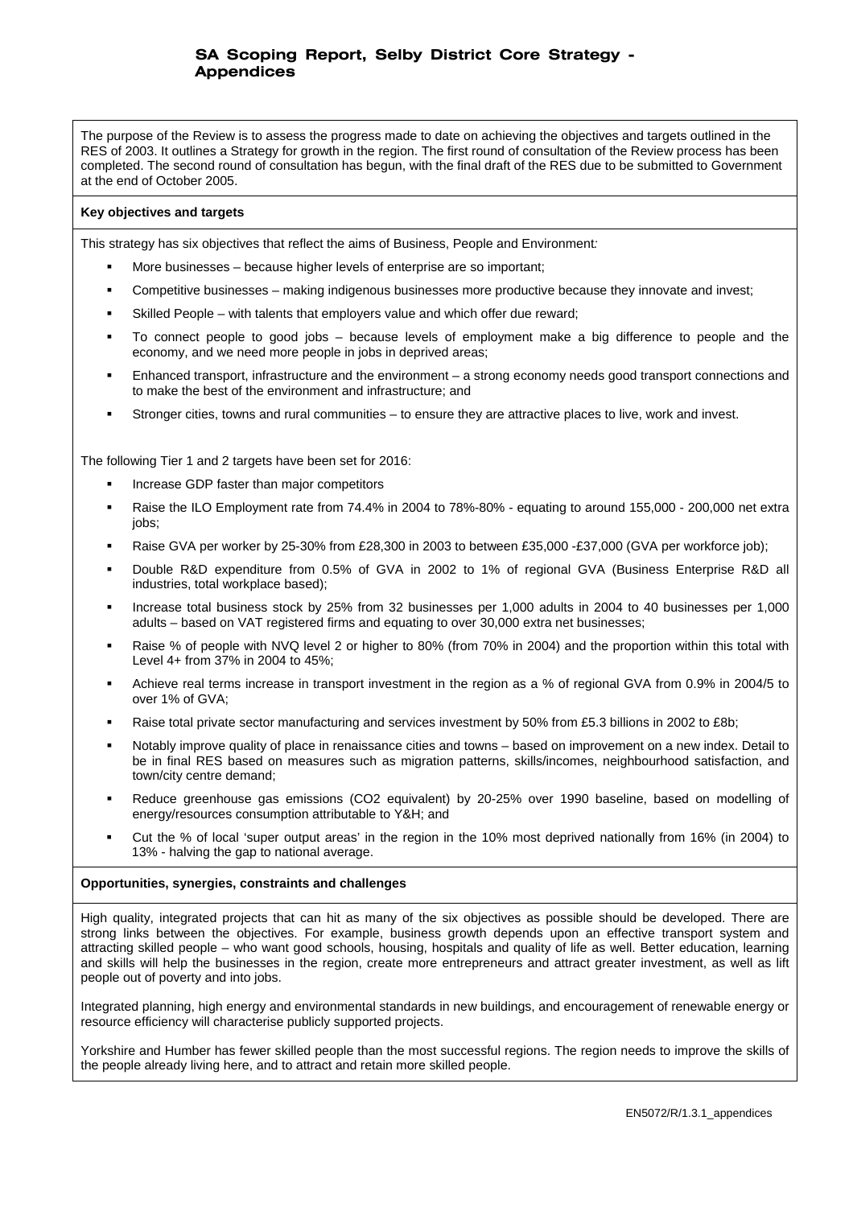The purpose of the Review is to assess the progress made to date on achieving the objectives and targets outlined in the RES of 2003. It outlines a Strategy for growth in the region. The first round of consultation of the Review process has been completed. The second round of consultation has begun, with the final draft of the RES due to be submitted to Government at the end of October 2005.

**Key objectives and targets**

This strategy has six objectives that reflect the aims of Business, People and Environment*:*

- More businesses – because higher levels of enterprise are so important;
- Competitive businesses – making indigenous businesses more productive because they innovate and invest;
- Skilled People – with talents that employers value and which offer due reward;
- To connect people to good jobs – because levels of employment make a big difference to people and the economy, and we need more people in jobs in deprived areas;
- Enhanced transport, infrastructure and the environment – a strong economy needs good transport connections and to make the best of the environment and infrastructure; and
- Stronger cities, towns and rural communities – to ensure they are attractive places to live, work and invest.

The following Tier 1 and 2 targets have been set for 2016:

- Increase GDP faster than major competitors
- Raise the ILO Employment rate from 74.4% in 2004 to 78%-80% - equating to around 155,000 - 200,000 net extra jobs;
- Raise GVA per worker by 25-30% from £28,300 in 2003 to between £35,000 -£37,000 (GVA per workforce job);
- Double R&D expenditure from 0.5% of GVA in 2002 to 1% of regional GVA (Business Enterprise R&D all industries, total workplace based);
- Increase total business stock by 25% from 32 businesses per 1,000 adults in 2004 to 40 businesses per 1,000 adults – based on VAT registered firms and equating to over 30,000 extra net businesses;
- Raise % of people with NVQ level 2 or higher to 80% (from 70% in 2004) and the proportion within this total with Level 4+ from 37% in 2004 to 45%;
- Achieve real terms increase in transport investment in the region as a % of regional GVA from 0.9% in 2004/5 to over 1% of GVA;
- Raise total private sector manufacturing and services investment by 50% from £5.3 billions in 2002 to £8b;
- Notably improve quality of place in renaissance cities and towns – based on improvement on a new index. Detail to be in final RES based on measures such as migration patterns, skills/incomes, neighbourhood satisfaction, and town/city centre demand;
- Reduce greenhouse gas emissions ($CO_2$ equivalent) by 20-25% over 1990 baseline, based on modelling of energy/resources consumption attributable to Y&H; and
- Cut the % of local 'super output areas' in the region in the 10% most deprived nationally from 16% (in 2004) to 13% - halving the gap to national average.

**Opportunities, synergies, constraints and challenges**

High quality, integrated projects that can hit as many of the six objectives as possible should be developed. There are strong links between the objectives. For example, business growth depends upon an effective transport system and attracting skilled people – who want good schools, housing, hospitals and quality of life as well. Better education, learning and skills will help the businesses in the region, create more entrepreneurs and attract greater investment, as well as lift people out of poverty and into jobs.

Integrated planning, high energy and environmental standards in new buildings, and encouragement of renewable energy or resource efficiency will characterise publicly supported projects.

Yorkshire and Humber has fewer skilled people than the most successful regions. The region needs to improve the skills of the people already living here, and to attract and retain more skilled people.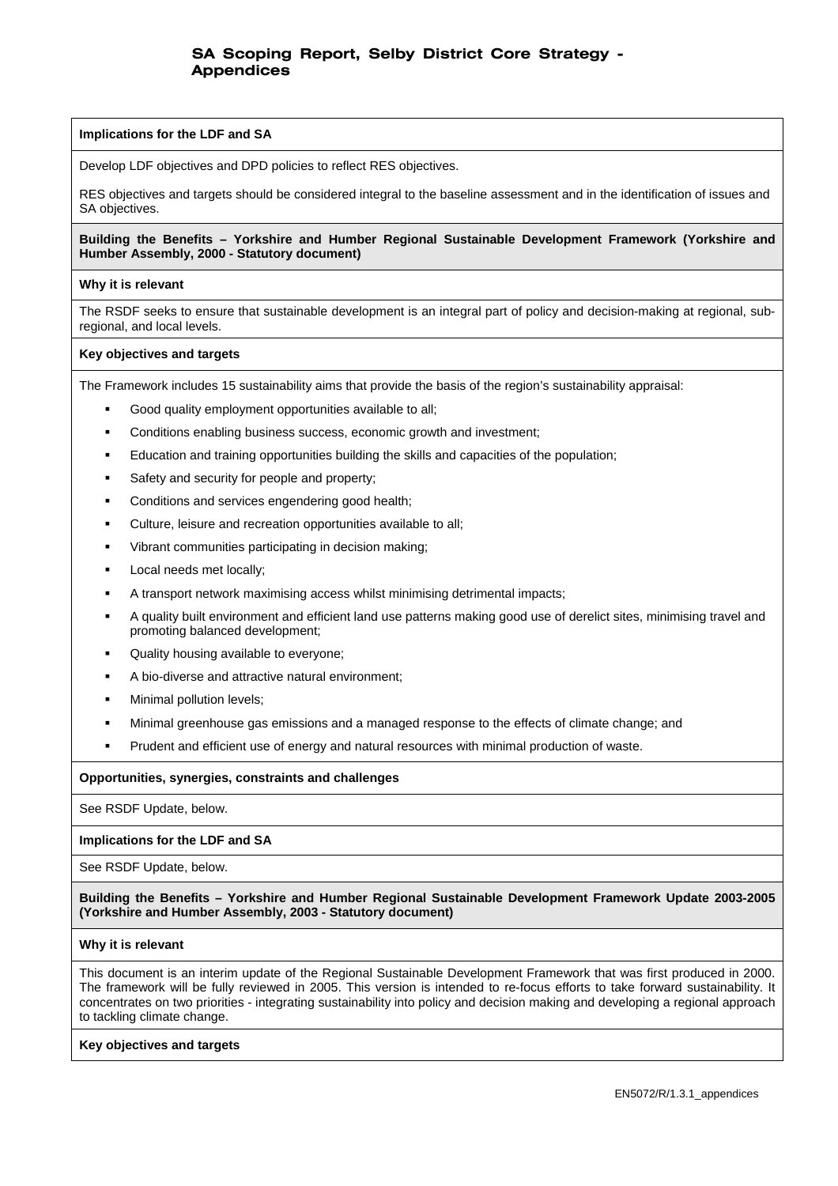**Implications for the LDF and SA**

Develop LDF objectives and DPD policies to reflect RES objectives.

RES objectives and targets should be considered integral to the baseline assessment and in the identification of issues and SA objectives.

**Building the Benefits – Yorkshire and Humber Regional Sustainable Development Framework (Yorkshire and Humber Assembly, 2000 - Statutory document)**

**Why it is relevant**

The RSDF seeks to ensure that sustainable development is an integral part of policy and decision-making at regional, sub-regional, and local levels.

**Key objectives and targets**

The Framework includes 15 sustainability aims that provide the basis of the region's sustainability appraisal:

- Good quality employment opportunities available to all;
- Conditions enabling business success, economic growth and investment;
- Education and training opportunities building the skills and capacities of the population;
- Safety and security for people and property;
- Conditions and services engendering good health;
- Culture, leisure and recreation opportunities available to all;
- Vibrant communities participating in decision making;
- Local needs met locally;
- A transport network maximising access whilst minimising detrimental impacts;
- A quality built environment and efficient land use patterns making good use of derelict sites, minimising travel and promoting balanced development;
- Quality housing available to everyone;
- A bio-diverse and attractive natural environment;
- Minimal pollution levels;
- Minimal greenhouse gas emissions and a managed response to the effects of climate change; and
- Prudent and efficient use of energy and natural resources with minimal production of waste.

**Opportunities, synergies, constraints and challenges**

See RSDF Update, below.

**Implications for the LDF and SA**

See RSDF Update, below.

**Building the Benefits – Yorkshire and Humber Regional Sustainable Development Framework Update 2003-2005 (Yorkshire and Humber Assembly, 2003 - Statutory document)**

**Why it is relevant**

This document is an interim update of the Regional Sustainable Development Framework that was first produced in 2000. The framework will be fully reviewed in 2005. This version is intended to re-focus efforts to take forward sustainability. It concentrates on two priorities - integrating sustainability into policy and decision making and developing a regional approach to tackling climate change.

**Key objectives and targets**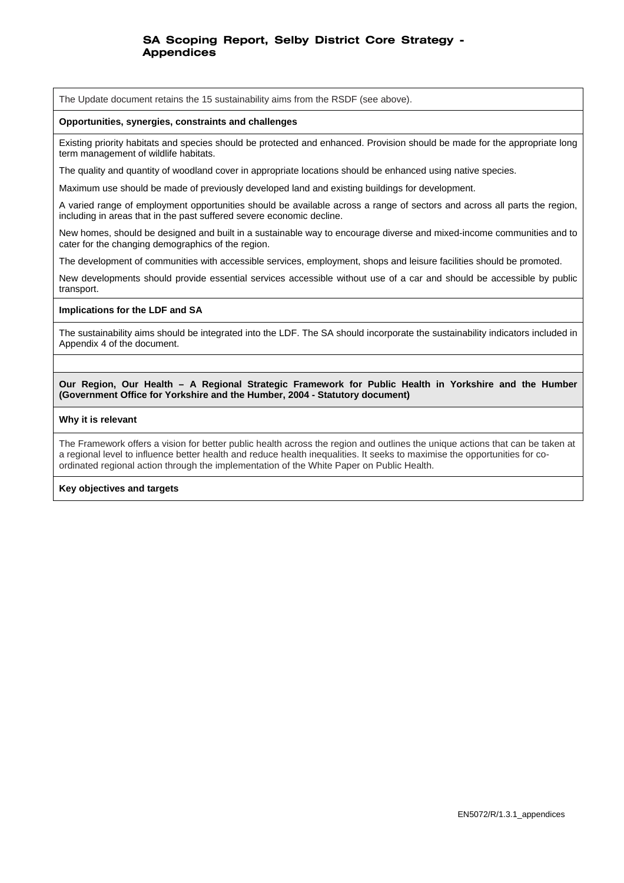The Update document retains the 15 sustainability aims from the RSDF (see above).

**Opportunities, synergies, constraints and challenges**

Existing priority habitats and species should be protected and enhanced. Provision should be made for the appropriate long term management of wildlife habitats.

The quality and quantity of woodland cover in appropriate locations should be enhanced using native species.

Maximum use should be made of previously developed land and existing buildings for development.

A varied range of employment opportunities should be available across a range of sectors and across all parts the region, including in areas that in the past suffered severe economic decline.

New homes, should be designed and built in a sustainable way to encourage diverse and mixed-income communities and to cater for the changing demographics of the region.

The development of communities with accessible services, employment, shops and leisure facilities should be promoted.

New developments should provide essential services accessible without use of a car and should be accessible by public transport.

**Implications for the LDF and SA**

The sustainability aims should be integrated into the LDF. The SA should incorporate the sustainability indicators included in Appendix 4 of the document.

**Our Region, Our Health – A Regional Strategic Framework for Public Health in Yorkshire and the Humber (Government Office for Yorkshire and the Humber, 2004 - Statutory document)**

**Why it is relevant**

The Framework offers a vision for better public health across the region and outlines the unique actions that can be taken at a regional level to influence better health and reduce health inequalities. It seeks to maximise the opportunities for co-ordinated regional action through the implementation of the White Paper on Public Health.

**Key objectives and targets**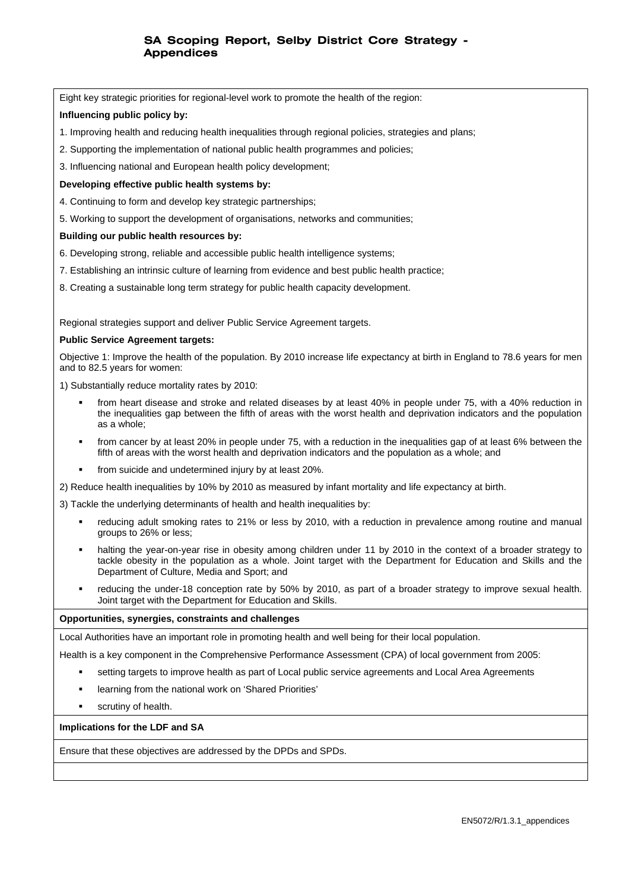Eight key strategic priorities for regional-level work to promote the health of the region:

**Influencing public policy by:**

1. Improving health and reducing health inequalities through regional policies, strategies and plans;

2. Supporting the implementation of national public health programmes and policies;

3. Influencing national and European health policy development;

**Developing effective public health systems by:**

4. Continuing to form and develop key strategic partnerships;

5. Working to support the development of organisations, networks and communities;

**Building our public health resources by:**

6. Developing strong, reliable and accessible public health intelligence systems;

7. Establishing an intrinsic culture of learning from evidence and best public health practice;

8. Creating a sustainable long term strategy for public health capacity development.

Regional strategies support and deliver Public Service Agreement targets.

**Public Service Agreement targets:**

Objective 1: Improve the health of the population. By 2010 increase life expectancy at birth in England to 78.6 years for men and to 82.5 years for women:

1) Substantially reduce mortality rates by 2010:

- from heart disease and stroke and related diseases by at least 40% in people under 75, with a 40% reduction in the inequalities gap between the fifth of areas with the worst health and deprivation indicators and the population as a whole;
- from cancer by at least 20% in people under 75, with a reduction in the inequalities gap of at least 6% between the fifth of areas with the worst health and deprivation indicators and the population as a whole; and
- from suicide and undetermined injury by at least 20%.

2) Reduce health inequalities by 10% by 2010 as measured by infant mortality and life expectancy at birth.

3) Tackle the underlying determinants of health and health inequalities by:

- reducing adult smoking rates to 21% or less by 2010, with a reduction in prevalence among routine and manual groups to 26% or less;
- halting the year-on-year rise in obesity among children under 11 by 2010 in the context of a broader strategy to tackle obesity in the population as a whole. Joint target with the Department for Education and Skills and the Department of Culture, Media and Sport; and
- reducing the under-18 conception rate by 50% by 2010, as part of a broader strategy to improve sexual health. Joint target with the Department for Education and Skills.

**Opportunities, synergies, constraints and challenges**

Local Authorities have an important role in promoting health and well being for their local population.

Health is a key component in the Comprehensive Performance Assessment (CPA) of local government from 2005:

- setting targets to improve health as part of Local public service agreements and Local Area Agreements
- learning from the national work on 'Shared Priorities'
- scrutiny of health.

**Implications for the LDF and SA**

Ensure that these objectives are addressed by the DPDs and SPDs.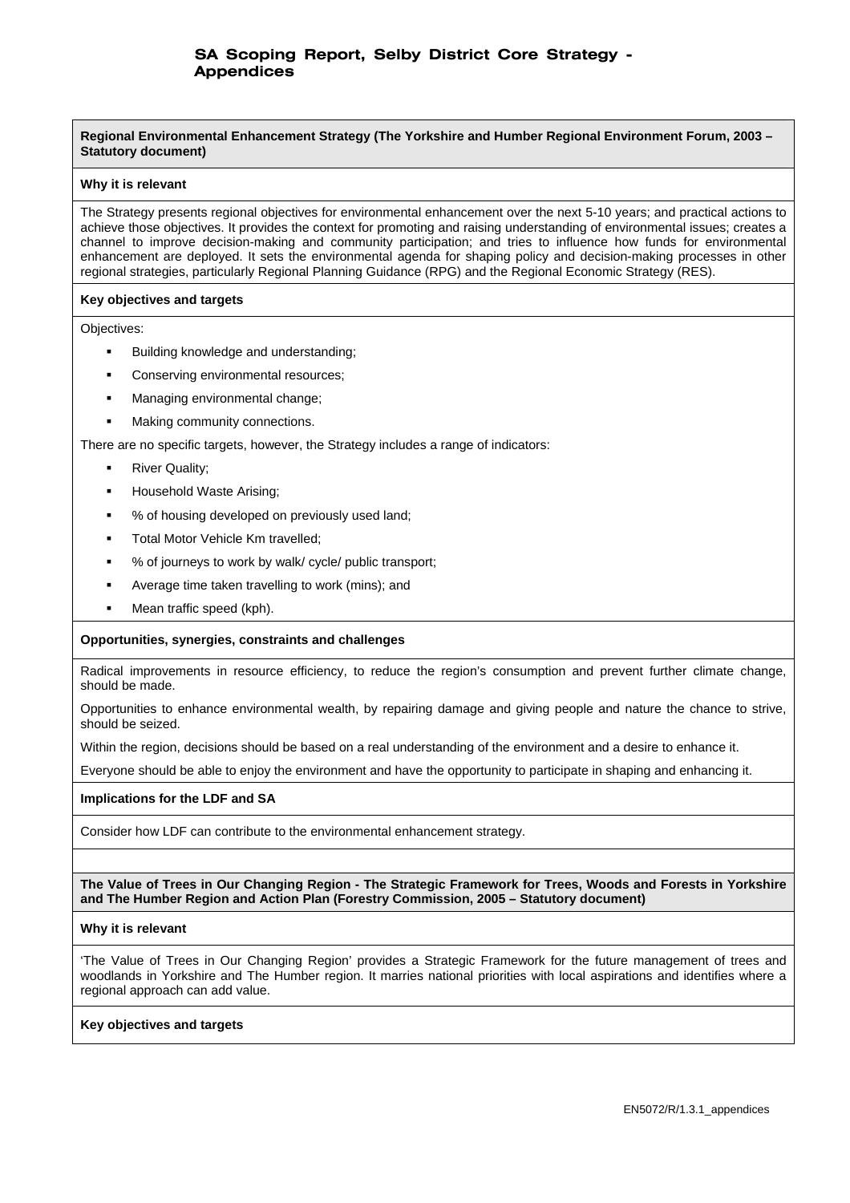**Regional Environmental Enhancement Strategy (The Yorkshire and Humber Regional Environment Forum, 2003 – Statutory document)**

**Why it is relevant**

The Strategy presents regional objectives for environmental enhancement over the next 5-10 years; and practical actions to achieve those objectives. It provides the context for promoting and raising understanding of environmental issues; creates a channel to improve decision-making and community participation; and tries to influence how funds for environmental enhancement are deployed. It sets the environmental agenda for shaping policy and decision-making processes in other regional strategies, particularly Regional Planning Guidance (RPG) and the Regional Economic Strategy (RES).

**Key objectives and targets**

Objectives:

- Building knowledge and understanding;
- Conserving environmental resources;
- Managing environmental change;
- Making community connections.

There are no specific targets, however, the Strategy includes a range of indicators:

- River Quality;
- Household Waste Arising;
- % of housing developed on previously used land;
- Total Motor Vehicle Km travelled;
- % of journeys to work by walk/ cycle/ public transport;
- Average time taken travelling to work (mins); and
- Mean traffic speed (kph).

**Opportunities, synergies, constraints and challenges**

Radical improvements in resource efficiency, to reduce the region's consumption and prevent further climate change, should be made.

Opportunities to enhance environmental wealth, by repairing damage and giving people and nature the chance to strive, should be seized.

Within the region, decisions should be based on a real understanding of the environment and a desire to enhance it.

Everyone should be able to enjoy the environment and have the opportunity to participate in shaping and enhancing it.

**Implications for the LDF and SA**

Consider how LDF can contribute to the environmental enhancement strategy.

**The Value of Trees in Our Changing Region - The Strategic Framework for Trees, Woods and Forests in Yorkshire and The Humber Region and Action Plan (Forestry Commission, 2005 – Statutory document)**

**Why it is relevant**

'The Value of Trees in Our Changing Region' provides a Strategic Framework for the future management of trees and woodlands in Yorkshire and The Humber region. It marries national priorities with local aspirations and identifies where a regional approach can add value.

**Key objectives and targets**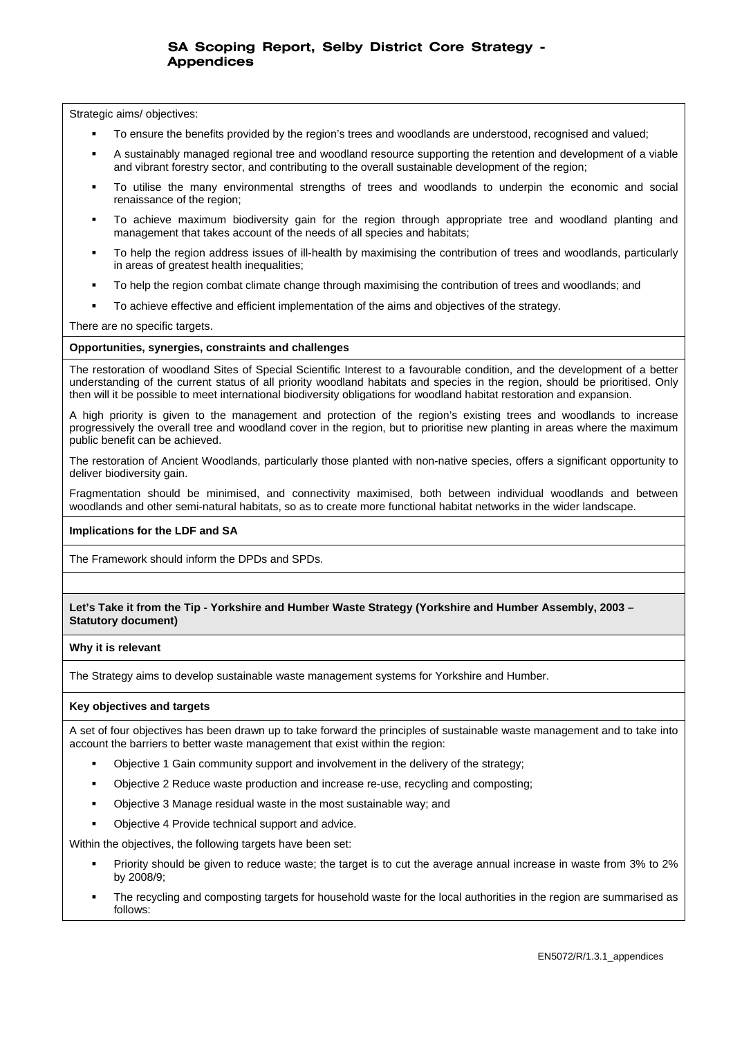Strategic aims/ objectives:

- To ensure the benefits provided by the region's trees and woodlands are understood, recognised and valued;
- A sustainably managed regional tree and woodland resource supporting the retention and development of a viable and vibrant forestry sector, and contributing to the overall sustainable development of the region;
- To utilise the many environmental strengths of trees and woodlands to underpin the economic and social renaissance of the region;
- To achieve maximum biodiversity gain for the region through appropriate tree and woodland planting and management that takes account of the needs of all species and habitats;
- To help the region address issues of ill-health by maximising the contribution of trees and woodlands, particularly in areas of greatest health inequalities;
- To help the region combat climate change through maximising the contribution of trees and woodlands; and
- To achieve effective and efficient implementation of the aims and objectives of the strategy.

There are no specific targets.

**Opportunities, synergies, constraints and challenges**

The restoration of woodland Sites of Special Scientific Interest to a favourable condition, and the development of a better understanding of the current status of all priority woodland habitats and species in the region, should be prioritised. Only then will it be possible to meet international biodiversity obligations for woodland habitat restoration and expansion.

A high priority is given to the management and protection of the region's existing trees and woodlands to increase progressively the overall tree and woodland cover in the region, but to prioritise new planting in areas where the maximum public benefit can be achieved.

The restoration of Ancient Woodlands, particularly those planted with non-native species, offers a significant opportunity to deliver biodiversity gain.

Fragmentation should be minimised, and connectivity maximised, both between individual woodlands and between woodlands and other semi-natural habitats, so as to create more functional habitat networks in the wider landscape.

**Implications for the LDF and SA**

The Framework should inform the DPDs and SPDs.

**Let's Take it from the Tip - Yorkshire and Humber Waste Strategy (Yorkshire and Humber Assembly, 2003 – Statutory document)**

**Why it is relevant**

The Strategy aims to develop sustainable waste management systems for Yorkshire and Humber.

**Key objectives and targets**

A set of four objectives has been drawn up to take forward the principles of sustainable waste management and to take into account the barriers to better waste management that exist within the region:

- Objective 1 Gain community support and involvement in the delivery of the strategy;
- Objective 2 Reduce waste production and increase re-use, recycling and composting;
- Objective 3 Manage residual waste in the most sustainable way; and
- Objective 4 Provide technical support and advice.

Within the objectives, the following targets have been set:

- Priority should be given to reduce waste; the target is to cut the average annual increase in waste from 3% to 2% by 2008/9;
- The recycling and composting targets for household waste for the local authorities in the region are summarised as follows: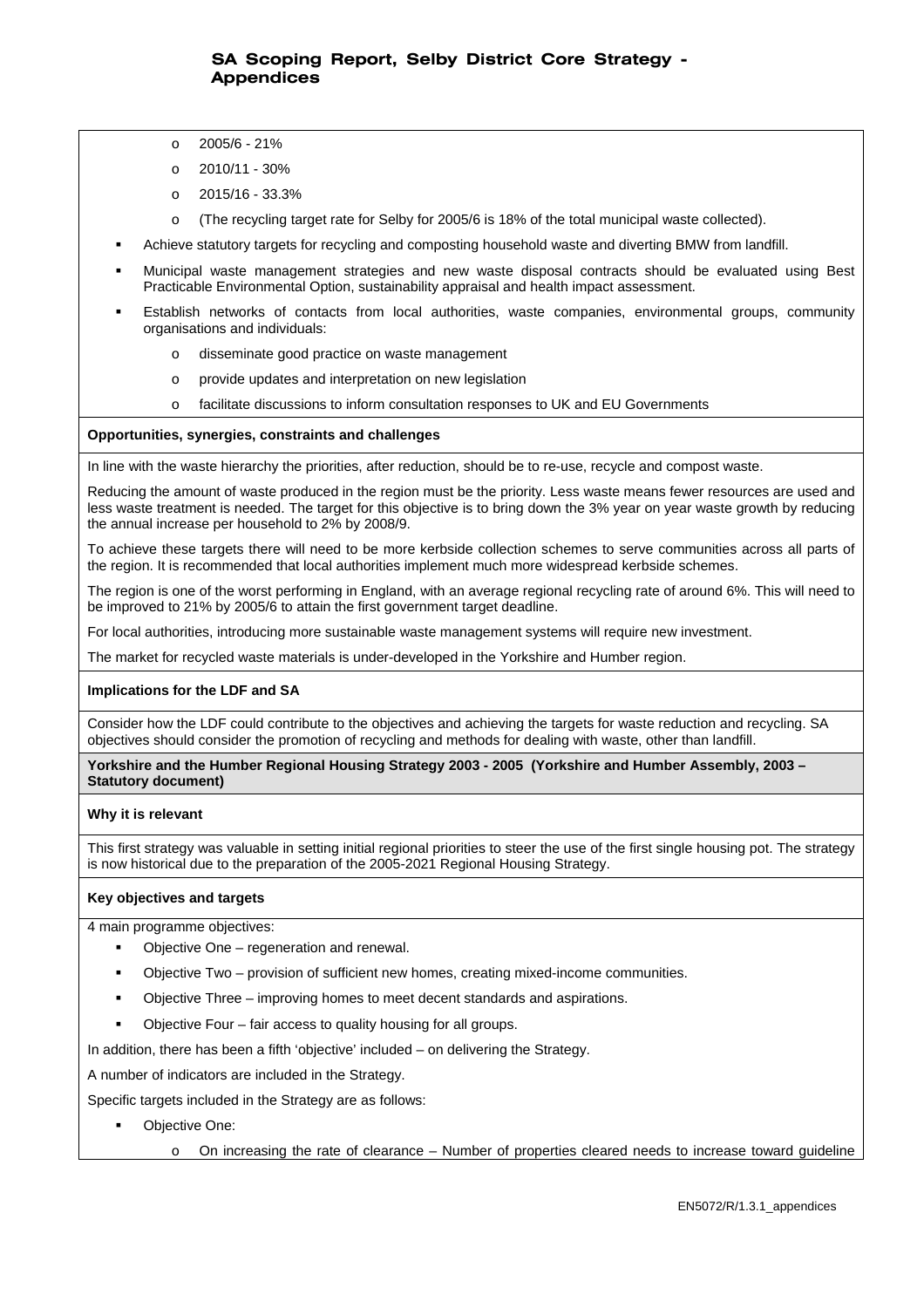- 2005/6 - 21%
- 2010/11 - 30%
- 2015/16 - 33.3%
- (The recycling target rate for Selby for 2005/6 is 18% of the total municipal waste collected).

- Achieve statutory targets for recycling and composting household waste and diverting BMW from landfill.
- Municipal waste management strategies and new waste disposal contracts should be evaluated using Best Practicable Environmental Option, sustainability appraisal and health impact assessment.
- Establish networks of contacts from local authorities, waste companies, environmental groups, community organisations and individuals:
  - disseminate good practice on waste management
  - provide updates and interpretation on new legislation
  - facilitate discussions to inform consultation responses to UK and EU Governments

**Opportunities, synergies, constraints and challenges**

In line with the waste hierarchy the priorities, after reduction, should be to re-use, recycle and compost waste.

Reducing the amount of waste produced in the region must be the priority. Less waste means fewer resources are used and less waste treatment is needed. The target for this objective is to bring down the 3% year on year waste growth by reducing the annual increase per household to 2% by 2008/9.

To achieve these targets there will need to be more kerbside collection schemes to serve communities across all parts of the region. It is recommended that local authorities implement much more widespread kerbside schemes.

The region is one of the worst performing in England, with an average regional recycling rate of around 6%. This will need to be improved to 21% by 2005/6 to attain the first government target deadline.

For local authorities, introducing more sustainable waste management systems will require new investment.

The market for recycled waste materials is under-developed in the Yorkshire and Humber region.

**Implications for the LDF and SA**

Consider how the LDF could contribute to the objectives and achieving the targets for waste reduction and recycling. SA objectives should consider the promotion of recycling and methods for dealing with waste, other than landfill.

**Yorkshire and the Humber Regional Housing Strategy 2003 - 2005 (Yorkshire and Humber Assembly, 2003 – Statutory document)**

**Why it is relevant**

This first strategy was valuable in setting initial regional priorities to steer the use of the first single housing pot. The strategy is now historical due to the preparation of the 2005-2021 Regional Housing Strategy.

**Key objectives and targets**

4 main programme objectives:

- Objective One – regeneration and renewal.
- Objective Two – provision of sufficient new homes, creating mixed-income communities.
- Objective Three – improving homes to meet decent standards and aspirations.
- Objective Four – fair access to quality housing for all groups.

In addition, there has been a fifth 'objective' included – on delivering the Strategy.

A number of indicators are included in the Strategy.

Specific targets included in the Strategy are as follows:

- Objective One:
  - On increasing the rate of clearance – Number of properties cleared needs to increase toward guideline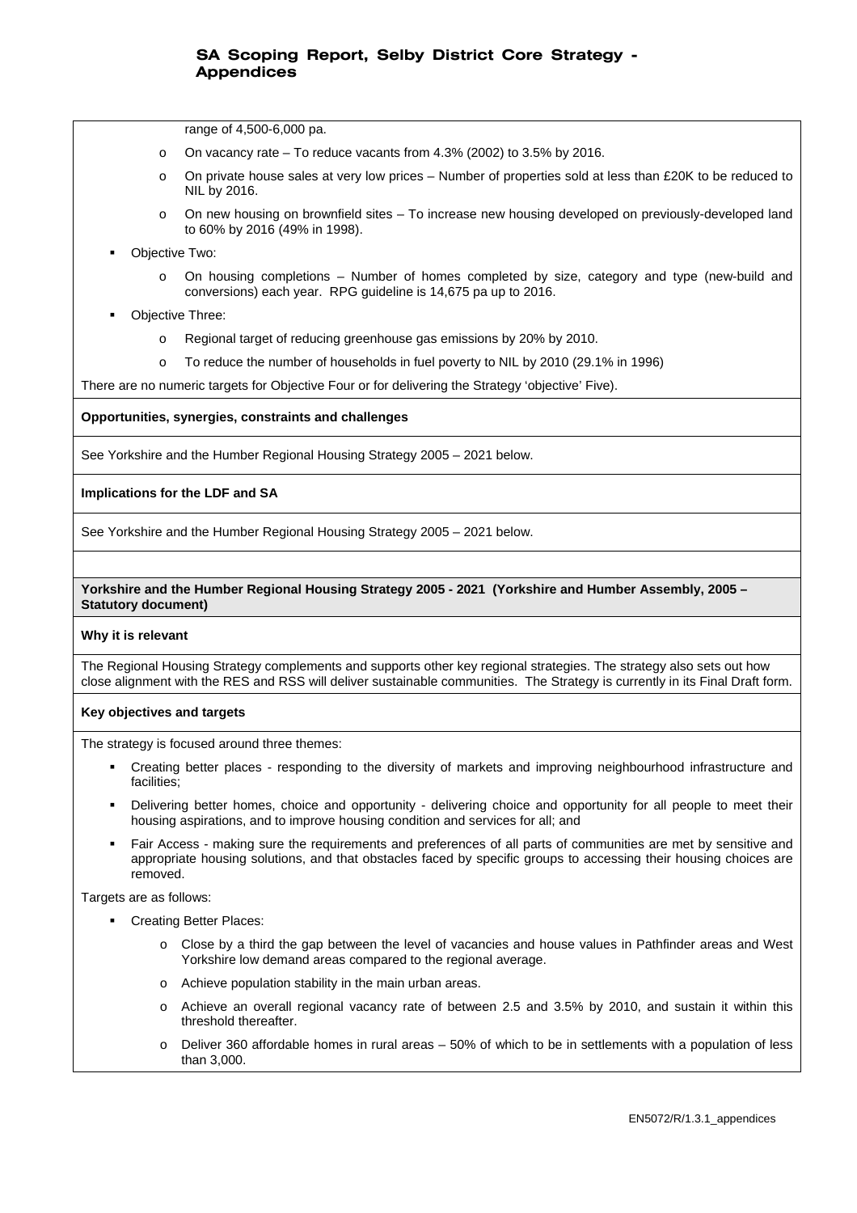range of 4,500-6,000 pa.

- On vacancy rate – To reduce vacants from 4.3% (2002) to 3.5% by 2016.
- On private house sales at very low prices – Number of properties sold at less than £20K to be reduced to NIL by 2016.
- On new housing on brownfield sites – To increase new housing developed on previously-developed land to 60% by 2016 (49% in 1998).

- Objective Two:
  - On housing completions – Number of homes completed by size, category and type (new-build and conversions) each year. RPG guideline is 14,675 pa up to 2016.
- Objective Three:
  - Regional target of reducing greenhouse gas emissions by 20% by 2010.
  - To reduce the number of households in fuel poverty to NIL by 2010 (29.1% in 1996)

There are no numeric targets for Objective Four or for delivering the Strategy 'objective' Five).

**Opportunities, synergies, constraints and challenges**

See Yorkshire and the Humber Regional Housing Strategy 2005 – 2021 below.

**Implications for the LDF and SA**

See Yorkshire and the Humber Regional Housing Strategy 2005 – 2021 below.

**Yorkshire and the Humber Regional Housing Strategy 2005 - 2021 (Yorkshire and Humber Assembly, 2005 – Statutory document)**

**Why it is relevant**

The Regional Housing Strategy complements and supports other key regional strategies. The strategy also sets out how close alignment with the RES and RSS will deliver sustainable communities. The Strategy is currently in its Final Draft form.

**Key objectives and targets**

The strategy is focused around three themes:

- Creating better places - responding to the diversity of markets and improving neighbourhood infrastructure and facilities;
- Delivering better homes, choice and opportunity - delivering choice and opportunity for all people to meet their housing aspirations, and to improve housing condition and services for all; and
- Fair Access - making sure the requirements and preferences of all parts of communities are met by sensitive and appropriate housing solutions, and that obstacles faced by specific groups to accessing their housing choices are removed.

Targets are as follows:

- Creating Better Places:
  - Close by a third the gap between the level of vacancies and house values in Pathfinder areas and West Yorkshire low demand areas compared to the regional average.
  - Achieve population stability in the main urban areas.
  - Achieve an overall regional vacancy rate of between 2.5 and 3.5% by 2010, and sustain it within this threshold thereafter.
  - Deliver 360 affordable homes in rural areas – 50% of which to be in settlements with a population of less than 3,000.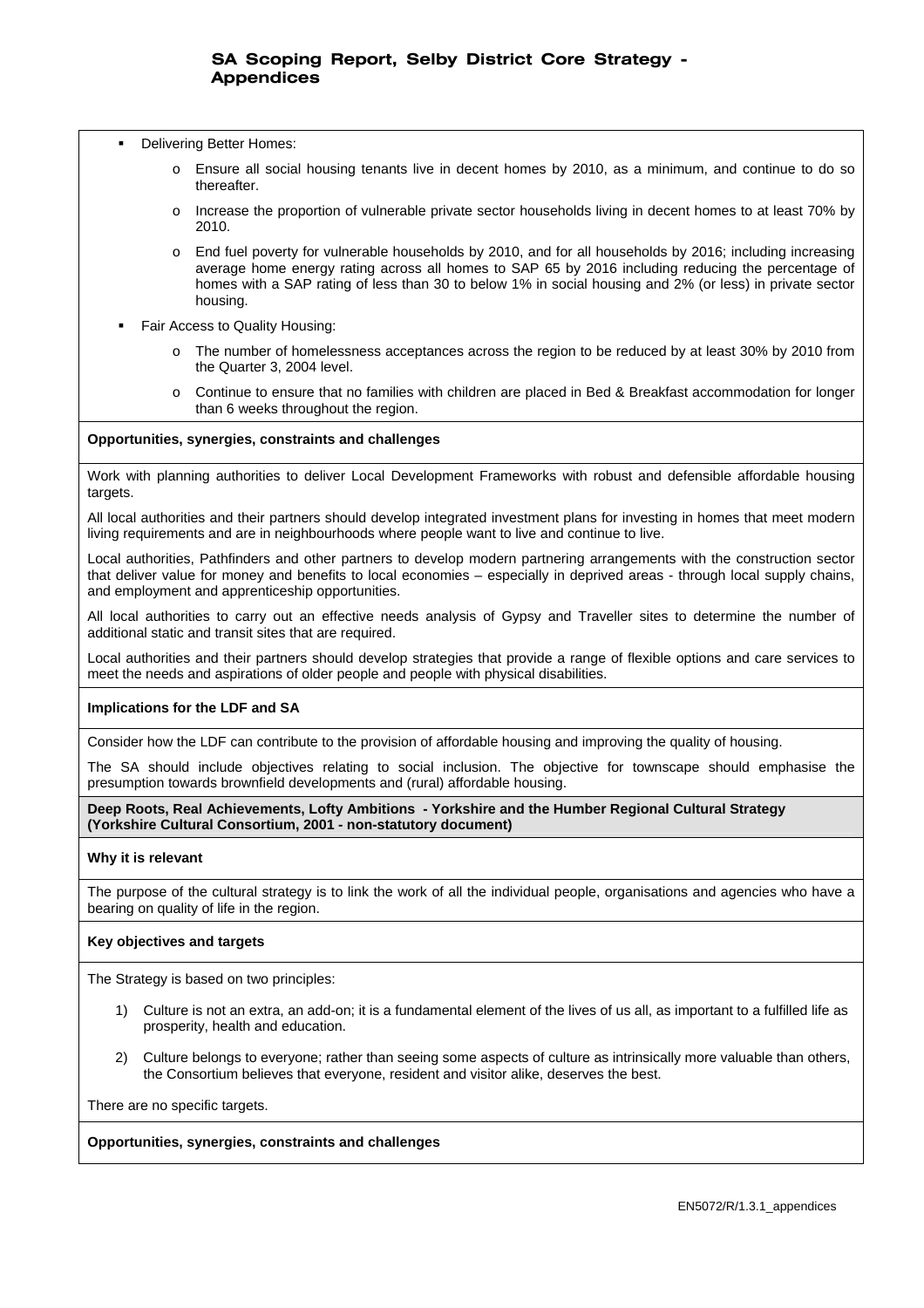- Delivering Better Homes:
  - Ensure all social housing tenants live in decent homes by 2010, as a minimum, and continue to do so thereafter.
  - Increase the proportion of vulnerable private sector households living in decent homes to at least 70% by 2010.
  - End fuel poverty for vulnerable households by 2010, and for all households by 2016; including increasing average home energy rating across all homes to SAP 65 by 2016 including reducing the percentage of homes with a SAP rating of less than 30 to below 1% in social housing and 2% (or less) in private sector housing.
- Fair Access to Quality Housing:
  - The number of homelessness acceptances across the region to be reduced by at least 30% by 2010 from the Quarter 3, 2004 level.
  - Continue to ensure that no families with children are placed in Bed & Breakfast accommodation for longer than 6 weeks throughout the region.

**Opportunities, synergies, constraints and challenges**

Work with planning authorities to deliver Local Development Frameworks with robust and defensible affordable housing targets.

All local authorities and their partners should develop integrated investment plans for investing in homes that meet modern living requirements and are in neighbourhoods where people want to live and continue to live.

Local authorities, Pathfinders and other partners to develop modern partnering arrangements with the construction sector that deliver value for money and benefits to local economies – especially in deprived areas - through local supply chains, and employment and apprenticeship opportunities.

All local authorities to carry out an effective needs analysis of Gypsy and Traveller sites to determine the number of additional static and transit sites that are required.

Local authorities and their partners should develop strategies that provide a range of flexible options and care services to meet the needs and aspirations of older people and people with physical disabilities.

**Implications for the LDF and SA**

Consider how the LDF can contribute to the provision of affordable housing and improving the quality of housing.

The SA should include objectives relating to social inclusion. The objective for townscape should emphasise the presumption towards brownfield developments and (rural) affordable housing.

**Deep Roots, Real Achievements, Lofty Ambitions - Yorkshire and the Humber Regional Cultural Strategy (Yorkshire Cultural Consortium, 2001 - non-statutory document)**

**Why it is relevant**

The purpose of the cultural strategy is to link the work of all the individual people, organisations and agencies who have a bearing on quality of life in the region.

**Key objectives and targets**

The Strategy is based on two principles:

1) Culture is not an extra, an add-on; it is a fundamental element of the lives of us all, as important to a fulfilled life as prosperity, health and education.

2) Culture belongs to everyone; rather than seeing some aspects of culture as intrinsically more valuable than others, the Consortium believes that everyone, resident and visitor alike, deserves the best.

There are no specific targets.

**Opportunities, synergies, constraints and challenges**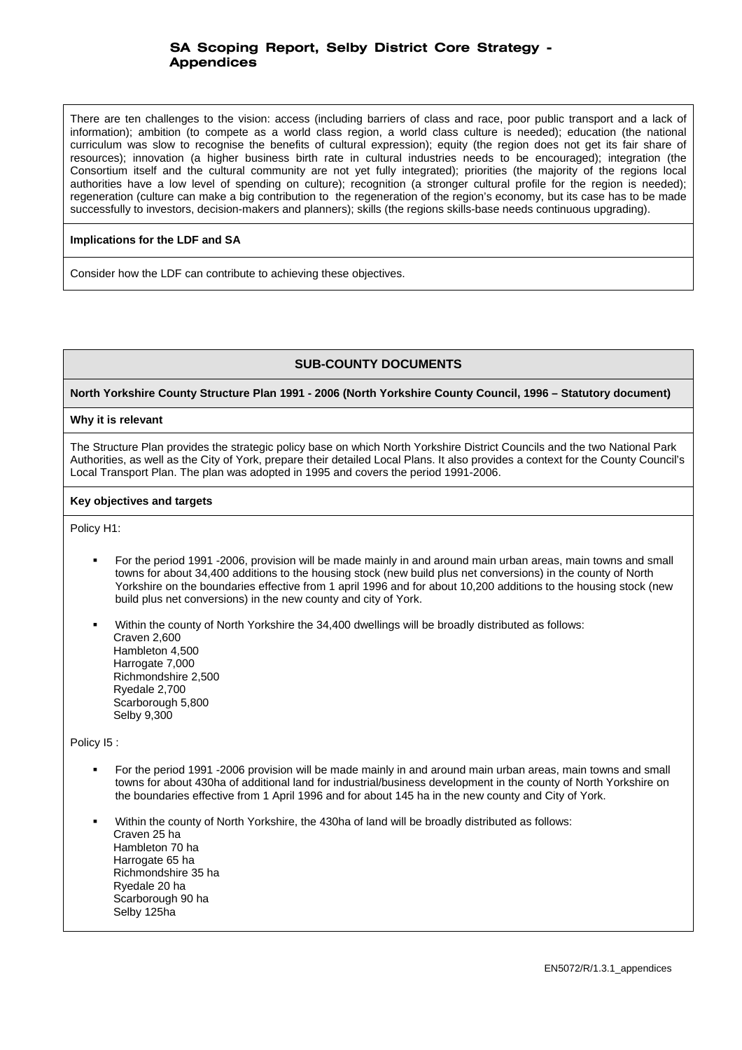There are ten challenges to the vision: access (including barriers of class and race, poor public transport and a lack of information); ambition (to compete as a world class region, a world class culture is needed); education (the national curriculum was slow to recognise the benefits of cultural expression); equity (the region does not get its fair share of resources); innovation (a higher business birth rate in cultural industries needs to be encouraged); integration (the Consortium itself and the cultural community are not yet fully integrated); priorities (the majority of the regions local authorities have a low level of spending on culture); recognition (a stronger cultural profile for the region is needed); regeneration (culture can make a big contribution to the regeneration of the region's economy, but its case has to be made successfully to investors, decision-makers and planners); skills (the regions skills-base needs continuous upgrading).

**Implications for the LDF and SA**

Consider how the LDF can contribute to achieving these objectives.

## SUB-COUNTY DOCUMENTS

**North Yorkshire County Structure Plan 1991 - 2006 (North Yorkshire County Council, 1996 – Statutory document)**

**Why it is relevant**

The Structure Plan provides the strategic policy base on which North Yorkshire District Councils and the two National Park Authorities, as well as the City of York, prepare their detailed Local Plans. It also provides a context for the County Council's Local Transport Plan. The plan was adopted in 1995 and covers the period 1991-2006.

**Key objectives and targets**

Policy H1:

- For the period 1991 -2006, provision will be made mainly in and around main urban areas, main towns and small towns for about 34,400 additions to the housing stock (new build plus net conversions) in the county of North Yorkshire on the boundaries effective from 1 april 1996 and for about 10,200 additions to the housing stock (new build plus net conversions) in the new county and city of York.
- Within the county of North Yorkshire the 34,400 dwellings will be broadly distributed as follows:
  Craven 2,600
  Hambleton 4,500
  Harrogate 7,000
  Richmondshire 2,500
  Ryedale 2,700
  Scarborough 5,800
  Selby 9,300

Policy I5 :

- For the period 1991 -2006 provision will be made mainly in and around main urban areas, main towns and small towns for about 430ha of additional land for industrial/business development in the county of North Yorkshire on the boundaries effective from 1 April 1996 and for about 145 ha in the new county and City of York.
- Within the county of North Yorkshire, the 430ha of land will be broadly distributed as follows:
  Craven 25 ha
  Hambleton 70 ha
  Harrogate 65 ha
  Richmondshire 35 ha
  Ryedale 20 ha
  Scarborough 90 ha
  Selby 125ha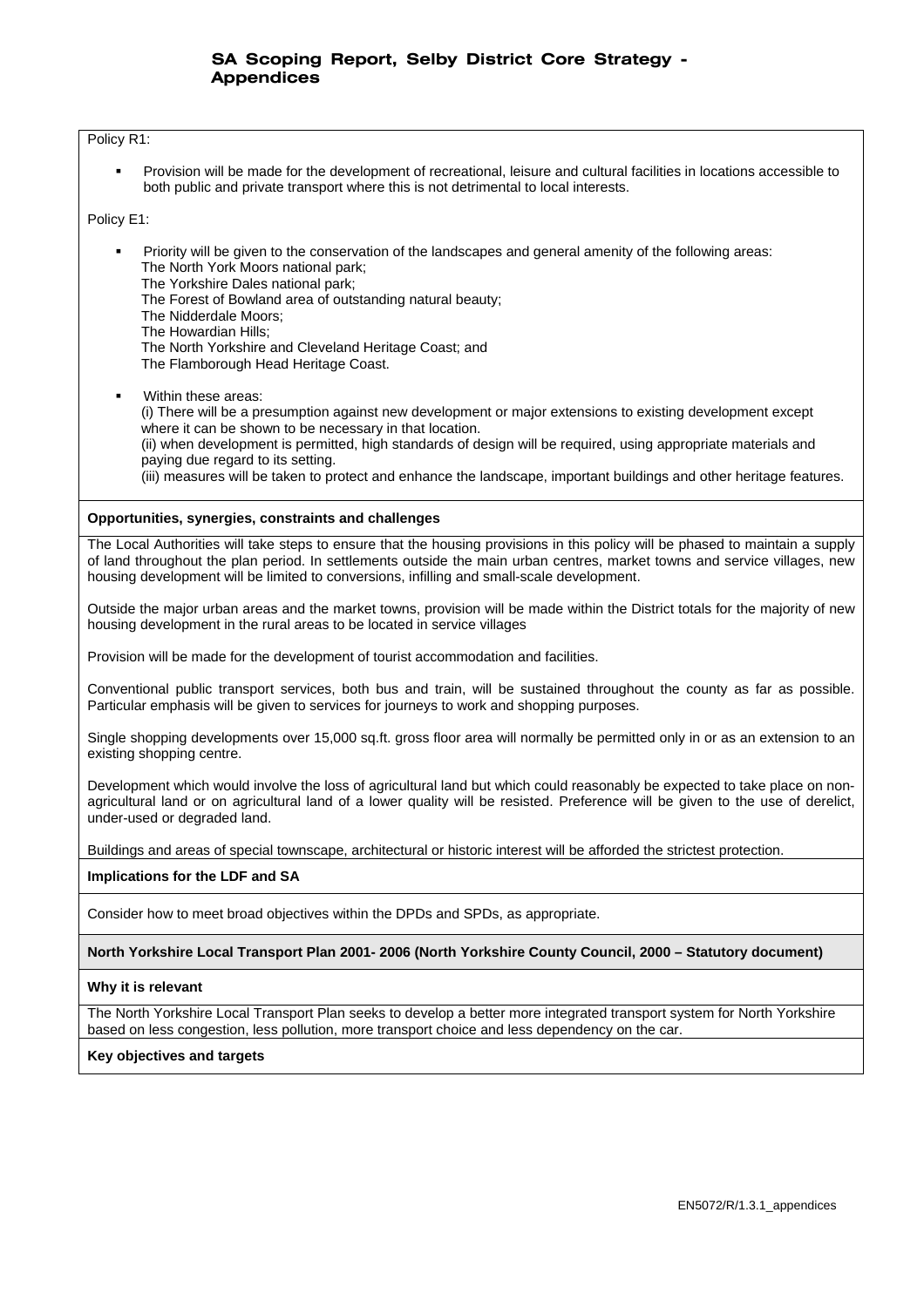Policy R1:

- Provision will be made for the development of recreational, leisure and cultural facilities in locations accessible to both public and private transport where this is not detrimental to local interests.

Policy E1:

- Priority will be given to the conservation of the landscapes and general amenity of the following areas:
  The North York Moors national park;
  The Yorkshire Dales national park;
  The Forest of Bowland area of outstanding natural beauty;
  The Nidderdale Moors;
  The Howardian Hills;
  The North Yorkshire and Cleveland Heritage Coast; and
  The Flamborough Head Heritage Coast.

- Within these areas:
  (i) There will be a presumption against new development or major extensions to existing development except where it can be shown to be necessary in that location.
  (ii) when development is permitted, high standards of design will be required, using appropriate materials and paying due regard to its setting.
  (iii) measures will be taken to protect and enhance the landscape, important buildings and other heritage features.

**Opportunities, synergies, constraints and challenges**

The Local Authorities will take steps to ensure that the housing provisions in this policy will be phased to maintain a supply of land throughout the plan period. In settlements outside the main urban centres, market towns and service villages, new housing development will be limited to conversions, infilling and small-scale development.

Outside the major urban areas and the market towns, provision will be made within the District totals for the majority of new housing development in the rural areas to be located in service villages

Provision will be made for the development of tourist accommodation and facilities.

Conventional public transport services, both bus and train, will be sustained throughout the county as far as possible. Particular emphasis will be given to services for journeys to work and shopping purposes.

Single shopping developments over 15,000 sq.ft. gross floor area will normally be permitted only in or as an extension to an existing shopping centre.

Development which would involve the loss of agricultural land but which could reasonably be expected to take place on non-agricultural land or on agricultural land of a lower quality will be resisted. Preference will be given to the use of derelict, under-used or degraded land.

Buildings and areas of special townscape, architectural or historic interest will be afforded the strictest protection.

**Implications for the LDF and SA**

Consider how to meet broad objectives within the DPDs and SPDs, as appropriate.

**North Yorkshire Local Transport Plan 2001- 2006 (North Yorkshire County Council, 2000 – Statutory document)**

**Why it is relevant**

The North Yorkshire Local Transport Plan seeks to develop a better more integrated transport system for North Yorkshire based on less congestion, less pollution, more transport choice and less dependency on the car.

**Key objectives and targets**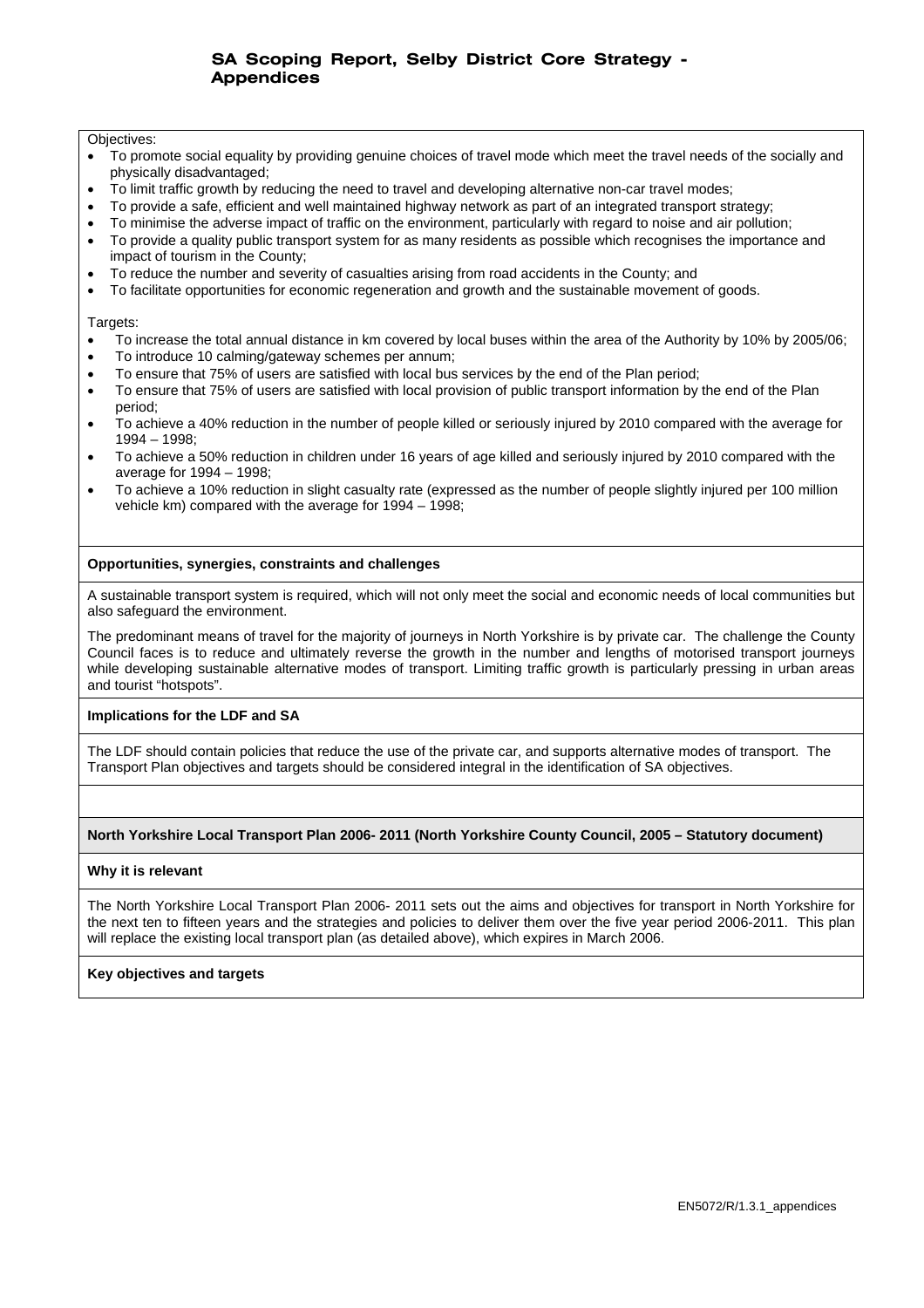Objectives:

- To promote social equality by providing genuine choices of travel mode which meet the travel needs of the socially and physically disadvantaged;
- To limit traffic growth by reducing the need to travel and developing alternative non-car travel modes;
- To provide a safe, efficient and well maintained highway network as part of an integrated transport strategy;
- To minimise the adverse impact of traffic on the environment, particularly with regard to noise and air pollution;
- To provide a quality public transport system for as many residents as possible which recognises the importance and impact of tourism in the County;
- To reduce the number and severity of casualties arising from road accidents in the County; and
- To facilitate opportunities for economic regeneration and growth and the sustainable movement of goods.

Targets:

- To increase the total annual distance in km covered by local buses within the area of the Authority by 10% by 2005/06;
- To introduce 10 calming/gateway schemes per annum;
- To ensure that 75% of users are satisfied with local bus services by the end of the Plan period;
- To ensure that 75% of users are satisfied with local provision of public transport information by the end of the Plan period;
- To achieve a 40% reduction in the number of people killed or seriously injured by 2010 compared with the average for 1994 – 1998;
- To achieve a 50% reduction in children under 16 years of age killed and seriously injured by 2010 compared with the average for 1994 – 1998;
- To achieve a 10% reduction in slight casualty rate (expressed as the number of people slightly injured per 100 million vehicle km) compared with the average for 1994 – 1998;

**Opportunities, synergies, constraints and challenges**

A sustainable transport system is required, which will not only meet the social and economic needs of local communities but also safeguard the environment.

The predominant means of travel for the majority of journeys in North Yorkshire is by private car. The challenge the County Council faces is to reduce and ultimately reverse the growth in the number and lengths of motorised transport journeys while developing sustainable alternative modes of transport. Limiting traffic growth is particularly pressing in urban areas and tourist "hotspots".

**Implications for the LDF and SA**

The LDF should contain policies that reduce the use of the private car, and supports alternative modes of transport. The Transport Plan objectives and targets should be considered integral in the identification of SA objectives.

**North Yorkshire Local Transport Plan 2006- 2011 (North Yorkshire County Council, 2005 – Statutory document)**

**Why it is relevant**

The North Yorkshire Local Transport Plan 2006- 2011 sets out the aims and objectives for transport in North Yorkshire for the next ten to fifteen years and the strategies and policies to deliver them over the five year period 2006-2011. This plan will replace the existing local transport plan (as detailed above), which expires in March 2006.

**Key objectives and targets**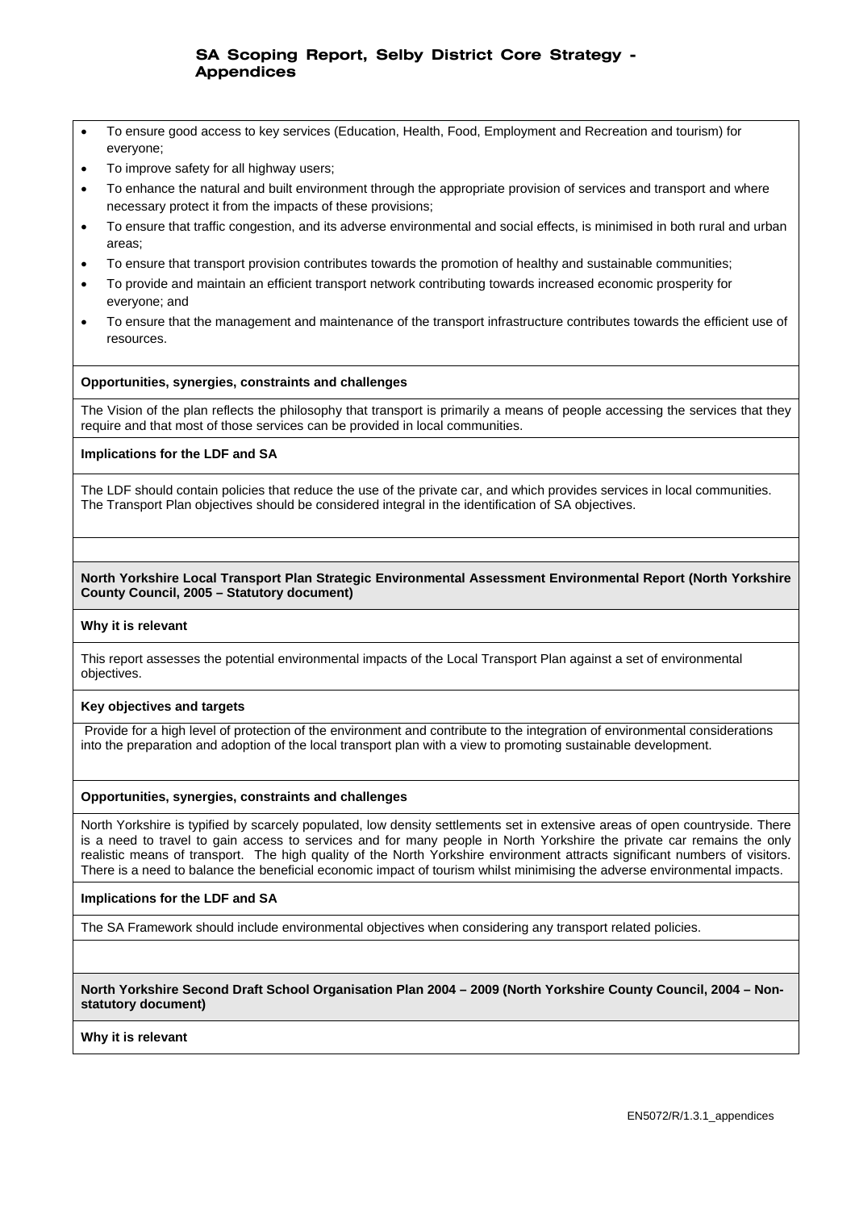- To ensure good access to key services (Education, Health, Food, Employment and Recreation and tourism) for everyone;
- To improve safety for all highway users;
- To enhance the natural and built environment through the appropriate provision of services and transport and where necessary protect it from the impacts of these provisions;
- To ensure that traffic congestion, and its adverse environmental and social effects, is minimised in both rural and urban areas;
- To ensure that transport provision contributes towards the promotion of healthy and sustainable communities;
- To provide and maintain an efficient transport network contributing towards increased economic prosperity for everyone; and
- To ensure that the management and maintenance of the transport infrastructure contributes towards the efficient use of resources.

**Opportunities, synergies, constraints and challenges**

The Vision of the plan reflects the philosophy that transport is primarily a means of people accessing the services that they require and that most of those services can be provided in local communities.

**Implications for the LDF and SA**

The LDF should contain policies that reduce the use of the private car, and which provides services in local communities. The Transport Plan objectives should be considered integral in the identification of SA objectives.

**North Yorkshire Local Transport Plan Strategic Environmental Assessment Environmental Report (North Yorkshire County Council, 2005 – Statutory document)**

**Why it is relevant**

This report assesses the potential environmental impacts of the Local Transport Plan against a set of environmental objectives.

**Key objectives and targets**

Provide for a high level of protection of the environment and contribute to the integration of environmental considerations into the preparation and adoption of the local transport plan with a view to promoting sustainable development.

**Opportunities, synergies, constraints and challenges**

North Yorkshire is typified by scarcely populated, low density settlements set in extensive areas of open countryside. There is a need to travel to gain access to services and for many people in North Yorkshire the private car remains the only realistic means of transport. The high quality of the North Yorkshire environment attracts significant numbers of visitors. There is a need to balance the beneficial economic impact of tourism whilst minimising the adverse environmental impacts.

**Implications for the LDF and SA**

The SA Framework should include environmental objectives when considering any transport related policies.

**North Yorkshire Second Draft School Organisation Plan 2004 – 2009 (North Yorkshire County Council, 2004 – Non-statutory document)**

**Why it is relevant**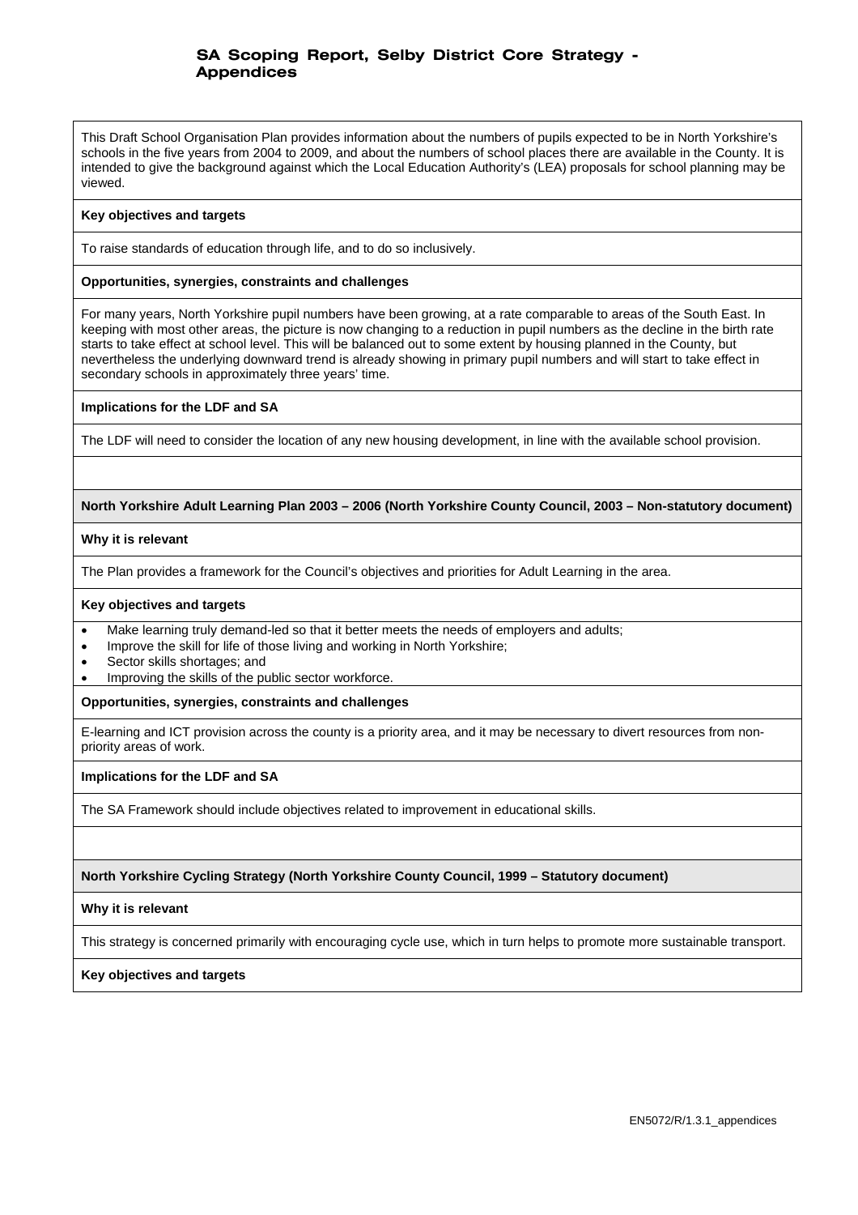This Draft School Organisation Plan provides information about the numbers of pupils expected to be in North Yorkshire's schools in the five years from 2004 to 2009, and about the numbers of school places there are available in the County. It is intended to give the background against which the Local Education Authority's (LEA) proposals for school planning may be viewed.

**Key objectives and targets**

To raise standards of education through life, and to do so inclusively.

**Opportunities, synergies, constraints and challenges**

For many years, North Yorkshire pupil numbers have been growing, at a rate comparable to areas of the South East. In keeping with most other areas, the picture is now changing to a reduction in pupil numbers as the decline in the birth rate starts to take effect at school level. This will be balanced out to some extent by housing planned in the County, but nevertheless the underlying downward trend is already showing in primary pupil numbers and will start to take effect in secondary schools in approximately three years' time.

**Implications for the LDF and SA**

The LDF will need to consider the location of any new housing development, in line with the available school provision.

**North Yorkshire Adult Learning Plan 2003 – 2006 (North Yorkshire County Council, 2003 – Non-statutory document)**

**Why it is relevant**

The Plan provides a framework for the Council's objectives and priorities for Adult Learning in the area.

**Key objectives and targets**

- Make learning truly demand-led so that it better meets the needs of employers and adults;
- Improve the skill for life of those living and working in North Yorkshire;
- Sector skills shortages; and
- Improving the skills of the public sector workforce.

**Opportunities, synergies, constraints and challenges**

E-learning and ICT provision across the county is a priority area, and it may be necessary to divert resources from non-priority areas of work.

**Implications for the LDF and SA**

The SA Framework should include objectives related to improvement in educational skills.

**North Yorkshire Cycling Strategy (North Yorkshire County Council, 1999 – Statutory document)**

**Why it is relevant**

This strategy is concerned primarily with encouraging cycle use, which in turn helps to promote more sustainable transport.

**Key objectives and targets**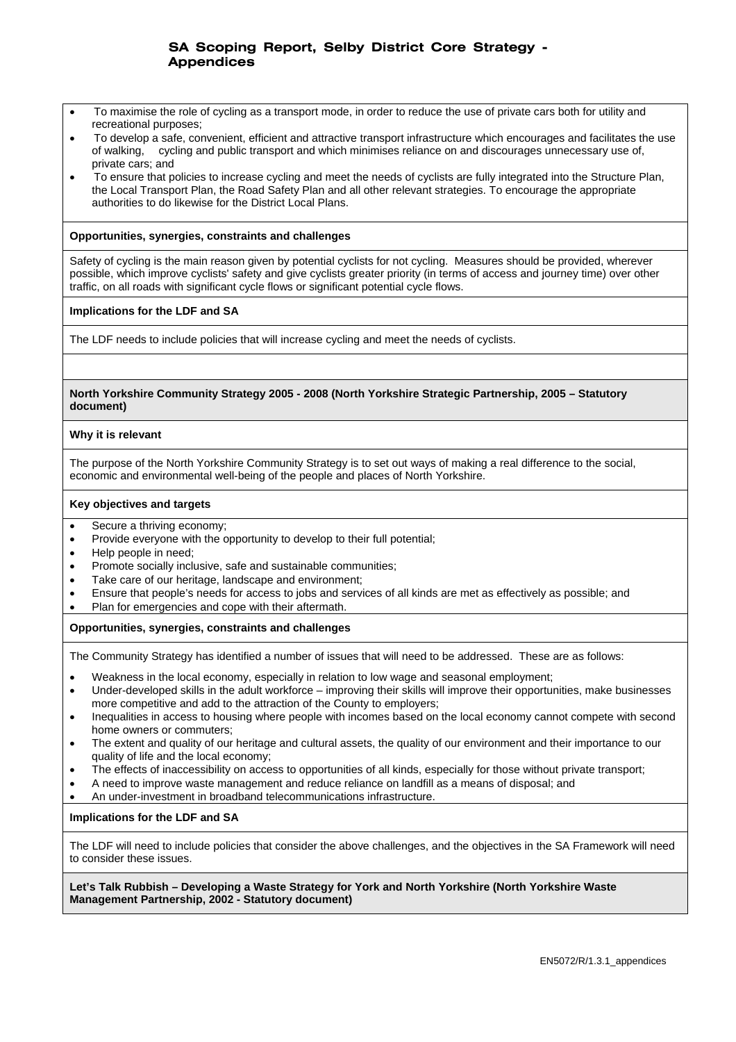- To maximise the role of cycling as a transport mode, in order to reduce the use of private cars both for utility and recreational purposes;
- To develop a safe, convenient, efficient and attractive transport infrastructure which encourages and facilitates the use of walking, cycling and public transport and which minimises reliance on and discourages unnecessary use of, private cars; and
- To ensure that policies to increase cycling and meet the needs of cyclists are fully integrated into the Structure Plan, the Local Transport Plan, the Road Safety Plan and all other relevant strategies. To encourage the appropriate authorities to do likewise for the District Local Plans.

**Opportunities, synergies, constraints and challenges**

Safety of cycling is the main reason given by potential cyclists for not cycling. Measures should be provided, wherever possible, which improve cyclists' safety and give cyclists greater priority (in terms of access and journey time) over other traffic, on all roads with significant cycle flows or significant potential cycle flows.

**Implications for the LDF and SA**

The LDF needs to include policies that will increase cycling and meet the needs of cyclists.

**North Yorkshire Community Strategy 2005 - 2008 (North Yorkshire Strategic Partnership, 2005 – Statutory document)**

**Why it is relevant**

The purpose of the North Yorkshire Community Strategy is to set out ways of making a real difference to the social, economic and environmental well-being of the people and places of North Yorkshire.

**Key objectives and targets**

- Secure a thriving economy;
- Provide everyone with the opportunity to develop to their full potential;
- Help people in need;
- Promote socially inclusive, safe and sustainable communities;
- Take care of our heritage, landscape and environment;
- Ensure that people's needs for access to jobs and services of all kinds are met as effectively as possible; and
- Plan for emergencies and cope with their aftermath.

**Opportunities, synergies, constraints and challenges**

The Community Strategy has identified a number of issues that will need to be addressed. These are as follows:

- Weakness in the local economy, especially in relation to low wage and seasonal employment;
- Under-developed skills in the adult workforce – improving their skills will improve their opportunities, make businesses more competitive and add to the attraction of the County to employers;
- Inequalities in access to housing where people with incomes based on the local economy cannot compete with second home owners or commuters;
- The extent and quality of our heritage and cultural assets, the quality of our environment and their importance to our quality of life and the local economy;
- The effects of inaccessibility on access to opportunities of all kinds, especially for those without private transport;
- A need to improve waste management and reduce reliance on landfill as a means of disposal; and
- An under-investment in broadband telecommunications infrastructure.

**Implications for the LDF and SA**

The LDF will need to include policies that consider the above challenges, and the objectives in the SA Framework will need to consider these issues.

**Let's Talk Rubbish – Developing a Waste Strategy for York and North Yorkshire (North Yorkshire Waste Management Partnership, 2002 - Statutory document)**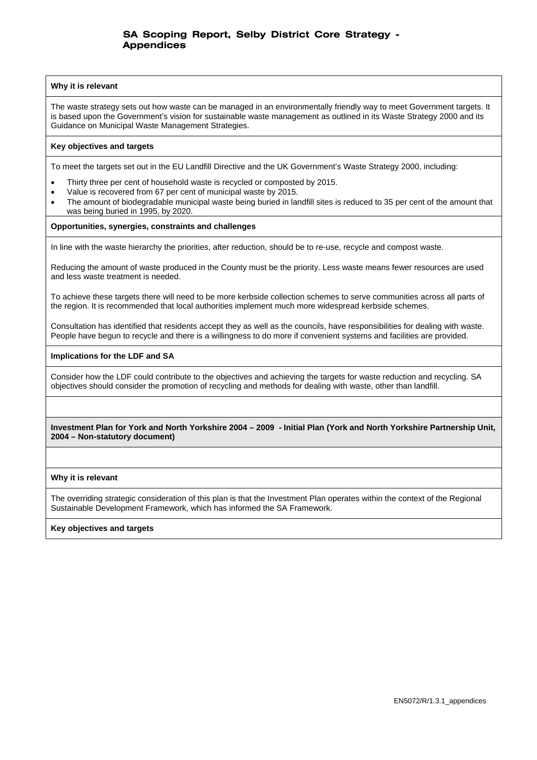**Why it is relevant**

The waste strategy sets out how waste can be managed in an environmentally friendly way to meet Government targets. It is based upon the Government's vision for sustainable waste management as outlined in its Waste Strategy 2000 and its Guidance on Municipal Waste Management Strategies.

**Key objectives and targets**

To meet the targets set out in the EU Landfill Directive and the UK Government's Waste Strategy 2000, including:

- Thirty three per cent of household waste is recycled or composted by 2015.
- Value is recovered from 67 per cent of municipal waste by 2015.
- The amount of biodegradable municipal waste being buried in landfill sites is reduced to 35 per cent of the amount that was being buried in 1995, by 2020.

**Opportunities, synergies, constraints and challenges**

In line with the waste hierarchy the priorities, after reduction, should be to re-use, recycle and compost waste.

Reducing the amount of waste produced in the County must be the priority. Less waste means fewer resources are used and less waste treatment is needed.

To achieve these targets there will need to be more kerbside collection schemes to serve communities across all parts of the region. It is recommended that local authorities implement much more widespread kerbside schemes.

Consultation has identified that residents accept they as well as the councils, have responsibilities for dealing with waste. People have begun to recycle and there is a willingness to do more if convenient systems and facilities are provided.

**Implications for the LDF and SA**

Consider how the LDF could contribute to the objectives and achieving the targets for waste reduction and recycling. SA objectives should consider the promotion of recycling and methods for dealing with waste, other than landfill.

**Investment Plan for York and North Yorkshire 2004 – 2009 - Initial Plan (York and North Yorkshire Partnership Unit, 2004 – Non-statutory document)**

**Why it is relevant**

The overriding strategic consideration of this plan is that the Investment Plan operates within the context of the Regional Sustainable Development Framework, which has informed the SA Framework.

**Key objectives and targets**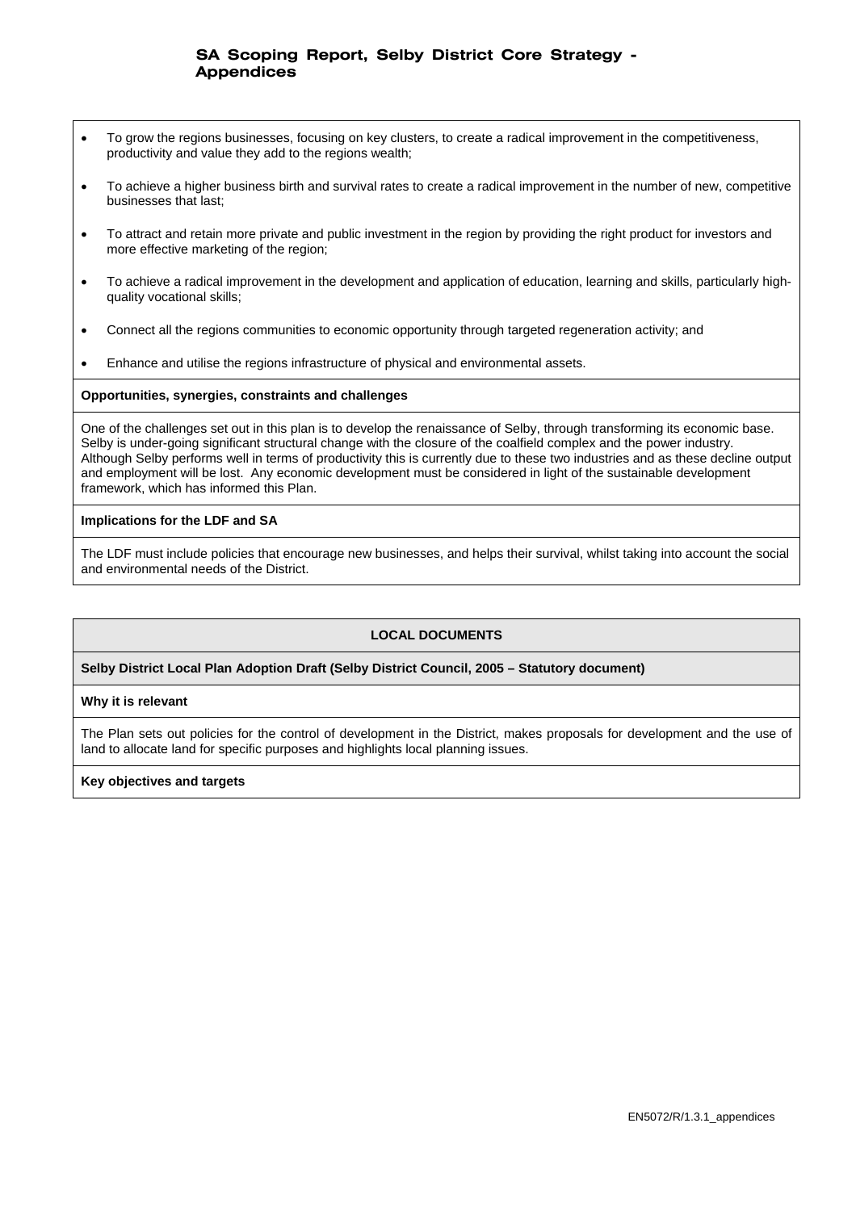- To grow the regions businesses, focusing on key clusters, to create a radical improvement in the competitiveness, productivity and value they add to the regions wealth;
- To achieve a higher business birth and survival rates to create a radical improvement in the number of new, competitive businesses that last;
- To attract and retain more private and public investment in the region by providing the right product for investors and more effective marketing of the region;
- To achieve a radical improvement in the development and application of education, learning and skills, particularly high-quality vocational skills;
- Connect all the regions communities to economic opportunity through targeted regeneration activity; and
- Enhance and utilise the regions infrastructure of physical and environmental assets.

**Opportunities, synergies, constraints and challenges**

One of the challenges set out in this plan is to develop the renaissance of Selby, through transforming its economic base. Selby is under-going significant structural change with the closure of the coalfield complex and the power industry. Although Selby performs well in terms of productivity this is currently due to these two industries and as these decline output and employment will be lost. Any economic development must be considered in light of the sustainable development framework, which has informed this Plan.

**Implications for the LDF and SA**

The LDF must include policies that encourage new businesses, and helps their survival, whilst taking into account the social and environmental needs of the District.

**LOCAL DOCUMENTS**

**Selby District Local Plan Adoption Draft (Selby District Council, 2005 – Statutory document)**

**Why it is relevant**

The Plan sets out policies for the control of development in the District, makes proposals for development and the use of land to allocate land for specific purposes and highlights local planning issues.

**Key objectives and targets**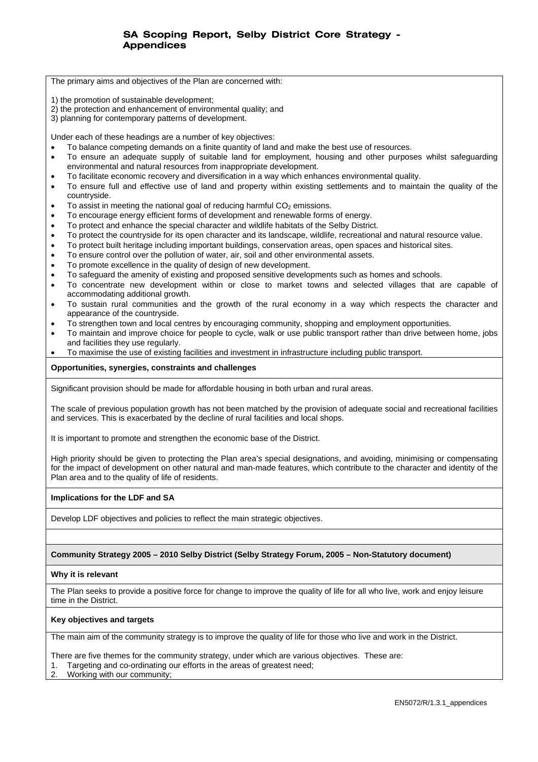The primary aims and objectives of the Plan are concerned with:

1) the promotion of sustainable development;
2) the protection and enhancement of environmental quality; and
3) planning for contemporary patterns of development.

Under each of these headings are a number of key objectives:

- To balance competing demands on a finite quantity of land and make the best use of resources.
- To ensure an adequate supply of suitable land for employment, housing and other purposes whilst safeguarding environmental and natural resources from inappropriate development.
- To facilitate economic recovery and diversification in a way which enhances environmental quality.
- To ensure full and effective use of land and property within existing settlements and to maintain the quality of the countryside.
- To assist in meeting the national goal of reducing harmful $CO_2$ emissions.
- To encourage energy efficient forms of development and renewable forms of energy.
- To protect and enhance the special character and wildlife habitats of the Selby District.
- To protect the countryside for its open character and its landscape, wildlife, recreational and natural resource value.
- To protect built heritage including important buildings, conservation areas, open spaces and historical sites.
- To ensure control over the pollution of water, air, soil and other environmental assets.
- To promote excellence in the quality of design of new development.
- To safeguard the amenity of existing and proposed sensitive developments such as homes and schools.
- To concentrate new development within or close to market towns and selected villages that are capable of accommodating additional growth.
- To sustain rural communities and the growth of the rural economy in a way which respects the character and appearance of the countryside.
- To strengthen town and local centres by encouraging community, shopping and employment opportunities.
- To maintain and improve choice for people to cycle, walk or use public transport rather than drive between home, jobs and facilities they use regularly.
- To maximise the use of existing facilities and investment in infrastructure including public transport.

**Opportunities, synergies, constraints and challenges**

Significant provision should be made for affordable housing in both urban and rural areas.

The scale of previous population growth has not been matched by the provision of adequate social and recreational facilities and services. This is exacerbated by the decline of rural facilities and local shops.

It is important to promote and strengthen the economic base of the District.

High priority should be given to protecting the Plan area's special designations, and avoiding, minimising or compensating for the impact of development on other natural and man-made features, which contribute to the character and identity of the Plan area and to the quality of life of residents.

**Implications for the LDF and SA**

Develop LDF objectives and policies to reflect the main strategic objectives.

**Community Strategy 2005 – 2010 Selby District (Selby Strategy Forum, 2005 – Non-Statutory document)**

**Why it is relevant**

The Plan seeks to provide a positive force for change to improve the quality of life for all who live, work and enjoy leisure time in the District.

**Key objectives and targets**

The main aim of the community strategy is to improve the quality of life for those who live and work in the District.

There are five themes for the community strategy, under which are various objectives. These are:

1. Targeting and co-ordinating our efforts in the areas of greatest need;
2. Working with our community;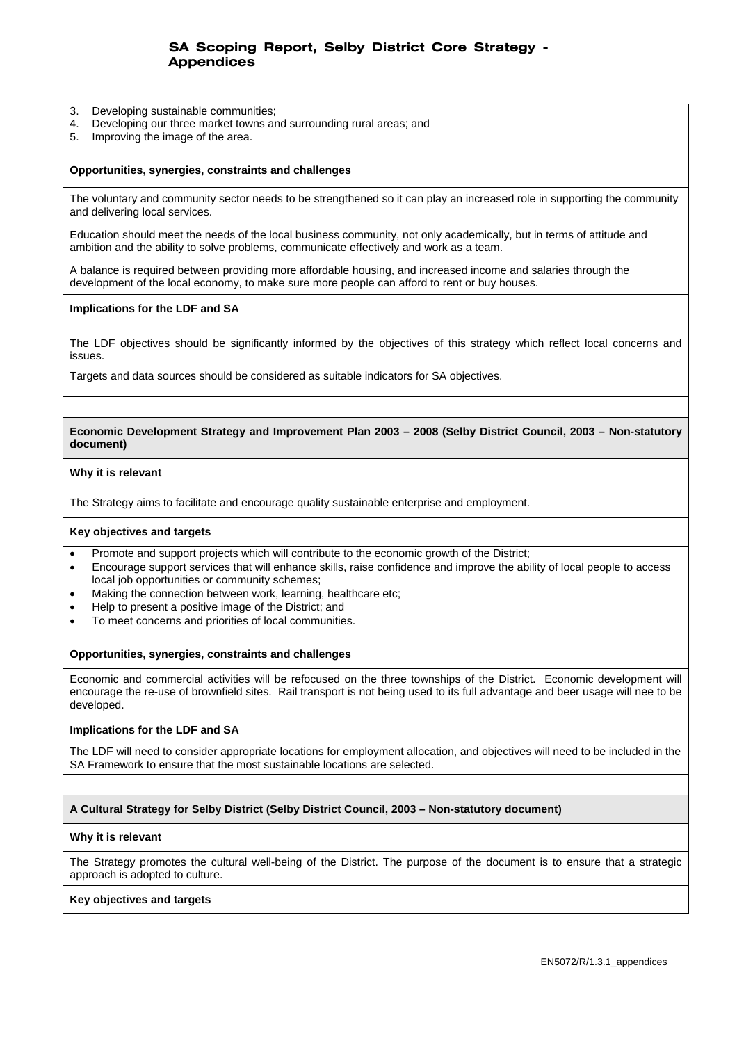3. Developing sustainable communities;
4. Developing our three market towns and surrounding rural areas; and
5. Improving the image of the area.

**Opportunities, synergies, constraints and challenges**

The voluntary and community sector needs to be strengthened so it can play an increased role in supporting the community and delivering local services.

Education should meet the needs of the local business community, not only academically, but in terms of attitude and ambition and the ability to solve problems, communicate effectively and work as a team.

A balance is required between providing more affordable housing, and increased income and salaries through the development of the local economy, to make sure more people can afford to rent or buy houses.

**Implications for the LDF and SA**

The LDF objectives should be significantly informed by the objectives of this strategy which reflect local concerns and issues.

Targets and data sources should be considered as suitable indicators for SA objectives.

**Economic Development Strategy and Improvement Plan 2003 – 2008 (Selby District Council, 2003 – Non-statutory document)**

**Why it is relevant**

The Strategy aims to facilitate and encourage quality sustainable enterprise and employment.

**Key objectives and targets**

- Promote and support projects which will contribute to the economic growth of the District;
- Encourage support services that will enhance skills, raise confidence and improve the ability of local people to access local job opportunities or community schemes;
- Making the connection between work, learning, healthcare etc;
- Help to present a positive image of the District; and
- To meet concerns and priorities of local communities.

**Opportunities, synergies, constraints and challenges**

Economic and commercial activities will be refocused on the three townships of the District. Economic development will encourage the re-use of brownfield sites. Rail transport is not being used to its full advantage and beer usage will nee to be developed.

**Implications for the LDF and SA**

The LDF will need to consider appropriate locations for employment allocation, and objectives will need to be included in the SA Framework to ensure that the most sustainable locations are selected.

**A Cultural Strategy for Selby District (Selby District Council, 2003 – Non-statutory document)**

**Why it is relevant**

The Strategy promotes the cultural well-being of the District. The purpose of the document is to ensure that a strategic approach is adopted to culture.

**Key objectives and targets**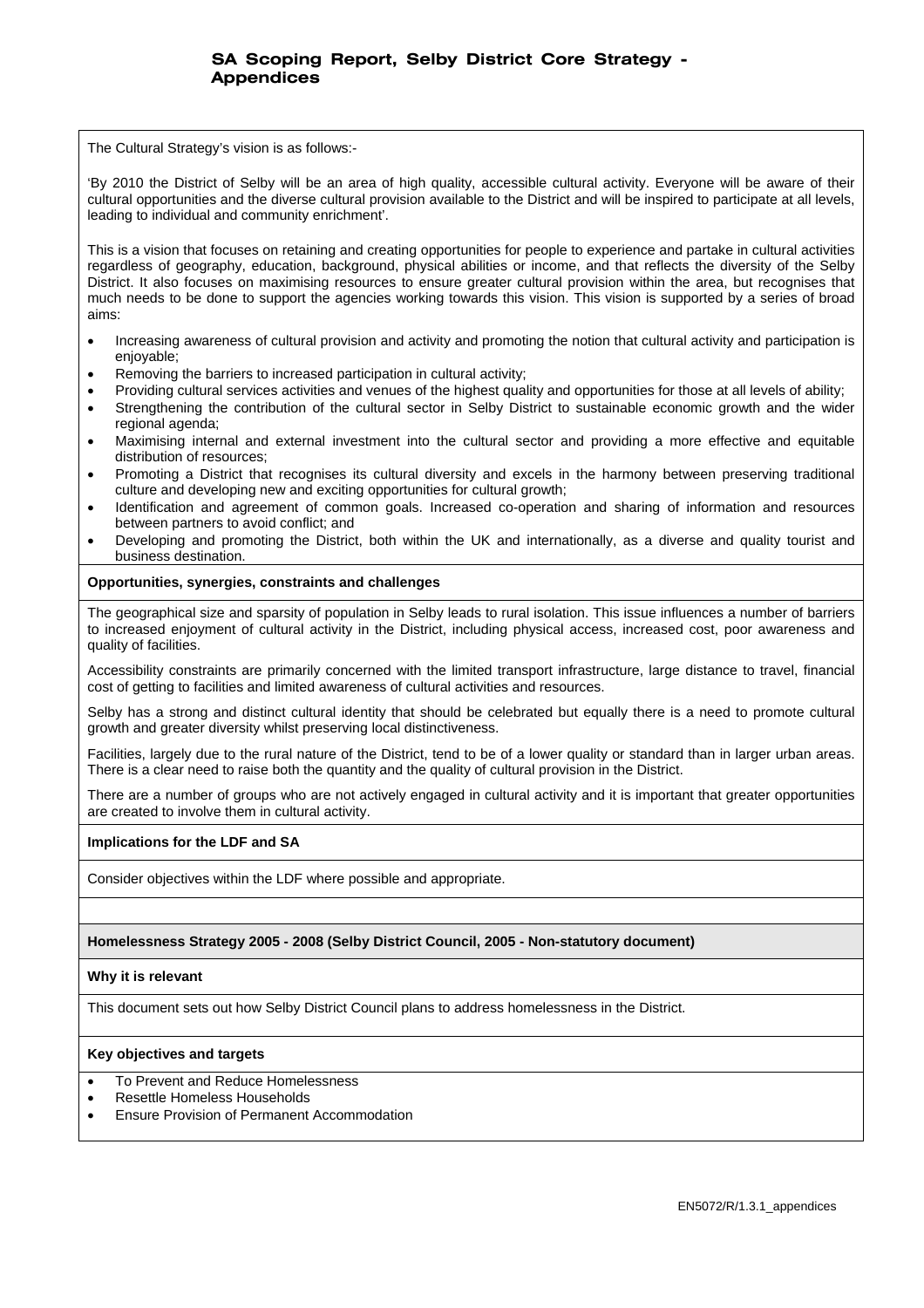The Cultural Strategy's vision is as follows:-

'By 2010 the District of Selby will be an area of high quality, accessible cultural activity. Everyone will be aware of their cultural opportunities and the diverse cultural provision available to the District and will be inspired to participate at all levels, leading to individual and community enrichment'.

This is a vision that focuses on retaining and creating opportunities for people to experience and partake in cultural activities regardless of geography, education, background, physical abilities or income, and that reflects the diversity of the Selby District. It also focuses on maximising resources to ensure greater cultural provision within the area, but recognises that much needs to be done to support the agencies working towards this vision. This vision is supported by a series of broad aims:

- Increasing awareness of cultural provision and activity and promoting the notion that cultural activity and participation is enjoyable;
- Removing the barriers to increased participation in cultural activity;
- Providing cultural services activities and venues of the highest quality and opportunities for those at all levels of ability;
- Strengthening the contribution of the cultural sector in Selby District to sustainable economic growth and the wider regional agenda;
- Maximising internal and external investment into the cultural sector and providing a more effective and equitable distribution of resources;
- Promoting a District that recognises its cultural diversity and excels in the harmony between preserving traditional culture and developing new and exciting opportunities for cultural growth;
- Identification and agreement of common goals. Increased co-operation and sharing of information and resources between partners to avoid conflict; and
- Developing and promoting the District, both within the UK and internationally, as a diverse and quality tourist and business destination.

**Opportunities, synergies, constraints and challenges**

The geographical size and sparsity of population in Selby leads to rural isolation. This issue influences a number of barriers to increased enjoyment of cultural activity in the District, including physical access, increased cost, poor awareness and quality of facilities.

Accessibility constraints are primarily concerned with the limited transport infrastructure, large distance to travel, financial cost of getting to facilities and limited awareness of cultural activities and resources.

Selby has a strong and distinct cultural identity that should be celebrated but equally there is a need to promote cultural growth and greater diversity whilst preserving local distinctiveness.

Facilities, largely due to the rural nature of the District, tend to be of a lower quality or standard than in larger urban areas. There is a clear need to raise both the quantity and the quality of cultural provision in the District.

There are a number of groups who are not actively engaged in cultural activity and it is important that greater opportunities are created to involve them in cultural activity.

**Implications for the LDF and SA**

Consider objectives within the LDF where possible and appropriate.

**Homelessness Strategy 2005 - 2008 (Selby District Council, 2005 - Non-statutory document)**

**Why it is relevant**

This document sets out how Selby District Council plans to address homelessness in the District.

**Key objectives and targets**

- To Prevent and Reduce Homelessness
- Resettle Homeless Households
- Ensure Provision of Permanent Accommodation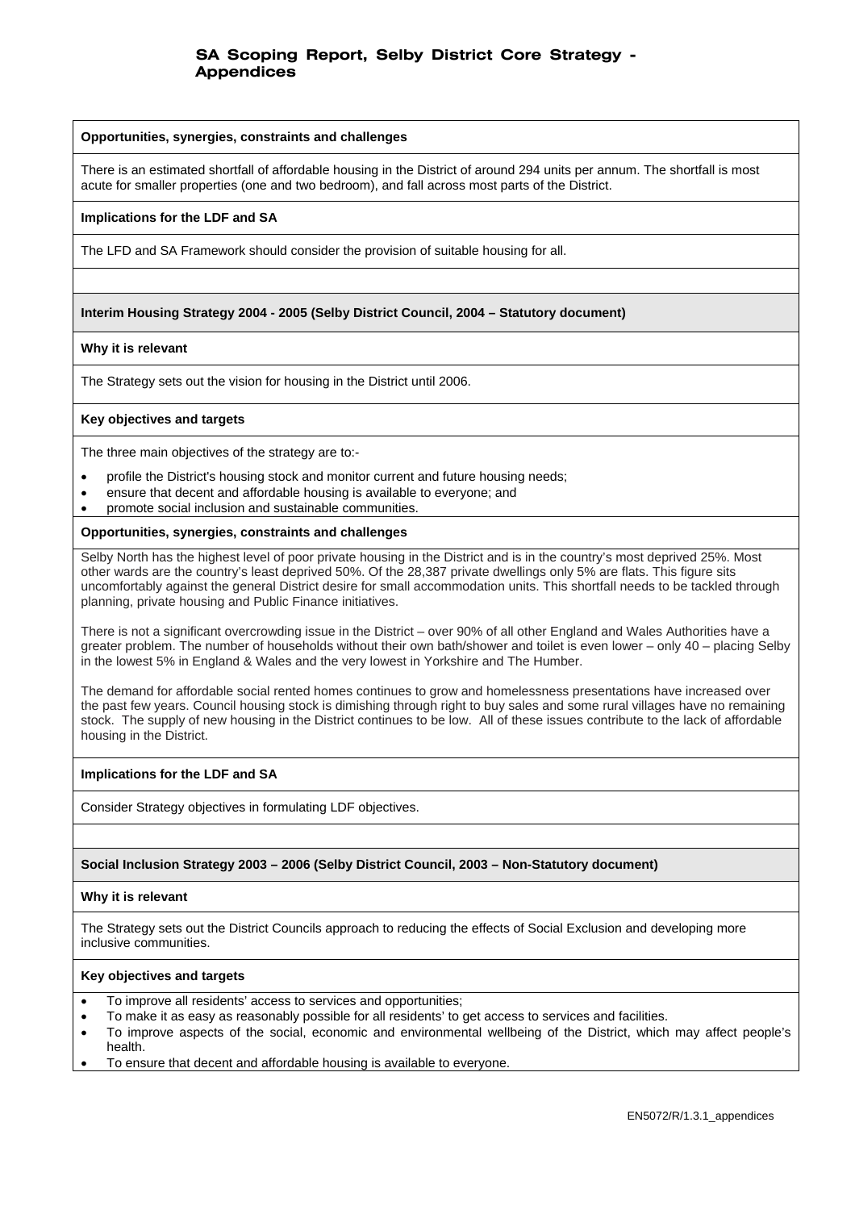**Opportunities, synergies, constraints and challenges**

There is an estimated shortfall of affordable housing in the District of around 294 units per annum. The shortfall is most acute for smaller properties (one and two bedroom), and fall across most parts of the District.

**Implications for the LDF and SA**

The LFD and SA Framework should consider the provision of suitable housing for all.

**Interim Housing Strategy 2004 - 2005 (Selby District Council, 2004 – Statutory document)**

**Why it is relevant**

The Strategy sets out the vision for housing in the District until 2006.

**Key objectives and targets**

The three main objectives of the strategy are to:-

- profile the District's housing stock and monitor current and future housing needs;
- ensure that decent and affordable housing is available to everyone; and
- promote social inclusion and sustainable communities.

**Opportunities, synergies, constraints and challenges**

Selby North has the highest level of poor private housing in the District and is in the country's most deprived 25%. Most other wards are the country's least deprived 50%. Of the 28,387 private dwellings only 5% are flats. This figure sits uncomfortably against the general District desire for small accommodation units. This shortfall needs to be tackled through planning, private housing and Public Finance initiatives.

There is not a significant overcrowding issue in the District – over 90% of all other England and Wales Authorities have a greater problem. The number of households without their own bath/shower and toilet is even lower – only 40 – placing Selby in the lowest 5% in England & Wales and the very lowest in Yorkshire and The Humber.

The demand for affordable social rented homes continues to grow and homelessness presentations have increased over the past few years. Council housing stock is dimishing through right to buy sales and some rural villages have no remaining stock. The supply of new housing in the District continues to be low. All of these issues contribute to the lack of affordable housing in the District.

**Implications for the LDF and SA**

Consider Strategy objectives in formulating LDF objectives.

**Social Inclusion Strategy 2003 – 2006 (Selby District Council, 2003 – Non-Statutory document)**

**Why it is relevant**

The Strategy sets out the District Councils approach to reducing the effects of Social Exclusion and developing more inclusive communities.

**Key objectives and targets**

- To improve all residents' access to services and opportunities;
- To make it as easy as reasonably possible for all residents' to get access to services and facilities.
- To improve aspects of the social, economic and environmental wellbeing of the District, which may affect people's health.
- To ensure that decent and affordable housing is available to everyone.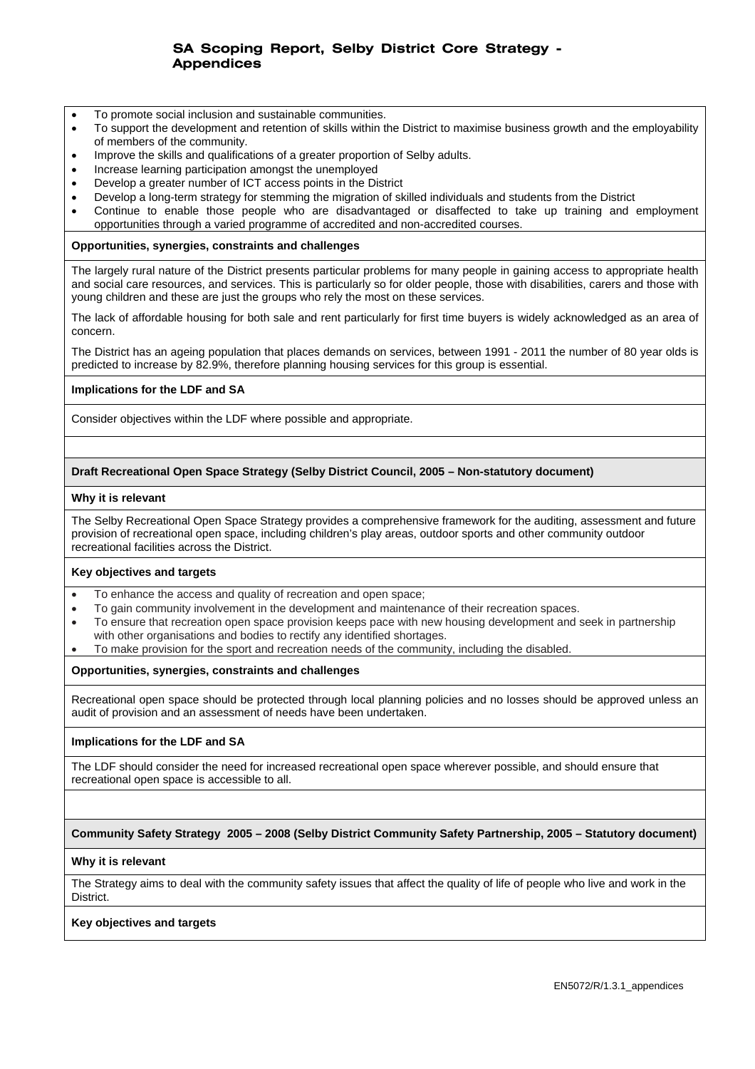- To promote social inclusion and sustainable communities.
- To support the development and retention of skills within the District to maximise business growth and the employability of members of the community.
- Improve the skills and qualifications of a greater proportion of Selby adults.
- Increase learning participation amongst the unemployed
- Develop a greater number of ICT access points in the District
- Develop a long-term strategy for stemming the migration of skilled individuals and students from the District
- Continue to enable those people who are disadvantaged or disaffected to take up training and employment opportunities through a varied programme of accredited and non-accredited courses.

**Opportunities, synergies, constraints and challenges**

The largely rural nature of the District presents particular problems for many people in gaining access to appropriate health and social care resources, and services. This is particularly so for older people, those with disabilities, carers and those with young children and these are just the groups who rely the most on these services.

The lack of affordable housing for both sale and rent particularly for first time buyers is widely acknowledged as an area of concern.

The District has an ageing population that places demands on services, between 1991 - 2011 the number of 80 year olds is predicted to increase by 82.9%, therefore planning housing services for this group is essential.

**Implications for the LDF and SA**

Consider objectives within the LDF where possible and appropriate.

**Draft Recreational Open Space Strategy (Selby District Council, 2005 – Non-statutory document)**

**Why it is relevant**

The Selby Recreational Open Space Strategy provides a comprehensive framework for the auditing, assessment and future provision of recreational open space, including children's play areas, outdoor sports and other community outdoor recreational facilities across the District.

**Key objectives and targets**

- To enhance the access and quality of recreation and open space;
- To gain community involvement in the development and maintenance of their recreation spaces.
- To ensure that recreation open space provision keeps pace with new housing development and seek in partnership with other organisations and bodies to rectify any identified shortages.
- To make provision for the sport and recreation needs of the community, including the disabled.

**Opportunities, synergies, constraints and challenges**

Recreational open space should be protected through local planning policies and no losses should be approved unless an audit of provision and an assessment of needs have been undertaken.

**Implications for the LDF and SA**

The LDF should consider the need for increased recreational open space wherever possible, and should ensure that recreational open space is accessible to all.

**Community Safety Strategy 2005 – 2008 (Selby District Community Safety Partnership, 2005 – Statutory document)**

**Why it is relevant**

The Strategy aims to deal with the community safety issues that affect the quality of life of people who live and work in the District.

**Key objectives and targets**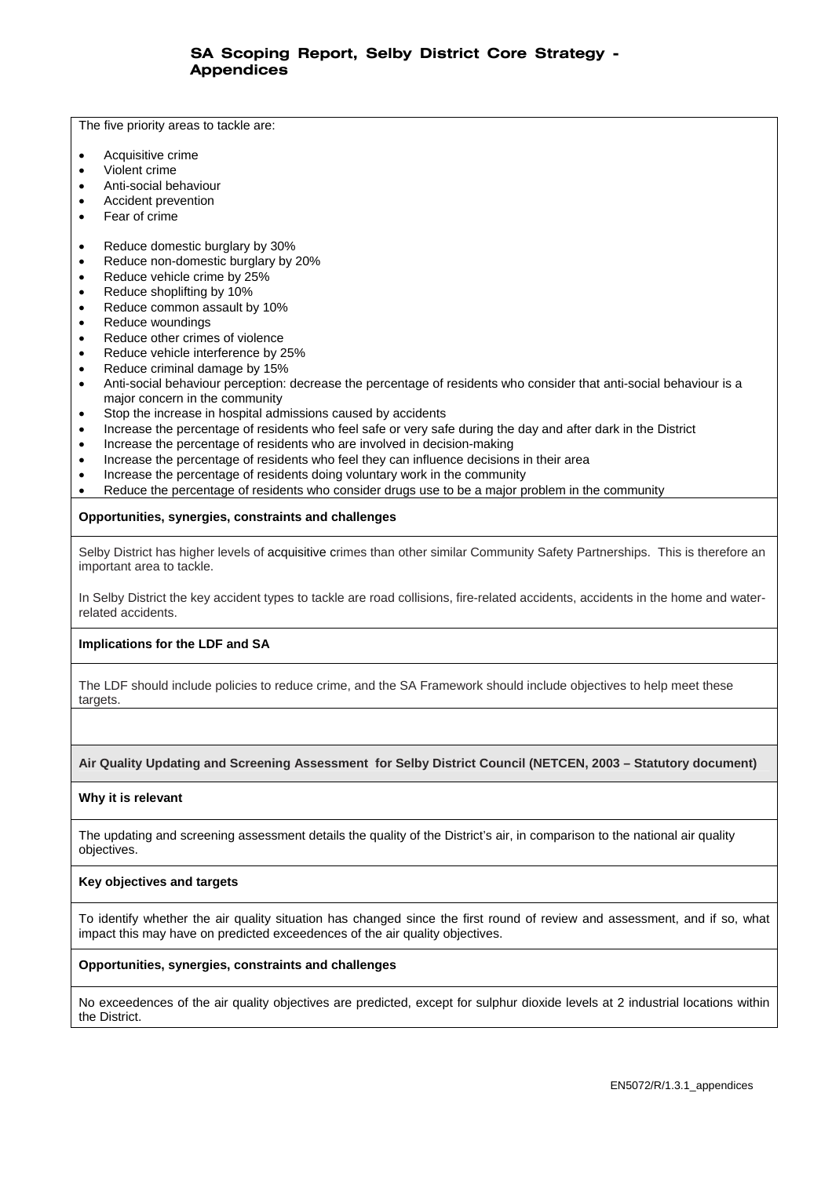The five priority areas to tackle are:

- Acquisitive crime
- Violent crime
- Anti-social behaviour
- Accident prevention
- Fear of crime

- Reduce domestic burglary by 30%
- Reduce non-domestic burglary by 20%
- Reduce vehicle crime by 25%
- Reduce shoplifting by 10%
- Reduce common assault by 10%
- Reduce woundings
- Reduce other crimes of violence
- Reduce vehicle interference by 25%
- Reduce criminal damage by 15%
- Anti-social behaviour perception: decrease the percentage of residents who consider that anti-social behaviour is a major concern in the community
- Stop the increase in hospital admissions caused by accidents
- Increase the percentage of residents who feel safe or very safe during the day and after dark in the District
- Increase the percentage of residents who are involved in decision-making
- Increase the percentage of residents who feel they can influence decisions in their area
- Increase the percentage of residents doing voluntary work in the community
- Reduce the percentage of residents who consider drugs use to be a major problem in the community

**Opportunities, synergies, constraints and challenges**

Selby District has higher levels of acquisitive crimes than other similar Community Safety Partnerships. This is therefore an important area to tackle.

In Selby District the key accident types to tackle are road collisions, fire-related accidents, accidents in the home and water-related accidents.

**Implications for the LDF and SA**

The LDF should include policies to reduce crime, and the SA Framework should include objectives to help meet these targets.

**Air Quality Updating and Screening Assessment for Selby District Council (NETCEN, 2003 – Statutory document)**

**Why it is relevant**

The updating and screening assessment details the quality of the District's air, in comparison to the national air quality objectives.

**Key objectives and targets**

To identify whether the air quality situation has changed since the first round of review and assessment, and if so, what impact this may have on predicted exceedences of the air quality objectives.

**Opportunities, synergies, constraints and challenges**

No exceedences of the air quality objectives are predicted, except for sulphur dioxide levels at 2 industrial locations within the District.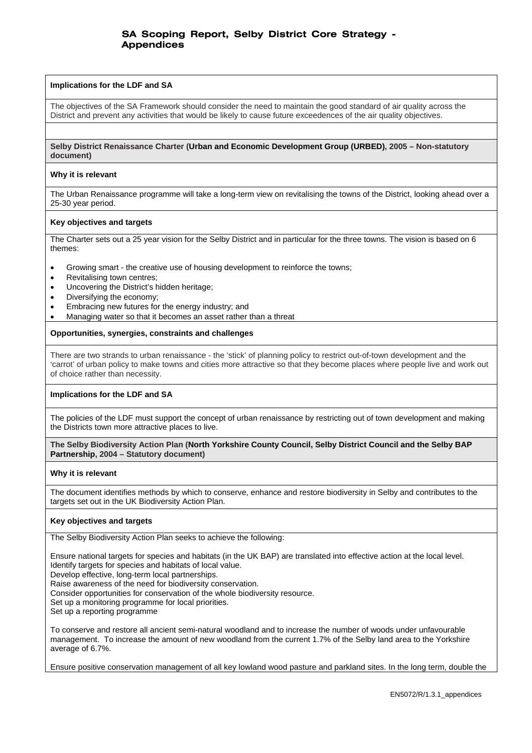**Implications for the LDF and SA**

The objectives of the SA Framework should consider the need to maintain the good standard of air quality across the District and prevent any activities that would be likely to cause future exceedences of the air quality objectives.

**Selby District Renaissance Charter (Urban and Economic Development Group (URBED), 2005 – Non-statutory document)**

**Why it is relevant**

The Urban Renaissance programme will take a long-term view on revitalising the towns of the District, looking ahead over a 25-30 year period.

**Key objectives and targets**

The Charter sets out a 25 year vision for the Selby District and in particular for the three towns. The vision is based on 6 themes:

- Growing smart - the creative use of housing development to reinforce the towns;
- Revitalising town centres;
- Uncovering the District's hidden heritage;
- Diversifying the economy;
- Embracing new futures for the energy industry; and
- Managing water so that it becomes an asset rather than a threat

**Opportunities, synergies, constraints and challenges**

There are two strands to urban renaissance - the 'stick' of planning policy to restrict out-of-town development and the 'carrot' of urban policy to make towns and cities more attractive so that they become places where people live and work out of choice rather than necessity.

**Implications for the LDF and SA**

The policies of the LDF must support the concept of urban renaissance by restricting out of town development and making the Districts town more attractive places to live.

**The Selby Biodiversity Action Plan (North Yorkshire County Council, Selby District Council and the Selby BAP Partnership, 2004 – Statutory document)**

**Why it is relevant**

The document identifies methods by which to conserve, enhance and restore biodiversity in Selby and contributes to the targets set out in the UK Biodiversity Action Plan.

**Key objectives and targets**

The Selby Biodiversity Action Plan seeks to achieve the following:

Ensure national targets for species and habitats (in the UK BAP) are translated into effective action at the local level.
Identify targets for species and habitats of local value.
Develop effective, long-term local partnerships.
Raise awareness of the need for biodiversity conservation.
Consider opportunities for conservation of the whole biodiversity resource.
Set up a monitoring programme for local priorities.
Set up a reporting programme

To conserve and restore all ancient semi-natural woodland and to increase the number of woods under unfavourable management. To increase the amount of new woodland from the current 1.7% of the Selby land area to the Yorkshire average of 6.7%.

Ensure positive conservation management of all key lowland wood pasture and parkland sites. In the long term, double the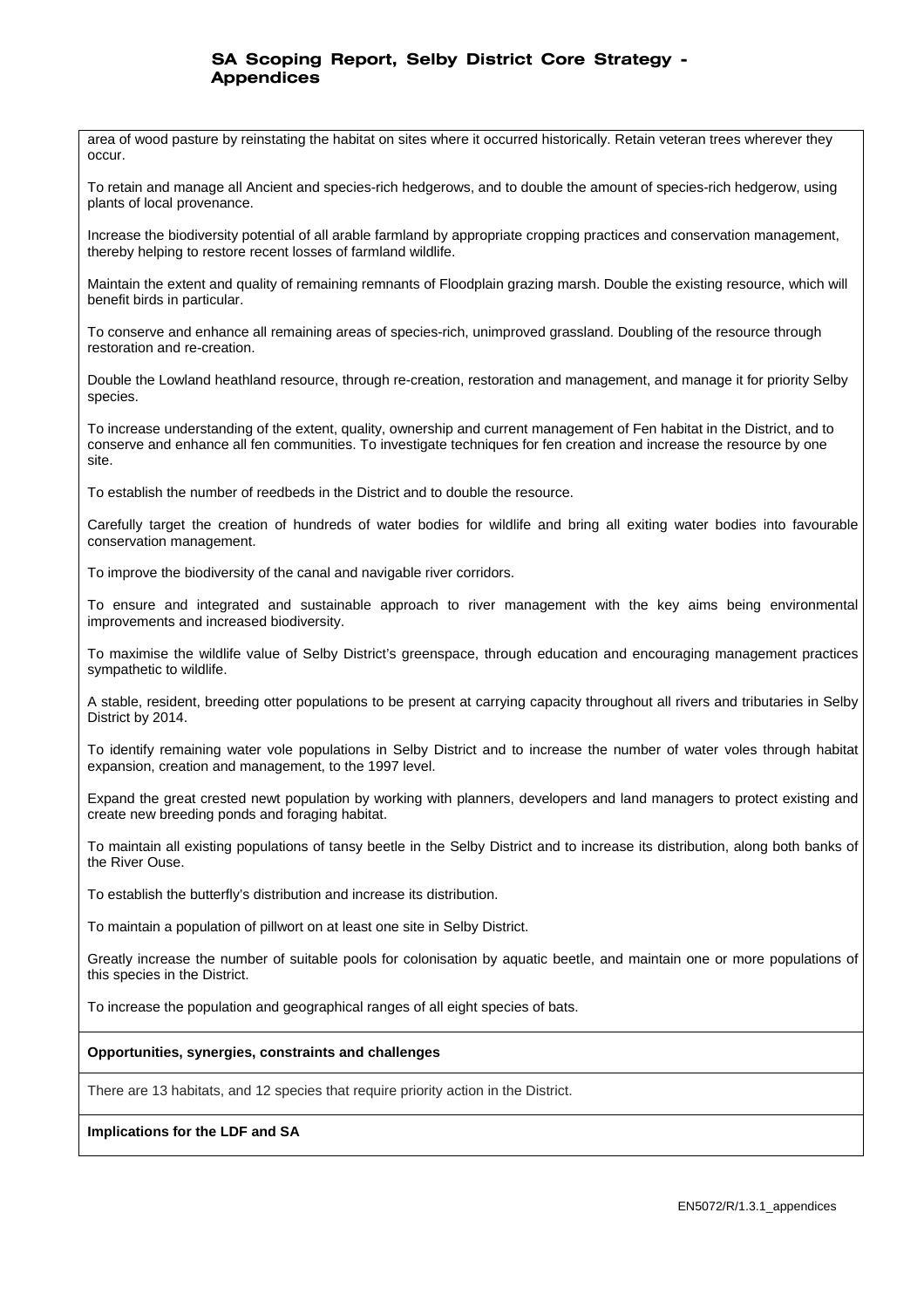area of wood pasture by reinstating the habitat on sites where it occurred historically. Retain veteran trees wherever they occur.

To retain and manage all Ancient and species-rich hedgerows, and to double the amount of species-rich hedgerow, using plants of local provenance.

Increase the biodiversity potential of all arable farmland by appropriate cropping practices and conservation management, thereby helping to restore recent losses of farmland wildlife.

Maintain the extent and quality of remaining remnants of Floodplain grazing marsh. Double the existing resource, which will benefit birds in particular.

To conserve and enhance all remaining areas of species-rich, unimproved grassland. Doubling of the resource through restoration and re-creation.

Double the Lowland heathland resource, through re-creation, restoration and management, and manage it for priority Selby species.

To increase understanding of the extent, quality, ownership and current management of Fen habitat in the District, and to conserve and enhance all fen communities. To investigate techniques for fen creation and increase the resource by one site.

To establish the number of reedbeds in the District and to double the resource.

Carefully target the creation of hundreds of water bodies for wildlife and bring all exiting water bodies into favourable conservation management.

To improve the biodiversity of the canal and navigable river corridors.

To ensure and integrated and sustainable approach to river management with the key aims being environmental improvements and increased biodiversity.

To maximise the wildlife value of Selby District's greenspace, through education and encouraging management practices sympathetic to wildlife.

A stable, resident, breeding otter populations to be present at carrying capacity throughout all rivers and tributaries in Selby District by 2014.

To identify remaining water vole populations in Selby District and to increase the number of water voles through habitat expansion, creation and management, to the 1997 level.

Expand the great crested newt population by working with planners, developers and land managers to protect existing and create new breeding ponds and foraging habitat.

To maintain all existing populations of tansy beetle in the Selby District and to increase its distribution, along both banks of the River Ouse.

To establish the butterfly's distribution and increase its distribution.

To maintain a population of pillwort on at least one site in Selby District.

Greatly increase the number of suitable pools for colonisation by aquatic beetle, and maintain one or more populations of this species in the District.

To increase the population and geographical ranges of all eight species of bats.

**Opportunities, synergies, constraints and challenges**

There are 13 habitats, and 12 species that require priority action in the District.

**Implications for the LDF and SA**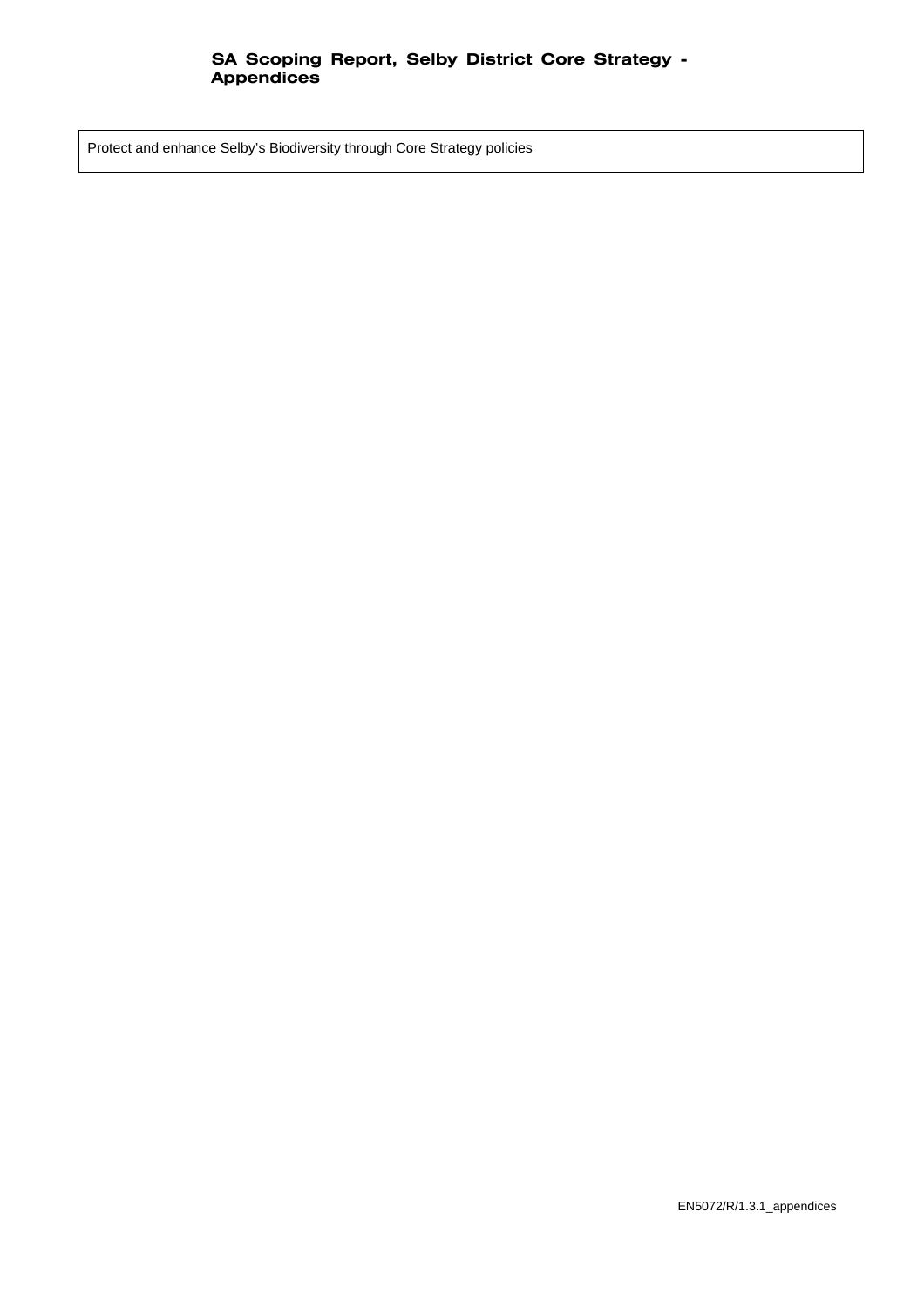| Protect and enhance Selby's Biodiversity through Core Strategy policies |
| --- |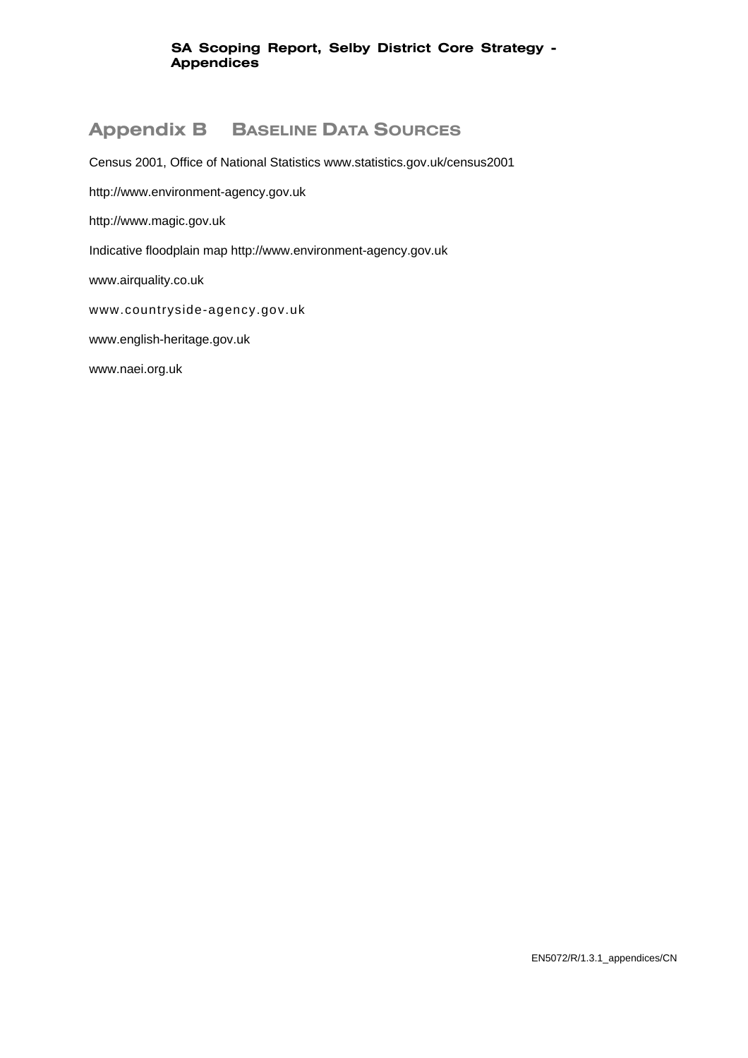# Appendix B BASELINE DATA SOURCES

Census 2001, Office of National Statistics www.statistics.gov.uk/census2001

http://www.environment-agency.gov.uk

http://www.magic.gov.uk

Indicative floodplain map http://www.environment-agency.gov.uk

www.airquality.co.uk

www.countryside-agency.gov.uk

www.english-heritage.gov.uk

www.naei.org.uk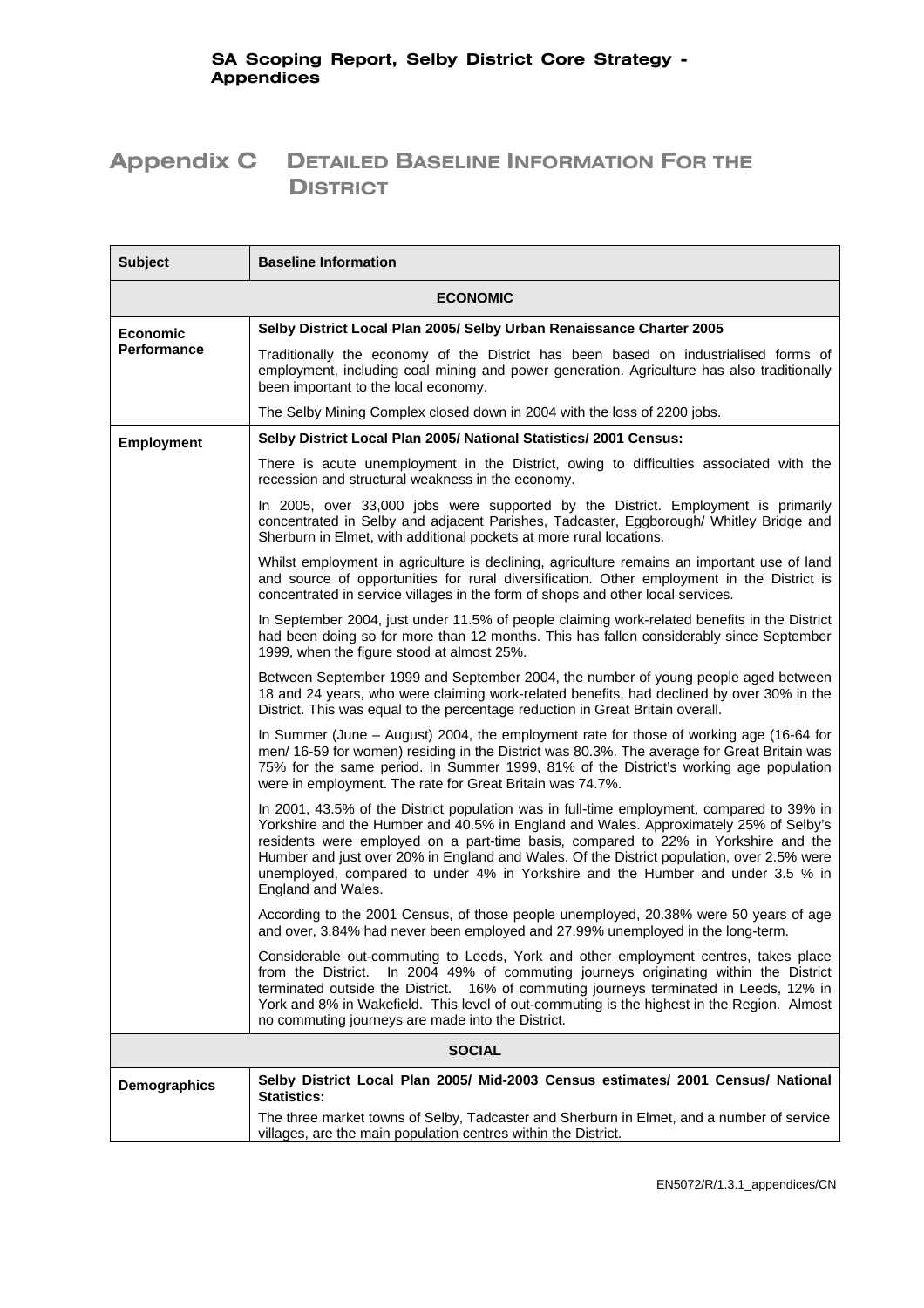# Appendix C DETAILED BASELINE INFORMATION FOR THE DISTRICT

| Subject | Baseline Information |
|---|---|
| **ECONOMIC** | |
| **Economic Performance** | **Selby District Local Plan 2005/ Selby Urban Renaissance Charter 2005**<br><br>Traditionally the economy of the District has been based on industrialised forms of employment, including coal mining and power generation. Agriculture has also traditionally been important to the local economy.<br><br>The Selby Mining Complex closed down in 2004 with the loss of 2200 jobs. |
| **Employment** | **Selby District Local Plan 2005/ National Statistics/ 2001 Census:**<br><br>There is acute unemployment in the District, owing to difficulties associated with the recession and structural weakness in the economy.<br><br>In 2005, over 33,000 jobs were supported by the District. Employment is primarily concentrated in Selby and adjacent Parishes, Tadcaster, Eggborough/ Whitley Bridge and Sherburn in Elmet, with additional pockets at more rural locations.<br><br>Whilst employment in agriculture is declining, agriculture remains an important use of land and source of opportunities for rural diversification. Other employment in the District is concentrated in service villages in the form of shops and other local services.<br><br>In September 2004, just under 11.5% of people claiming work-related benefits in the District had been doing so for more than 12 months. This has fallen considerably since September 1999, when the figure stood at almost 25%.<br><br>Between September 1999 and September 2004, the number of young people aged between 18 and 24 years, who were claiming work-related benefits, had declined by over 30% in the District. This was equal to the percentage reduction in Great Britain overall.<br><br>In Summer (June – August) 2004, the employment rate for those of working age (16-64 for men/ 16-59 for women) residing in the District was 80.3%. The average for Great Britain was 75% for the same period. In Summer 1999, 81% of the District's working age population were in employment. The rate for Great Britain was 74.7%.<br><br>In 2001, 43.5% of the District population was in full-time employment, compared to 39% in Yorkshire and the Humber and 40.5% in England and Wales. Approximately 25% of Selby's residents were employed on a part-time basis, compared to 22% in Yorkshire and the Humber and just over 20% in England and Wales. Of the District population, over 2.5% were unemployed, compared to under 4% in Yorkshire and the Humber and under 3.5 % in England and Wales.<br><br>According to the 2001 Census, of those people unemployed, 20.38% were 50 years of age and over, 3.84% had never been employed and 27.99% unemployed in the long-term.<br><br>Considerable out-commuting to Leeds, York and other employment centres, takes place from the District. In 2004 49% of commuting journeys originating within the District terminated outside the District. 16% of commuting journeys terminated in Leeds, 12% in York and 8% in Wakefield. This level of out-commuting is the highest in the Region. Almost no commuting journeys are made into the District. |
| **SOCIAL** | |
| **Demographics** | **Selby District Local Plan 2005/ Mid-2003 Census estimates/ 2001 Census/ National Statistics:**<br><br>The three market towns of Selby, Tadcaster and Sherburn in Elmet, and a number of service villages, are the main population centres within the District. |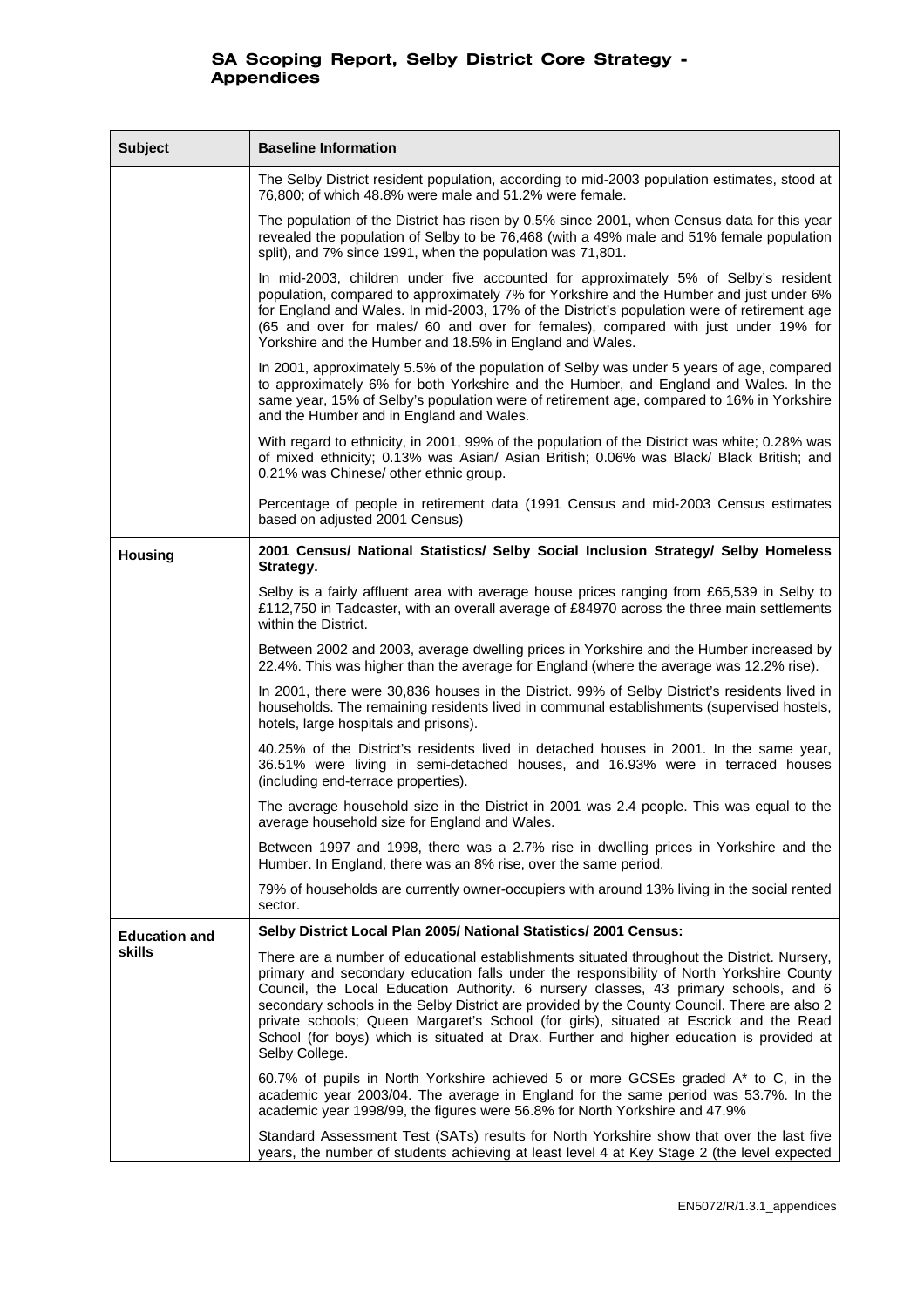| Subject | Baseline Information |
|---|---|
| | The Selby District resident population, according to mid-2003 population estimates, stood at 76,800; of which 48.8% were male and 51.2% were female.<br><br>The population of the District has risen by 0.5% since 2001, when Census data for this year revealed the population of Selby to be 76,468 (with a 49% male and 51% female population split), and 7% since 1991, when the population was 71,801.<br><br>In mid-2003, children under five accounted for approximately 5% of Selby's resident population, compared to approximately 7% for Yorkshire and the Humber and just under 6% for England and Wales. In mid-2003, 17% of the District's population were of retirement age (65 and over for males/ 60 and over for females), compared with just under 19% for Yorkshire and the Humber and 18.5% in England and Wales.<br><br>In 2001, approximately 5.5% of the population of Selby was under 5 years of age, compared to approximately 6% for both Yorkshire and the Humber, and England and Wales. In the same year, 15% of Selby's population were of retirement age, compared to 16% in Yorkshire and the Humber and in England and Wales.<br><br>With regard to ethnicity, in 2001, 99% of the population of the District was white; 0.28% was of mixed ethnicity; 0.13% was Asian/ Asian British; 0.06% was Black/ Black British; and 0.21% was Chinese/ other ethnic group.<br><br>Percentage of people in retirement data (1991 Census and mid-2003 Census estimates based on adjusted 2001 Census) |
| **Housing** | **2001 Census/ National Statistics/ Selby Social Inclusion Strategy/ Selby Homeless Strategy.**<br><br>Selby is a fairly affluent area with average house prices ranging from £65,539 in Selby to £112,750 in Tadcaster, with an overall average of £84970 across the three main settlements within the District.<br><br>Between 2002 and 2003, average dwelling prices in Yorkshire and the Humber increased by 22.4%. This was higher than the average for England (where the average was 12.2% rise).<br><br>In 2001, there were 30,836 houses in the District. 99% of Selby District's residents lived in households. The remaining residents lived in communal establishments (supervised hostels, hotels, large hospitals and prisons).<br><br>40.25% of the District's residents lived in detached houses in 2001. In the same year, 36.51% were living in semi-detached houses, and 16.93% were in terraced houses (including end-terrace properties).<br><br>The average household size in the District in 2001 was 2.4 people. This was equal to the average household size for England and Wales.<br><br>Between 1997 and 1998, there was a 2.7% rise in dwelling prices in Yorkshire and the Humber. In England, there was an 8% rise, over the same period.<br><br>79% of households are currently owner-occupiers with around 13% living in the social rented sector. |
| **Education and skills** | **Selby District Local Plan 2005/ National Statistics/ 2001 Census:**<br><br>There are a number of educational establishments situated throughout the District. Nursery, primary and secondary education falls under the responsibility of North Yorkshire County Council, the Local Education Authority. 6 nursery classes, 43 primary schools, and 6 secondary schools in the Selby District are provided by the County Council. There are also 2 private schools; Queen Margaret's School (for girls), situated at Escrick and the Read School (for boys) which is situated at Drax. Further and higher education is provided at Selby College.<br><br>60.7% of pupils in North Yorkshire achieved 5 or more GCSEs graded A* to C, in the academic year 2003/04. The average in England for the same period was 53.7%. In the academic year 1998/99, the figures were 56.8% for North Yorkshire and 47.9%<br><br>Standard Assessment Test (SATs) results for North Yorkshire show that over the last five years, the number of students achieving at least level 4 at Key Stage 2 (the level expected |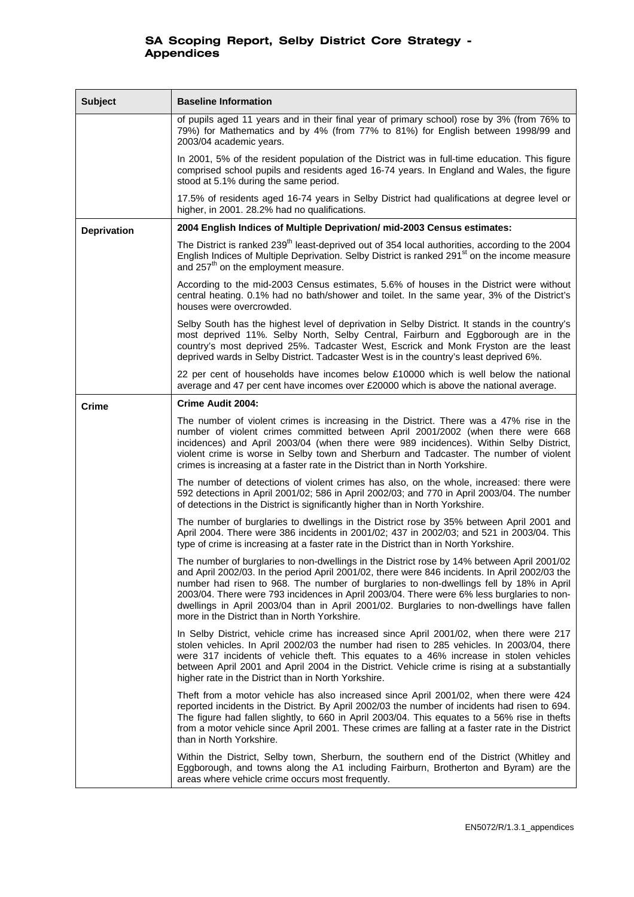| Subject | Baseline Information |
| --- | --- |
| | of pupils aged 11 years and in their final year of primary school) rose by 3% (from 76% to 79%) for Mathematics and by 4% (from 77% to 81%) for English between 1998/99 and 2003/04 academic years.<br><br>In 2001, 5% of the resident population of the District was in full-time education. This figure comprised school pupils and residents aged 16-74 years. In England and Wales, the figure stood at 5.1% during the same period.<br><br>17.5% of residents aged 16-74 years in Selby District had qualifications at degree level or higher, in 2001. 28.2% had no qualifications. |
| **Deprivation** | **2004 English Indices of Multiple Deprivation/ mid-2003 Census estimates:**<br><br>The District is ranked 239th least-deprived out of 354 local authorities, according to the 2004 English Indices of Multiple Deprivation. Selby District is ranked 291st on the income measure and 257th on the employment measure.<br><br>According to the mid-2003 Census estimates, 5.6% of houses in the District were without central heating. 0.1% had no bath/shower and toilet. In the same year, 3% of the District's houses were overcrowded.<br><br>Selby South has the highest level of deprivation in Selby District. It stands in the country's most deprived 11%. Selby North, Selby Central, Fairburn and Eggborough are in the country's most deprived 25%. Tadcaster West, Escrick and Monk Fryston are the least deprived wards in Selby District. Tadcaster West is in the country's least deprived 6%.<br><br>22 per cent of households have incomes below £10000 which is well below the national average and 47 per cent have incomes over £20000 which is above the national average. |
| **Crime** | **Crime Audit 2004:**<br><br>The number of violent crimes is increasing in the District. There was a 47% rise in the number of violent crimes committed between April 2001/2002 (when there were 668 incidences) and April 2003/04 (when there were 989 incidences). Within Selby District, violent crime is worse in Selby town and Sherburn and Tadcaster. The number of violent crimes is increasing at a faster rate in the District than in North Yorkshire.<br><br>The number of detections of violent crimes has also, on the whole, increased: there were 592 detections in April 2001/02; 586 in April 2002/03; and 770 in April 2003/04. The number of detections in the District is significantly higher than in North Yorkshire.<br><br>The number of burglaries to dwellings in the District rose by 35% between April 2001 and April 2004. There were 386 incidents in 2001/02; 437 in 2002/03; and 521 in 2003/04. This type of crime is increasing at a faster rate in the District than in North Yorkshire.<br><br>The number of burglaries to non-dwellings in the District rose by 14% between April 2001/02 and April 2002/03. In the period April 2001/02, there were 846 incidents. In April 2002/03 the number had risen to 968. The number of burglaries to non-dwellings fell by 18% in April 2003/04. There were 793 incidences in April 2003/04. There were 6% less burglaries to non-dwellings in April 2003/04 than in April 2001/02. Burglaries to non-dwellings have fallen more in the District than in North Yorkshire.<br><br>In Selby District, vehicle crime has increased since April 2001/02, when there were 217 stolen vehicles. In April 2002/03 the number had risen to 285 vehicles. In 2003/04, there were 317 incidents of vehicle theft. This equates to a 46% increase in stolen vehicles between April 2001 and April 2004 in the District. Vehicle crime is rising at a substantially higher rate in the District than in North Yorkshire.<br><br>Theft from a motor vehicle has also increased since April 2001/02, when there were 424 reported incidents in the District. By April 2002/03 the number of incidents had risen to 694. The figure had fallen slightly, to 660 in April 2003/04. This equates to a 56% rise in thefts from a motor vehicle since April 2001. These crimes are falling at a faster rate in the District than in North Yorkshire.<br><br>Within the District, Selby town, Sherburn, the southern end of the District (Whitley and Eggborough, and towns along the A1 including Fairburn, Brotherton and Byram) are the areas where vehicle crime occurs most frequently. |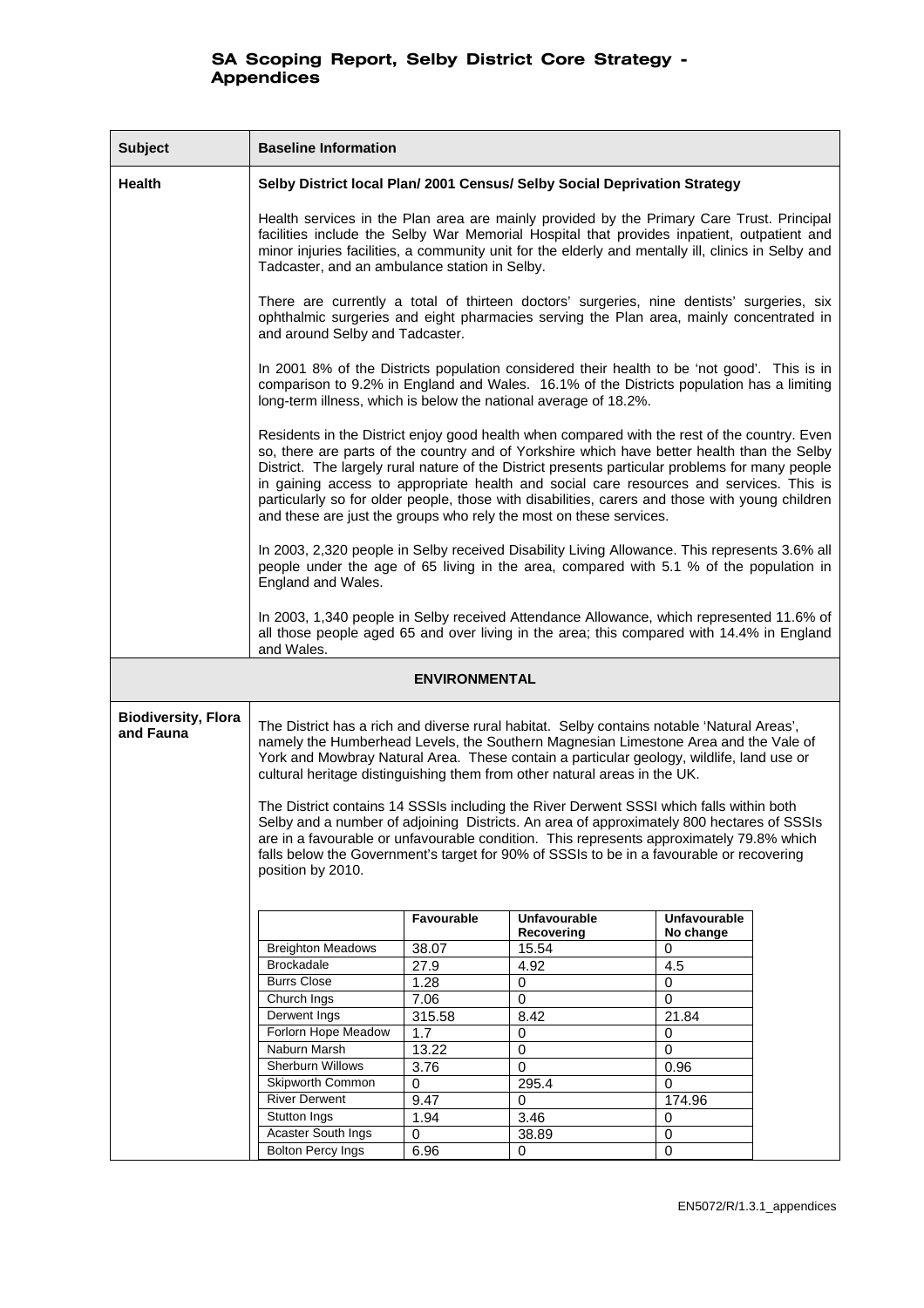| Subject | Baseline Information |
|---|---|
| **Health** | **Selby District local Plan/ 2001 Census/ Selby Social Deprivation Strategy**<br><br>Health services in the Plan area are mainly provided by the Primary Care Trust. Principal facilities include the Selby War Memorial Hospital that provides inpatient, outpatient and minor injuries facilities, a community unit for the elderly and mentally ill, clinics in Selby and Tadcaster, and an ambulance station in Selby.<br><br>There are currently a total of thirteen doctors' surgeries, nine dentists' surgeries, six ophthalmic surgeries and eight pharmacies serving the Plan area, mainly concentrated in and around Selby and Tadcaster.<br><br>In 2001 8% of the Districts population considered their health to be 'not good'. This is in comparison to 9.2% in England and Wales. 16.1% of the Districts population has a limiting long-term illness, which is below the national average of 18.2%.<br><br>Residents in the District enjoy good health when compared with the rest of the country. Even so, there are parts of the country and of Yorkshire which have better health than the Selby District. The largely rural nature of the District presents particular problems for many people in gaining access to appropriate health and social care resources and services. This is particularly so for older people, those with disabilities, carers and those with young children and these are just the groups who rely the most on these services.<br><br>In 2003, 2,320 people in Selby received Disability Living Allowance. This represents 3.6% all people under the age of 65 living in the area, compared with 5.1 % of the population in England and Wales.<br><br>In 2003, 1,340 people in Selby received Attendance Allowance, which represented 11.6% of all those people aged 65 and over living in the area; this compared with 14.4% in England and Wales. |
| | **ENVIRONMENTAL** |
| **Biodiversity, Flora and Fauna** | The District has a rich and diverse rural habitat. Selby contains notable 'Natural Areas', namely the Humberhead Levels, the Southern Magnesian Limestone Area and the Vale of York and Mowbray Natural Area. These contain a particular geology, wildlife, land use or cultural heritage distinguishing them from other natural areas in the UK.<br><br>The District contains 14 SSSIs including the River Derwent SSSI which falls within both Selby and a number of adjoining Districts. An area of approximately 800 hectares of SSSIs are in a favourable or unfavourable condition. This represents approximately 79.8% which falls below the Government's target for 90% of SSSIs to be in a favourable or recovering position by 2010. |

| | Favourable | Unfavourable Recovering | Unfavourable No change |
|---|---|---|---|
| Breighton Meadows | 38.07 | 15.54 | 0 |
| Brockadale | 27.9 | 4.92 | 4.5 |
| Burrs Close | 1.28 | 0 | 0 |
| Church Ings | 7.06 | 0 | 0 |
| Derwent Ings | 315.58 | 8.42 | 21.84 |
| Forlorn Hope Meadow | 1.7 | 0 | 0 |
| Naburn Marsh | 13.22 | 0 | 0 |
| Sherburn Willows | 3.76 | 0 | 0.96 |
| Skipworth Common | 0 | 295.4 | 0 |
| River Derwent | 9.47 | 0 | 174.96 |
| Stutton Ings | 1.94 | 3.46 | 0 |
| Acaster South Ings | 0 | 38.89 | 0 |
| Bolton Percy Ings | 6.96 | 0 | 0 |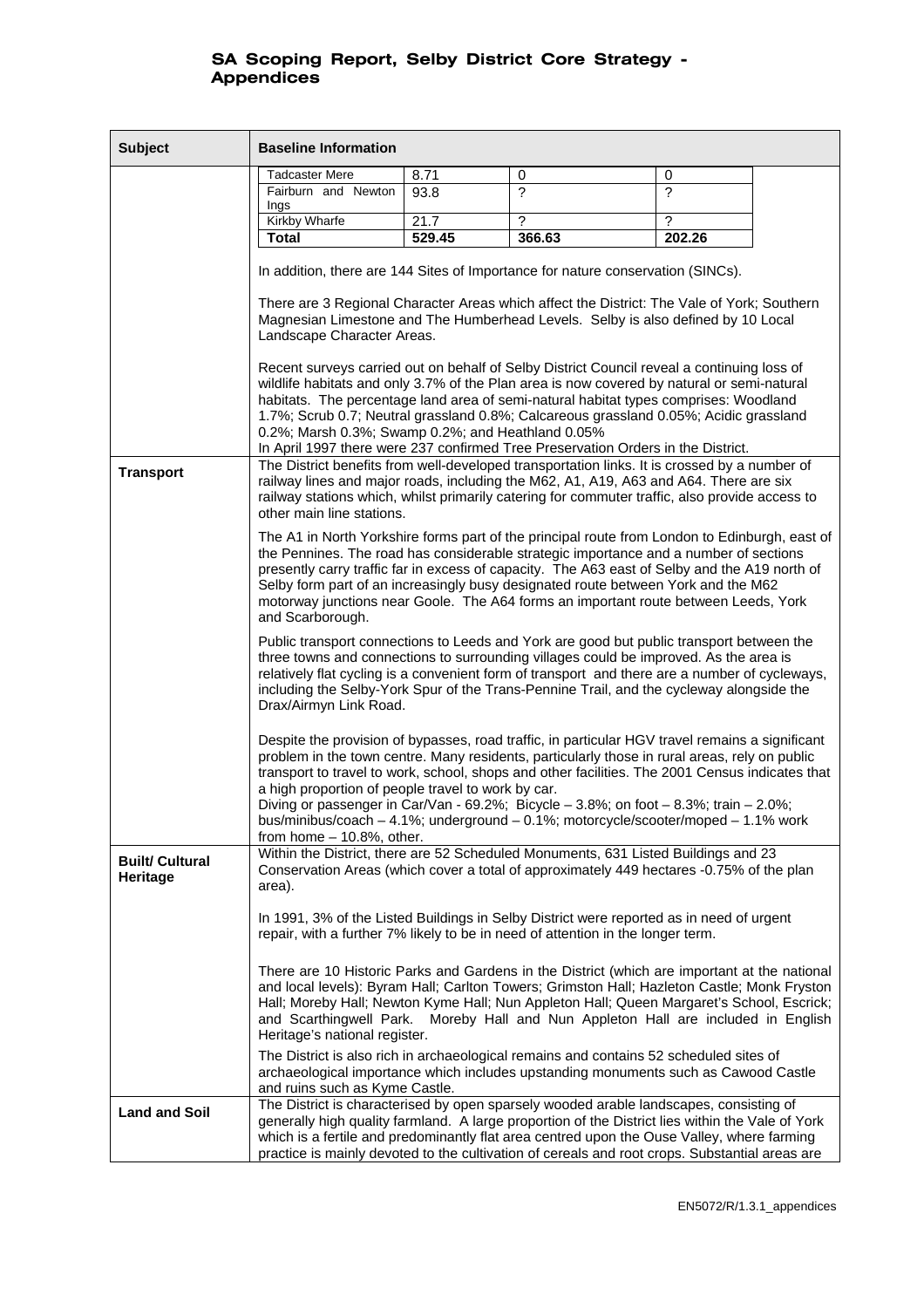| Subject | Baseline Information |
|---|---|
| | Tadcaster Mere \| 8.71 \| 0 \| 0<br>Fairburn and Newton Ings \| 93.8 \| ? \| ?<br>Kirkby Wharfe \| 21.7 \| ? \| ?<br>**Total** \| **529.45** \| **366.63** \| **202.26**<br><br>In addition, there are 144 Sites of Importance for nature conservation (SINCs).<br><br>There are 3 Regional Character Areas which affect the District: The Vale of York; Southern Magnesian Limestone and The Humberhead Levels. Selby is also defined by 10 Local Landscape Character Areas.<br><br>Recent surveys carried out on behalf of Selby District Council reveal a continuing loss of wildlife habitats and only 3.7% of the Plan area is now covered by natural or semi-natural habitats. The percentage land area of semi-natural habitat types comprises: Woodland 1.7%; Scrub 0.7; Neutral grassland 0.8%; Calcareous grassland 0.05%; Acidic grassland 0.2%; Marsh 0.3%; Swamp 0.2%; and Heathland 0.05%<br>In April 1997 there were 237 confirmed Tree Preservation Orders in the District. |
| **Transport** | The District benefits from well-developed transportation links. It is crossed by a number of railway lines and major roads, including the M62, A1, A19, A63 and A64. There are six railway stations which, whilst primarily catering for commuter traffic, also provide access to other main line stations.<br><br>The A1 in North Yorkshire forms part of the principal route from London to Edinburgh, east of the Pennines. The road has considerable strategic importance and a number of sections presently carry traffic far in excess of capacity. The A63 east of Selby and the A19 north of Selby form part of an increasingly busy designated route between York and the M62 motorway junctions near Goole. The A64 forms an important route between Leeds, York and Scarborough.<br><br>Public transport connections to Leeds and York are good but public transport between the three towns and connections to surrounding villages could be improved. As the area is relatively flat cycling is a convenient form of transport and there are a number of cycleways, including the Selby-York Spur of the Trans-Pennine Trail, and the cycleway alongside the Drax/Airmyn Link Road.<br><br>Despite the provision of bypasses, road traffic, in particular HGV travel remains a significant problem in the town centre. Many residents, particularly those in rural areas, rely on public transport to travel to work, school, shops and other facilities. The 2001 Census indicates that a high proportion of people travel to work by car.<br>Diving or passenger in Car/Van - 69.2%; Bicycle – 3.8%; on foot – 8.3%; train – 2.0%; bus/minibus/coach – 4.1%; underground – 0.1%; motorcycle/scooter/moped – 1.1% work from home – 10.8%, other. |
| **Built/ Cultural Heritage** | Within the District, there are 52 Scheduled Monuments, 631 Listed Buildings and 23 Conservation Areas (which cover a total of approximately 449 hectares -0.75% of the plan area).<br><br>In 1991, 3% of the Listed Buildings in Selby District were reported as in need of urgent repair, with a further 7% likely to be in need of attention in the longer term.<br><br>There are 10 Historic Parks and Gardens in the District (which are important at the national and local levels): Byram Hall; Carlton Towers; Grimston Hall; Hazleton Castle; Monk Fryston Hall; Moreby Hall; Newton Kyme Hall; Nun Appleton Hall; Queen Margaret's School, Escrick; and Scarthingwell Park. Moreby Hall and Nun Appleton Hall are included in English Heritage's national register.<br><br>The District is also rich in archaeological remains and contains 52 scheduled sites of archaeological importance which includes upstanding monuments such as Cawood Castle and ruins such as Kyme Castle. |
| **Land and Soil** | The District is characterised by open sparsely wooded arable landscapes, consisting of generally high quality farmland. A large proportion of the District lies within the Vale of York which is a fertile and predominantly flat area centred upon the Ouse Valley, where farming practice is mainly devoted to the cultivation of cereals and root crops. Substantial areas are |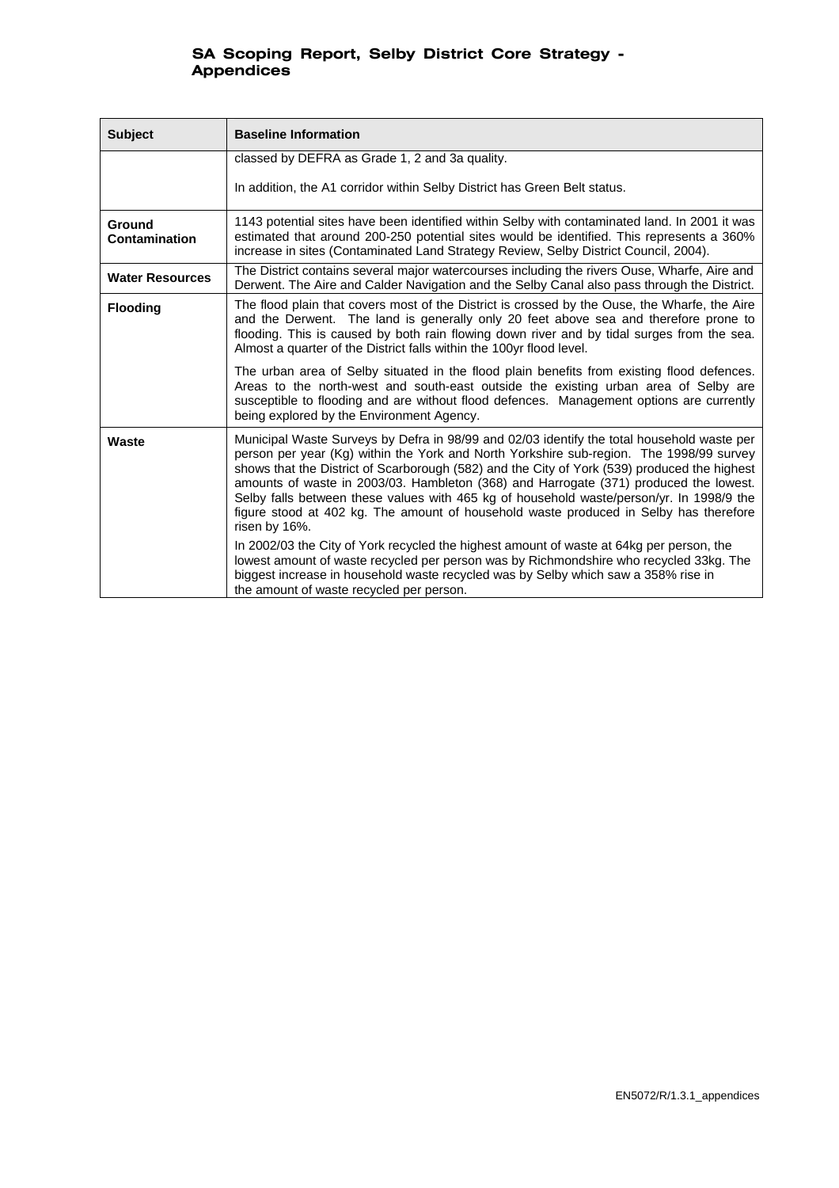| Subject | Baseline Information |
|---|---|
| | classed by DEFRA as Grade 1, 2 and 3a quality.<br><br>In addition, the A1 corridor within Selby District has Green Belt status. |
| **Ground Contamination** | 1143 potential sites have been identified within Selby with contaminated land. In 2001 it was estimated that around 200-250 potential sites would be identified. This represents a 360% increase in sites (Contaminated Land Strategy Review, Selby District Council, 2004). |
| **Water Resources** | The District contains several major watercourses including the rivers Ouse, Wharfe, Aire and Derwent. The Aire and Calder Navigation and the Selby Canal also pass through the District. |
| **Flooding** | The flood plain that covers most of the District is crossed by the Ouse, the Wharfe, the Aire and the Derwent. The land is generally only 20 feet above sea and therefore prone to flooding. This is caused by both rain flowing down river and by tidal surges from the sea. Almost a quarter of the District falls within the 100yr flood level.<br><br>The urban area of Selby situated in the flood plain benefits from existing flood defences. Areas to the north-west and south-east outside the existing urban area of Selby are susceptible to flooding and are without flood defences. Management options are currently being explored by the Environment Agency. |
| **Waste** | Municipal Waste Surveys by Defra in 98/99 and 02/03 identify the total household waste per person per year (Kg) within the York and North Yorkshire sub-region. The 1998/99 survey shows that the District of Scarborough (582) and the City of York (539) produced the highest amounts of waste in 2003/03. Hambleton (368) and Harrogate (371) produced the lowest. Selby falls between these values with 465 kg of household waste/person/yr. In 1998/9 the figure stood at 402 kg. The amount of household waste produced in Selby has therefore risen by 16%.<br><br>In 2002/03 the City of York recycled the highest amount of waste at 64kg per person, the lowest amount of waste recycled per person was by Richmondshire who recycled 33kg. The biggest increase in household waste recycled was by Selby which saw a 358% rise in the amount of waste recycled per person. |